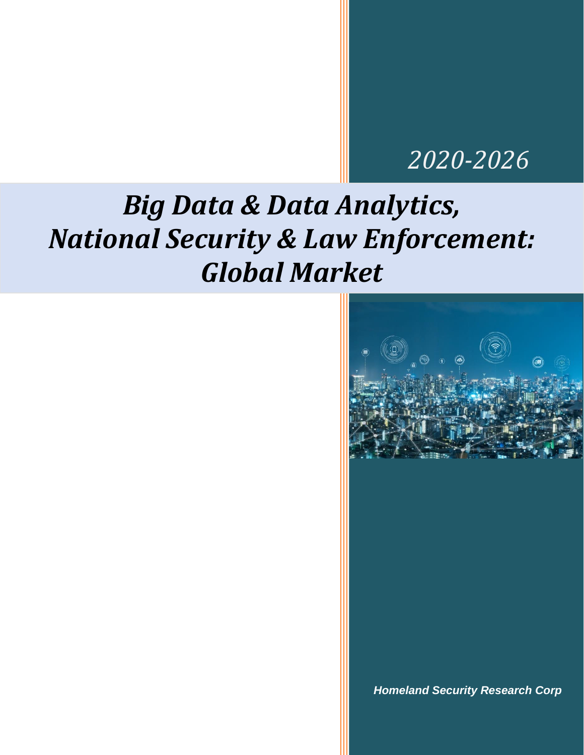*2020-2026*

# *Big Data & Data Analytics, National Security & Law Enforcement: Global Market*

***Homeland Security Research Corp***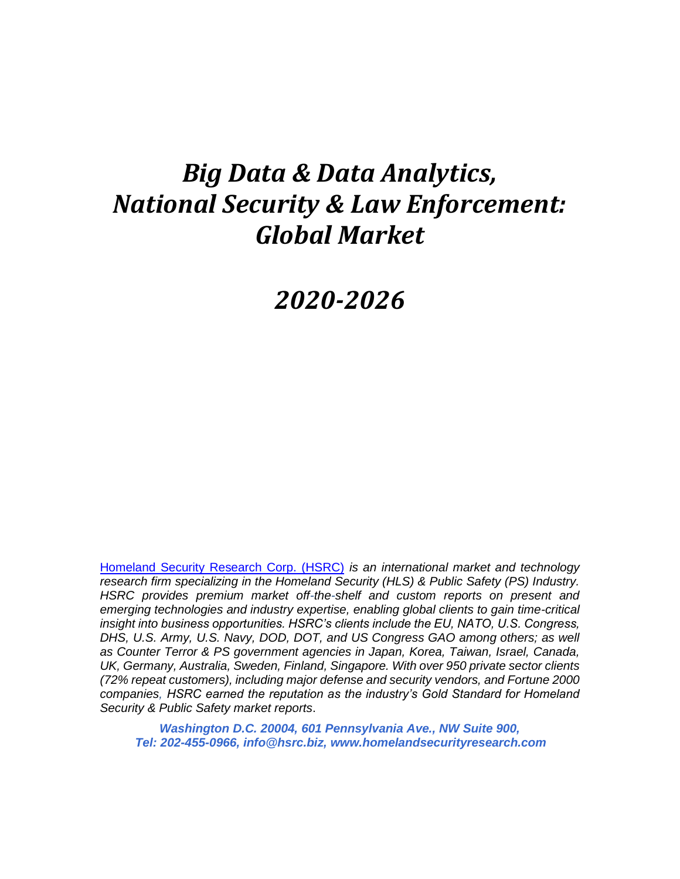# *Big Data & Data Analytics, National Security & Law Enforcement: Global Market*

# *2020-2026*

Homeland Security Research Corp. (HSRC) *is an international market and technology research firm specializing in the Homeland Security (HLS) & Public Safety (PS) Industry. HSRC provides premium market off-the-shelf and custom reports on present and emerging technologies and industry expertise, enabling global clients to gain time-critical insight into business opportunities. HSRC's clients include the EU, NATO, U.S. Congress, DHS, U.S. Army, U.S. Navy, DOD, DOT, and US Congress GAO among others; as well as Counter Terror & PS government agencies in Japan, Korea, Taiwan, Israel, Canada, UK, Germany, Australia, Sweden, Finland, Singapore. With over 950 private sector clients (72% repeat customers), including major defense and security vendors, and Fortune 2000 companies, HSRC earned the reputation as the industry's Gold Standard for Homeland Security & Public Safety market reports*.

***Washington D.C. 20004, 601 Pennsylvania Ave., NW Suite 900,***
***Tel: 202-455-0966, info@hsrc.biz, www.homelandsecurityresearch.com***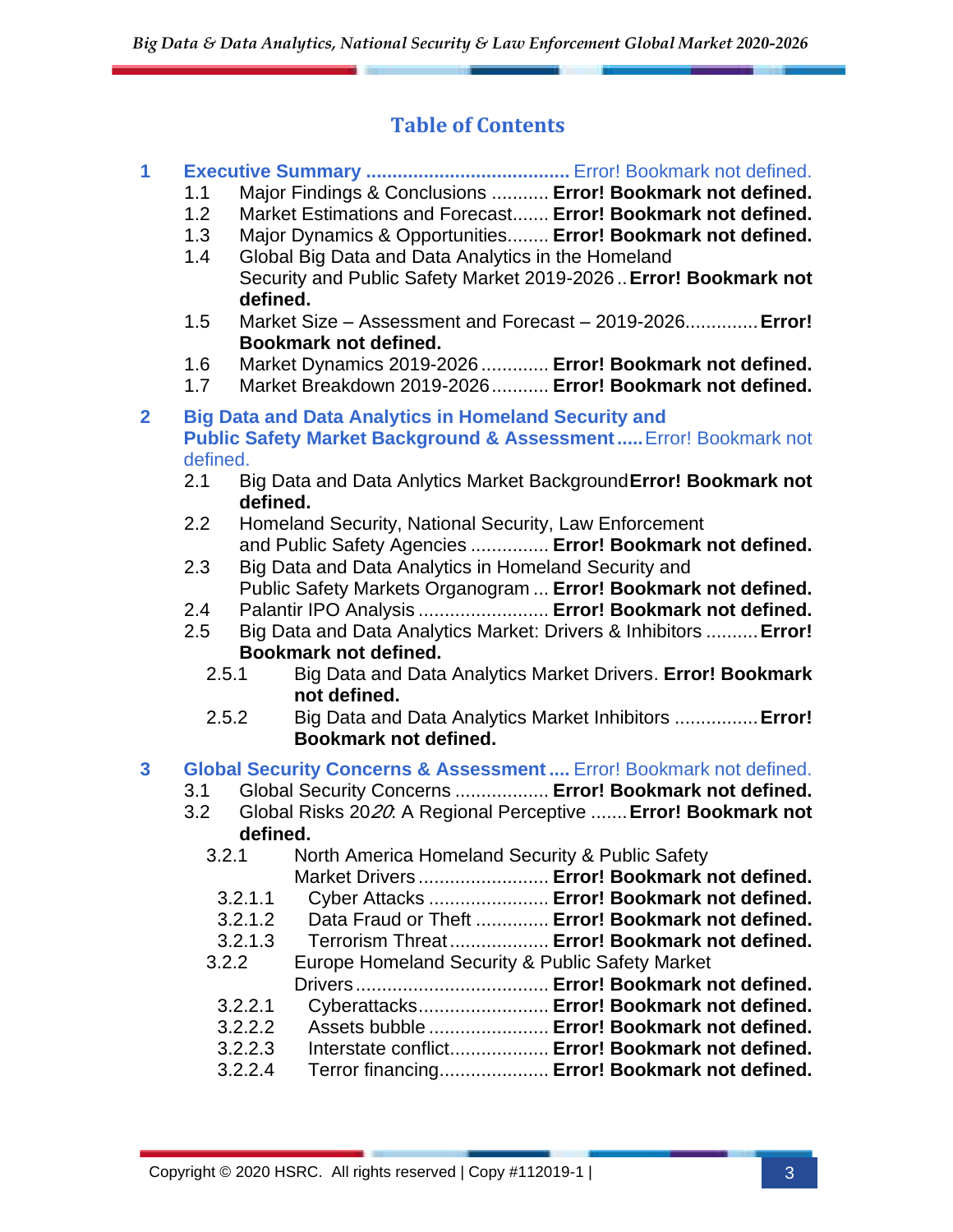## Table of Contents

**1 Executive Summary** ...................................... Error! Bookmark not defined.

- 1.1 Major Findings & Conclusions ........... **Error! Bookmark not defined.**
- 1.2 Market Estimations and Forecast....... **Error! Bookmark not defined.**
- 1.3 Major Dynamics & Opportunities........ **Error! Bookmark not defined.**
- 1.4 Global Big Data and Data Analytics in the Homeland Security and Public Safety Market 2019-2026 .. **Error! Bookmark not defined.**
- 1.5 Market Size – Assessment and Forecast – 2019-2026............. **Error! Bookmark not defined.**
- 1.6 Market Dynamics 2019-2026 ............. **Error! Bookmark not defined.**
- 1.7 Market Breakdown 2019-2026........... **Error! Bookmark not defined.**

**2 Big Data and Data Analytics in Homeland Security and Public Safety Market Background & Assessment .....** Error! Bookmark not defined.

- 2.1 Big Data and Data Anlytics Market Background **Error! Bookmark not defined.**
- 2.2 Homeland Security, National Security, Law Enforcement and Public Safety Agencies ............... **Error! Bookmark not defined.**
- 2.3 Big Data and Data Analytics in Homeland Security and Public Safety Markets Organogram ... **Error! Bookmark not defined.**
- 2.4 Palantir IPO Analysis ......................... **Error! Bookmark not defined.**
- 2.5 Big Data and Data Analytics Market: Drivers & Inhibitors .......... **Error! Bookmark not defined.**
  - 2.5.1 Big Data and Data Analytics Market Drivers. **Error! Bookmark not defined.**
  - 2.5.2 Big Data and Data Analytics Market Inhibitors ................ **Error! Bookmark not defined.**

**3 Global Security Concerns & Assessment ....** Error! Bookmark not defined.

- 3.1 Global Security Concerns .................. **Error! Bookmark not defined.**
- 3.2 Global Risks 2020: A Regional Perceptive ....... **Error! Bookmark not defined.**
  - 3.2.1 North America Homeland Security & Public Safety Market Drivers ......................... **Error! Bookmark not defined.**
    - 3.2.1.1 Cyber Attacks ....................... **Error! Bookmark not defined.**
    - 3.2.1.2 Data Fraud or Theft ............. **Error! Bookmark not defined.**
    - 3.2.1.3 Terrorism Threat.................. **Error! Bookmark not defined.**
  - 3.2.2 Europe Homeland Security & Public Safety Market Drivers.................................... **Error! Bookmark not defined.**
    - 3.2.2.1 Cyberattacks......................... **Error! Bookmark not defined.**
    - 3.2.2.2 Assets bubble ....................... **Error! Bookmark not defined.**
    - 3.2.2.3 Interstate conflict.................. **Error! Bookmark not defined.**
    - 3.2.2.4 Terror financing.................... **Error! Bookmark not defined.**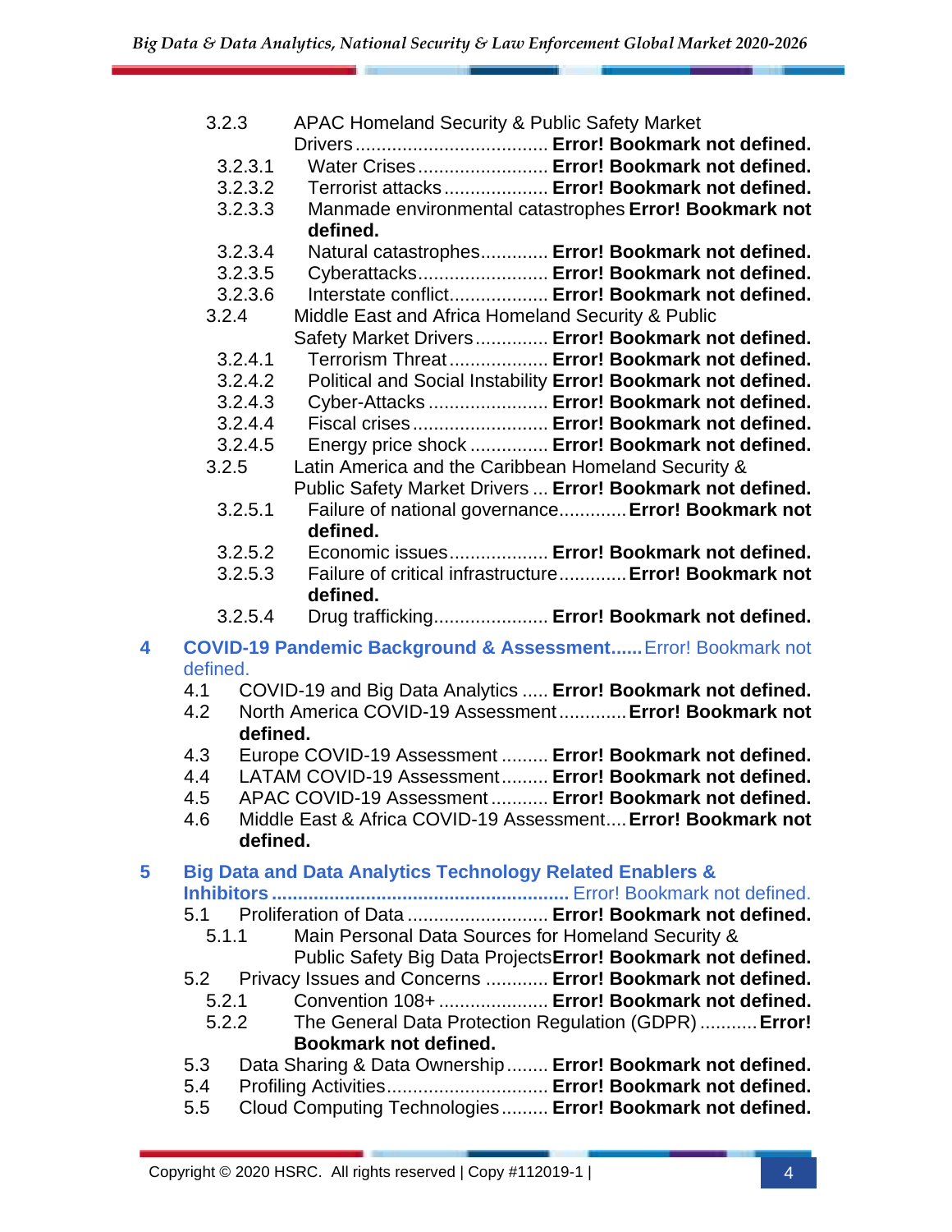- 3.2.3 APAC Homeland Security & Public Safety Market Drivers .................................... **Error! Bookmark not defined.**
  - 3.2.3.1 Water Crises ........................ **Error! Bookmark not defined.**
  - 3.2.3.2 Terrorist attacks ................... **Error! Bookmark not defined.**
  - 3.2.3.3 Manmade environmental catastrophes **Error! Bookmark not defined.**
  - 3.2.3.4 Natural catastrophes............. **Error! Bookmark not defined.**
  - 3.2.3.5 Cyberattacks........................ **Error! Bookmark not defined.**
  - 3.2.3.6 Interstate conflict.................. **Error! Bookmark not defined.**
- 3.2.4 Middle East and Africa Homeland Security & Public Safety Market Drivers ............. **Error! Bookmark not defined.**
  - 3.2.4.1 Terrorism Threat .................. **Error! Bookmark not defined.**
  - 3.2.4.2 Political and Social Instability **Error! Bookmark not defined.**
  - 3.2.4.3 Cyber-Attacks ...................... **Error! Bookmark not defined.**
  - 3.2.4.4 Fiscal crises ......................... **Error! Bookmark not defined.**
  - 3.2.4.5 Energy price shock .............. **Error! Bookmark not defined.**
- 3.2.5 Latin America and the Caribbean Homeland Security & Public Safety Market Drivers ... **Error! Bookmark not defined.**
  - 3.2.5.1 Failure of national governance............ **Error! Bookmark not defined.**
  - 3.2.5.2 Economic issues .................. **Error! Bookmark not defined.**
  - 3.2.5.3 Failure of critical infrastructure............ **Error! Bookmark not defined.**
  - 3.2.5.4 Drug trafficking..................... **Error! Bookmark not defined.**

**4 COVID-19 Pandemic Background & Assessment......** Error! Bookmark not defined.

- 4.1 COVID-19 and Big Data Analytics ..... **Error! Bookmark not defined.**
- 4.2 North America COVID-19 Assessment ............ **Error! Bookmark not defined.**
- 4.3 Europe COVID-19 Assessment ......... **Error! Bookmark not defined.**
- 4.4 LATAM COVID-19 Assessment......... **Error! Bookmark not defined.**
- 4.5 APAC COVID-19 Assessment ........... **Error! Bookmark not defined.**
- 4.6 Middle East & Africa COVID-19 Assessment.... **Error! Bookmark not defined.**

**5 Big Data and Data Analytics Technology Related Enablers & Inhibitors .......................................................** Error! Bookmark not defined.

- 5.1 Proliferation of Data ........................... **Error! Bookmark not defined.**
  - 5.1.1 Main Personal Data Sources for Homeland Security & Public Safety Big Data Projects **Error! Bookmark not defined.**
- 5.2 Privacy Issues and Concerns ............ **Error! Bookmark not defined.**
  - 5.2.1 Convention 108+ ..................... **Error! Bookmark not defined.**
  - 5.2.2 The General Data Protection Regulation (GDPR) ........... **Error! Bookmark not defined.**
- 5.3 Data Sharing & Data Ownership........ **Error! Bookmark not defined.**
- 5.4 Profiling Activities.............................. **Error! Bookmark not defined.**
- 5.5 Cloud Computing Technologies......... **Error! Bookmark not defined.**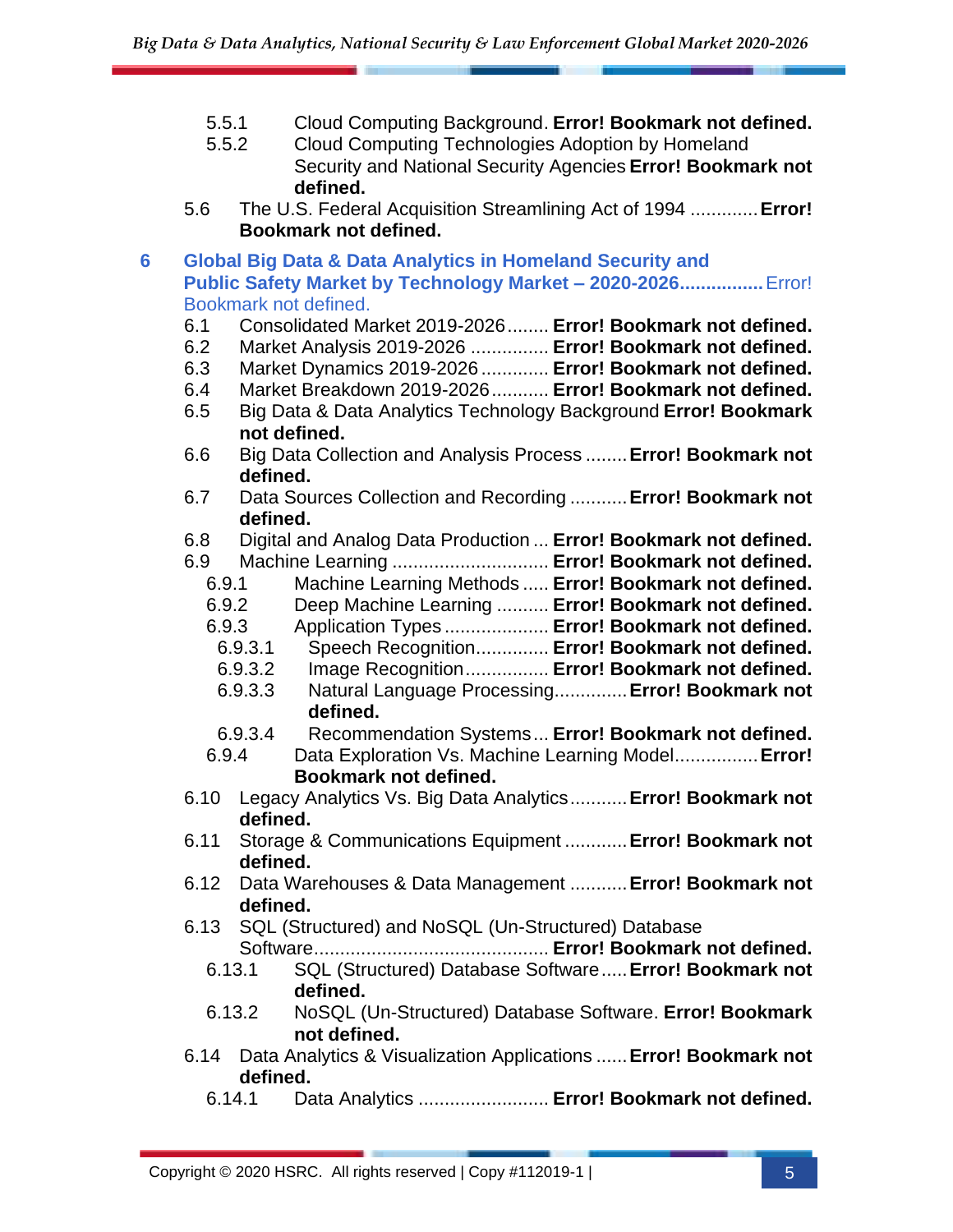- 5.5.1 Cloud Computing Background. **Error! Bookmark not defined.**
- 5.5.2 Cloud Computing Technologies Adoption by Homeland Security and National Security Agencies **Error! Bookmark not defined.**
- 5.6 The U.S. Federal Acquisition Streamlining Act of 1994 ............. **Error! Bookmark not defined.**

**6 Global Big Data & Data Analytics in Homeland Security and Public Safety Market by Technology Market – 2020-2026................** Error! Bookmark not defined.

- 6.1 Consolidated Market 2019-2026........ **Error! Bookmark not defined.**
- 6.2 Market Analysis 2019-2026 ............... **Error! Bookmark not defined.**
- 6.3 Market Dynamics 2019-2026 ............. **Error! Bookmark not defined.**
- 6.4 Market Breakdown 2019-2026........... **Error! Bookmark not defined.**
- 6.5 Big Data & Data Analytics Technology Background **Error! Bookmark not defined.**
- 6.6 Big Data Collection and Analysis Process ........ **Error! Bookmark not defined.**
- 6.7 Data Sources Collection and Recording ........... **Error! Bookmark not defined.**
- 6.8 Digital and Analog Data Production ... **Error! Bookmark not defined.**
- 6.9 Machine Learning ............................. **Error! Bookmark not defined.**
  - 6.9.1 Machine Learning Methods ..... **Error! Bookmark not defined.**
  - 6.9.2 Deep Machine Learning .......... **Error! Bookmark not defined.**
  - 6.9.3 Application Types .................... **Error! Bookmark not defined.**
    - 6.9.3.1 Speech Recognition.............. **Error! Bookmark not defined.**
    - 6.9.3.2 Image Recognition................ **Error! Bookmark not defined.**
    - 6.9.3.3 Natural Language Processing............. **Error! Bookmark not defined.**
    - 6.9.3.4 Recommendation Systems... **Error! Bookmark not defined.**
  - 6.9.4 Data Exploration Vs. Machine Learning Model................ **Error! Bookmark not defined.**
- 6.10 Legacy Analytics Vs. Big Data Analytics........... **Error! Bookmark not defined.**
- 6.11 Storage & Communications Equipment ............ **Error! Bookmark not defined.**
- 6.12 Data Warehouses & Data Management ........... **Error! Bookmark not defined.**
- 6.13 SQL (Structured) and NoSQL (Un-Structured) Database Software............................................ **Error! Bookmark not defined.**
  - 6.13.1 SQL (Structured) Database Software..... **Error! Bookmark not defined.**
  - 6.13.2 NoSQL (Un-Structured) Database Software. **Error! Bookmark not defined.**
- 6.14 Data Analytics & Visualization Applications ...... **Error! Bookmark not defined.**
  - 6.14.1 Data Analytics ......................... **Error! Bookmark not defined.**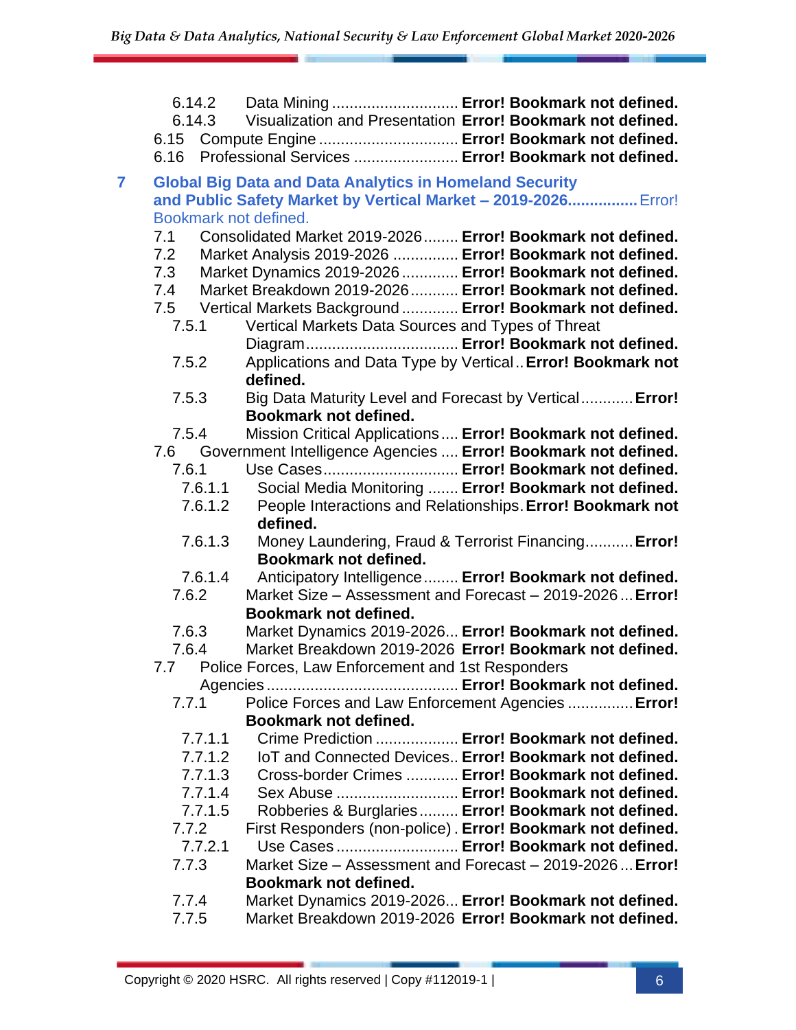6.14.2 Data Mining ............................ **Error! Bookmark not defined.**
6.14.3 Visualization and Presentation **Error! Bookmark not defined.**
6.15 Compute Engine ............................... **Error! Bookmark not defined.**
6.16 Professional Services ....................... **Error! Bookmark not defined.**

**7 Global Big Data and Data Analytics in Homeland Security and Public Safety Market by Vertical Market – 2019-2026................** Error! Bookmark not defined.

7.1 Consolidated Market 2019-2026........ **Error! Bookmark not defined.**
7.2 Market Analysis 2019-2026 .............. **Error! Bookmark not defined.**
7.3 Market Dynamics 2019-2026 ............ **Error! Bookmark not defined.**
7.4 Market Breakdown 2019-2026........... **Error! Bookmark not defined.**
7.5 Vertical Markets Background ............ **Error! Bookmark not defined.**
7.5.1 Vertical Markets Data Sources and Types of Threat Diagram.................................. **Error! Bookmark not defined.**
7.5.2 Applications and Data Type by Vertical.. **Error! Bookmark not defined.**
7.5.3 Big Data Maturity Level and Forecast by Vertical........... **Error! Bookmark not defined.**
7.5.4 Mission Critical Applications.... **Error! Bookmark not defined.**
7.6 Government Intelligence Agencies .... **Error! Bookmark not defined.**
7.6.1 Use Cases.............................. **Error! Bookmark not defined.**
7.6.1.1 Social Media Monitoring ....... **Error! Bookmark not defined.**
7.6.1.2 People Interactions and Relationships. **Error! Bookmark not defined.**
7.6.1.3 Money Laundering, Fraud & Terrorist Financing........... **Error! Bookmark not defined.**
7.6.1.4 Anticipatory Intelligence........ **Error! Bookmark not defined.**
7.6.2 Market Size – Assessment and Forecast – 2019-2026... **Error! Bookmark not defined.**
7.6.3 Market Dynamics 2019-2026... **Error! Bookmark not defined.**
7.6.4 Market Breakdown 2019-2026 **Error! Bookmark not defined.**
7.7 Police Forces, Law Enforcement and 1st Responders Agencies........................................... **Error! Bookmark not defined.**
7.7.1 Police Forces and Law Enforcement Agencies .............. **Error! Bookmark not defined.**
7.7.1.1 Crime Prediction .................. **Error! Bookmark not defined.**
7.7.1.2 IoT and Connected Devices.. **Error! Bookmark not defined.**
7.7.1.3 Cross-border Crimes ............ **Error! Bookmark not defined.**
7.7.1.4 Sex Abuse ........................... **Error! Bookmark not defined.**
7.7.1.5 Robberies & Burglaries......... **Error! Bookmark not defined.**
7.7.2 First Responders (non-police) . **Error! Bookmark not defined.**
7.7.2.1 Use Cases ........................... **Error! Bookmark not defined.**
7.7.3 Market Size – Assessment and Forecast – 2019-2026... **Error! Bookmark not defined.**
7.7.4 Market Dynamics 2019-2026... **Error! Bookmark not defined.**
7.7.5 Market Breakdown 2019-2026 **Error! Bookmark not defined.**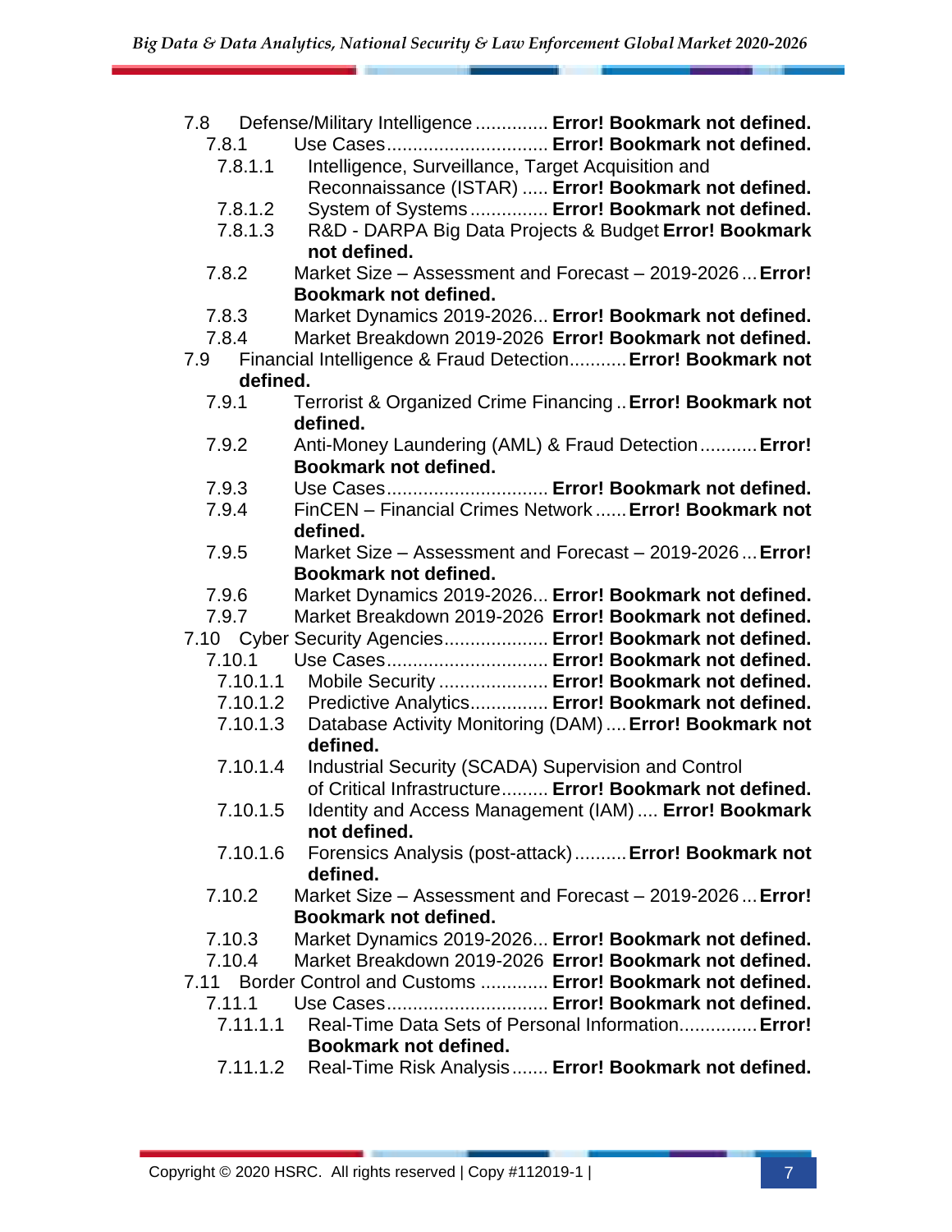7.8 Defense/Military Intelligence .............. **Error! Bookmark not defined.**
  7.8.1 Use Cases............................... **Error! Bookmark not defined.**
    7.8.1.1 Intelligence, Surveillance, Target Acquisition and Reconnaissance (ISTAR) ..... **Error! Bookmark not defined.**
    7.8.1.2 System of Systems ............... **Error! Bookmark not defined.**
    7.8.1.3 R&D - DARPA Big Data Projects & Budget **Error! Bookmark not defined.**
  7.8.2 Market Size – Assessment and Forecast – 2019-2026 ... **Error! Bookmark not defined.**
  7.8.3 Market Dynamics 2019-2026... **Error! Bookmark not defined.**
  7.8.4 Market Breakdown 2019-2026 **Error! Bookmark not defined.**
7.9 Financial Intelligence & Fraud Detection........... **Error! Bookmark not defined.**
  7.9.1 Terrorist & Organized Crime Financing .. **Error! Bookmark not defined.**
  7.9.2 Anti-Money Laundering (AML) & Fraud Detection........... **Error! Bookmark not defined.**
  7.9.3 Use Cases............................... **Error! Bookmark not defined.**
  7.9.4 FinCEN – Financial Crimes Network ...... **Error! Bookmark not defined.**
  7.9.5 Market Size – Assessment and Forecast – 2019-2026 ... **Error! Bookmark not defined.**
  7.9.6 Market Dynamics 2019-2026... **Error! Bookmark not defined.**
  7.9.7 Market Breakdown 2019-2026 **Error! Bookmark not defined.**
7.10 Cyber Security Agencies.................... **Error! Bookmark not defined.**
  7.10.1 Use Cases............................... **Error! Bookmark not defined.**
    7.10.1.1 Mobile Security ..................... **Error! Bookmark not defined.**
    7.10.1.2 Predictive Analytics............... **Error! Bookmark not defined.**
    7.10.1.3 Database Activity Monitoring (DAM) .... **Error! Bookmark not defined.**
    7.10.1.4 Industrial Security (SCADA) Supervision and Control of Critical Infrastructure......... **Error! Bookmark not defined.**
    7.10.1.5 Identity and Access Management (IAM) .... **Error! Bookmark not defined.**
    7.10.1.6 Forensics Analysis (post-attack) .......... **Error! Bookmark not defined.**
  7.10.2 Market Size – Assessment and Forecast – 2019-2026 ... **Error! Bookmark not defined.**
  7.10.3 Market Dynamics 2019-2026... **Error! Bookmark not defined.**
  7.10.4 Market Breakdown 2019-2026 **Error! Bookmark not defined.**
7.11 Border Control and Customs ............. **Error! Bookmark not defined.**
  7.11.1 Use Cases............................... **Error! Bookmark not defined.**
    7.11.1.1 Real-Time Data Sets of Personal Information............... **Error! Bookmark not defined.**
    7.11.1.2 Real-Time Risk Analysis ....... **Error! Bookmark not defined.**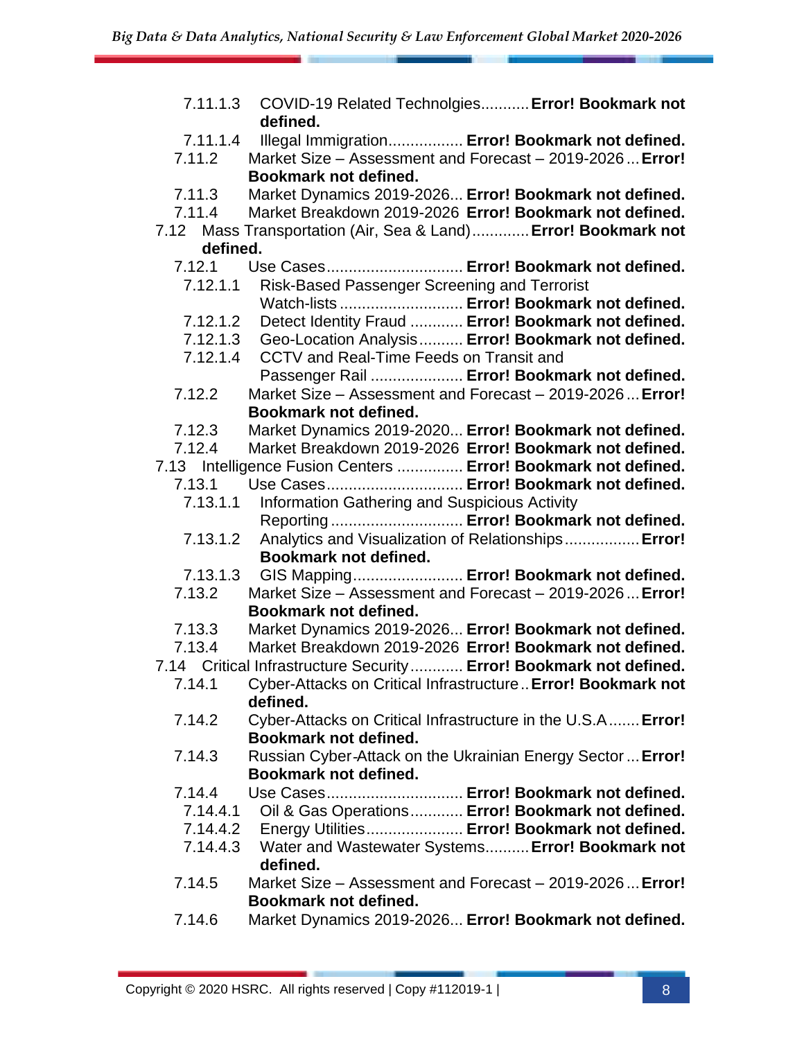7.11.1.3 COVID-19 Related Technolgies........... **Error! Bookmark not defined.**
7.11.1.4 Illegal Immigration................. **Error! Bookmark not defined.**
7.11.2 Market Size – Assessment and Forecast – 2019-2026 ... **Error! Bookmark not defined.**
7.11.3 Market Dynamics 2019-2026... **Error! Bookmark not defined.**
7.11.4 Market Breakdown 2019-2026 **Error! Bookmark not defined.**
7.12 Mass Transportation (Air, Sea & Land)............. **Error! Bookmark not defined.**
7.12.1 Use Cases............................... **Error! Bookmark not defined.**
7.12.1.1 Risk-Based Passenger Screening and Terrorist Watch-lists ............................ **Error! Bookmark not defined.**
7.12.1.2 Detect Identity Fraud ............ **Error! Bookmark not defined.**
7.12.1.3 Geo-Location Analysis.......... **Error! Bookmark not defined.**
7.12.1.4 CCTV and Real-Time Feeds on Transit and Passenger Rail ..................... **Error! Bookmark not defined.**
7.12.2 Market Size – Assessment and Forecast – 2019-2026 ... **Error! Bookmark not defined.**
7.12.3 Market Dynamics 2019-2020... **Error! Bookmark not defined.**
7.12.4 Market Breakdown 2019-2026 **Error! Bookmark not defined.**
7.13 Intelligence Fusion Centers ............... **Error! Bookmark not defined.**
7.13.1 Use Cases............................... **Error! Bookmark not defined.**
7.13.1.1 Information Gathering and Suspicious Activity Reporting ............................. **Error! Bookmark not defined.**
7.13.1.2 Analytics and Visualization of Relationships................. **Error! Bookmark not defined.**
7.13.1.3 GIS Mapping......................... **Error! Bookmark not defined.**
7.13.2 Market Size – Assessment and Forecast – 2019-2026 ... **Error! Bookmark not defined.**
7.13.3 Market Dynamics 2019-2026... **Error! Bookmark not defined.**
7.13.4 Market Breakdown 2019-2026 **Error! Bookmark not defined.**
7.14 Critical Infrastructure Security............ **Error! Bookmark not defined.**
7.14.1 Cyber-Attacks on Critical Infrastructure.. **Error! Bookmark not defined.**
7.14.2 Cyber-Attacks on Critical Infrastructure in the U.S.A....... **Error! Bookmark not defined.**
7.14.3 Russian Cyber-Attack on the Ukrainian Energy Sector ... **Error! Bookmark not defined.**
7.14.4 Use Cases............................... **Error! Bookmark not defined.**
7.14.4.1 Oil & Gas Operations............ **Error! Bookmark not defined.**
7.14.4.2 Energy Utilities...................... **Error! Bookmark not defined.**
7.14.4.3 Water and Wastewater Systems.......... **Error! Bookmark not defined.**
7.14.5 Market Size – Assessment and Forecast – 2019-2026 ... **Error! Bookmark not defined.**
7.14.6 Market Dynamics 2019-2026... **Error! Bookmark not defined.**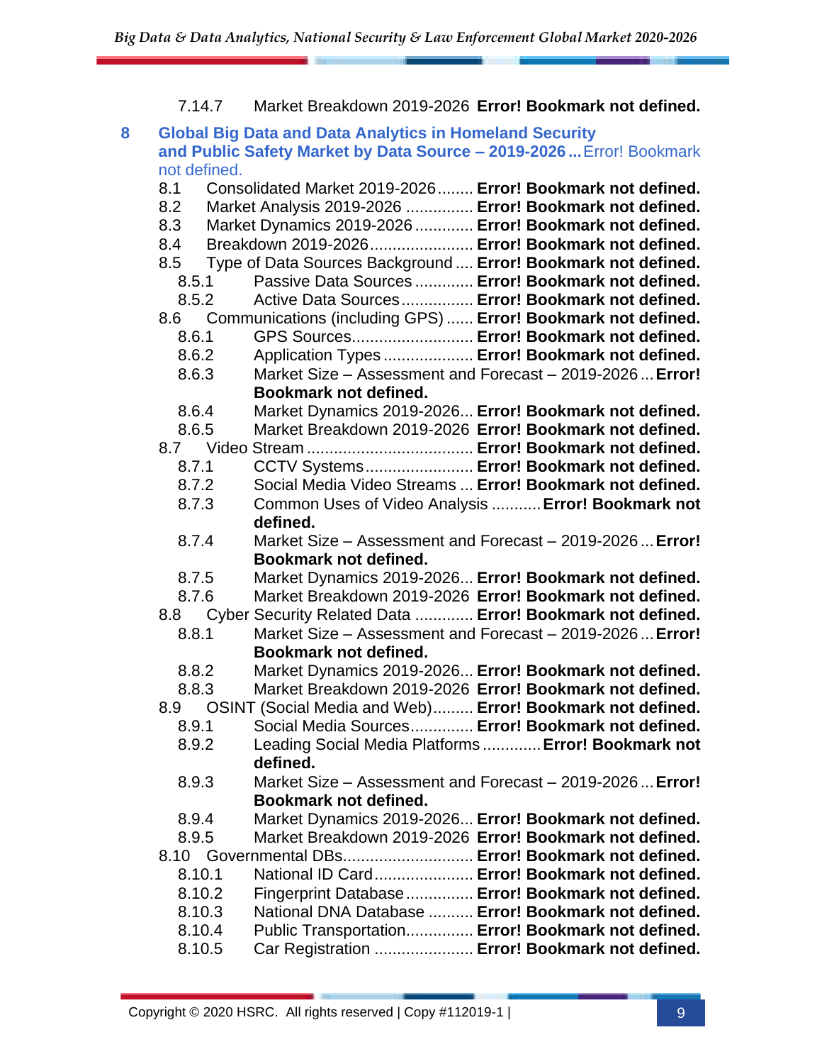7.14.7 Market Breakdown 2019-2026 **Error! Bookmark not defined.**

**8 Global Big Data and Data Analytics in Homeland Security and Public Safety Market by Data Source – 2019-2026** ... Error! Bookmark not defined.

8.1 Consolidated Market 2019-2026 ........ **Error! Bookmark not defined.**
8.2 Market Analysis 2019-2026 ............... **Error! Bookmark not defined.**
8.3 Market Dynamics 2019-2026 ............. **Error! Bookmark not defined.**
8.4 Breakdown 2019-2026 ....................... **Error! Bookmark not defined.**
8.5 Type of Data Sources Background ..... **Error! Bookmark not defined.**
8.5.1 Passive Data Sources ............. **Error! Bookmark not defined.**
8.5.2 Active Data Sources ................ **Error! Bookmark not defined.**
8.6 Communications (including GPS) ...... **Error! Bookmark not defined.**
8.6.1 GPS Sources ........................... **Error! Bookmark not defined.**
8.6.2 Application Types .................... **Error! Bookmark not defined.**
8.6.3 Market Size – Assessment and Forecast – 2019-2026 ... **Error! Bookmark not defined.**
8.6.4 Market Dynamics 2019-2026... **Error! Bookmark not defined.**
8.6.5 Market Breakdown 2019-2026 **Error! Bookmark not defined.**
8.7 Video Stream ..................................... **Error! Bookmark not defined.**
8.7.1 CCTV Systems ........................ **Error! Bookmark not defined.**
8.7.2 Social Media Video Streams ... **Error! Bookmark not defined.**
8.7.3 Common Uses of Video Analysis ........... **Error! Bookmark not defined.**
8.7.4 Market Size – Assessment and Forecast – 2019-2026 ... **Error! Bookmark not defined.**
8.7.5 Market Dynamics 2019-2026... **Error! Bookmark not defined.**
8.7.6 Market Breakdown 2019-2026 **Error! Bookmark not defined.**
8.8 Cyber Security Related Data ............. **Error! Bookmark not defined.**
8.8.1 Market Size – Assessment and Forecast – 2019-2026 ... **Error! Bookmark not defined.**
8.8.2 Market Dynamics 2019-2026... **Error! Bookmark not defined.**
8.8.3 Market Breakdown 2019-2026 **Error! Bookmark not defined.**
8.9 OSINT (Social Media and Web) ......... **Error! Bookmark not defined.**
8.9.1 Social Media Sources .............. **Error! Bookmark not defined.**
8.9.2 Leading Social Media Platforms ............. **Error! Bookmark not defined.**
8.9.3 Market Size – Assessment and Forecast – 2019-2026 ... **Error! Bookmark not defined.**
8.9.4 Market Dynamics 2019-2026... **Error! Bookmark not defined.**
8.9.5 Market Breakdown 2019-2026 **Error! Bookmark not defined.**
8.10 Governmental DBs ............................ **Error! Bookmark not defined.**
8.10.1 National ID Card ...................... **Error! Bookmark not defined.**
8.10.2 Fingerprint Database ............... **Error! Bookmark not defined.**
8.10.3 National DNA Database .......... **Error! Bookmark not defined.**
8.10.4 Public Transportation ............... **Error! Bookmark not defined.**
8.10.5 Car Registration ...................... **Error! Bookmark not defined.**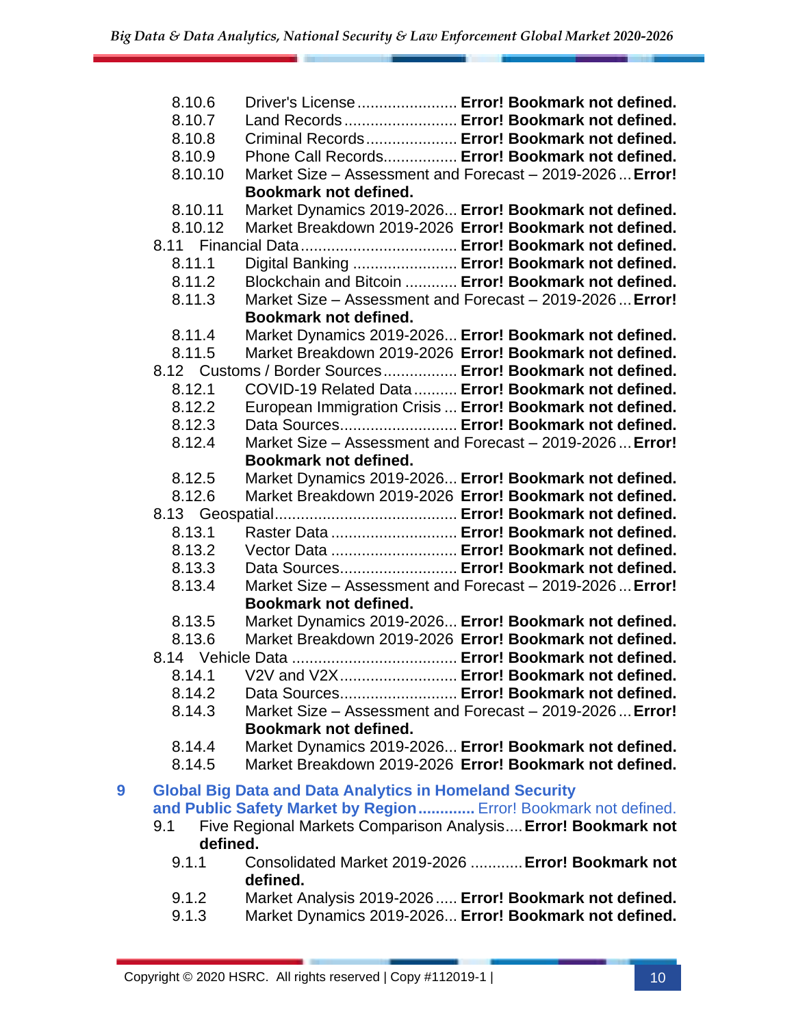- 8.10.6 Driver's License ....................... **Error! Bookmark not defined.**
- 8.10.7 Land Records .......................... **Error! Bookmark not defined.**
- 8.10.8 Criminal Records ..................... **Error! Bookmark not defined.**
- 8.10.9 Phone Call Records................. **Error! Bookmark not defined.**
- 8.10.10 Market Size – Assessment and Forecast – 2019-2026 ... **Error! Bookmark not defined.**
- 8.10.11 Market Dynamics 2019-2026... **Error! Bookmark not defined.**
- 8.10.12 Market Breakdown 2019-2026 **Error! Bookmark not defined.**

8.11 Financial Data.................................... **Error! Bookmark not defined.**

- 8.11.1 Digital Banking ........................ **Error! Bookmark not defined.**
- 8.11.2 Blockchain and Bitcoin ............ **Error! Bookmark not defined.**
- 8.11.3 Market Size – Assessment and Forecast – 2019-2026 ... **Error! Bookmark not defined.**
- 8.11.4 Market Dynamics 2019-2026... **Error! Bookmark not defined.**
- 8.11.5 Market Breakdown 2019-2026 **Error! Bookmark not defined.**

8.12 Customs / Border Sources................. **Error! Bookmark not defined.**

- 8.12.1 COVID-19 Related Data.......... **Error! Bookmark not defined.**
- 8.12.2 European Immigration Crisis ... **Error! Bookmark not defined.**
- 8.12.3 Data Sources........................... **Error! Bookmark not defined.**
- 8.12.4 Market Size – Assessment and Forecast – 2019-2026 ... **Error! Bookmark not defined.**
- 8.12.5 Market Dynamics 2019-2026... **Error! Bookmark not defined.**
- 8.12.6 Market Breakdown 2019-2026 **Error! Bookmark not defined.**

8.13 Geospatial.......................................... **Error! Bookmark not defined.**

- 8.13.1 Raster Data ............................. **Error! Bookmark not defined.**
- 8.13.2 Vector Data ............................. **Error! Bookmark not defined.**
- 8.13.3 Data Sources........................... **Error! Bookmark not defined.**
- 8.13.4 Market Size – Assessment and Forecast – 2019-2026 ... **Error! Bookmark not defined.**
- 8.13.5 Market Dynamics 2019-2026... **Error! Bookmark not defined.**
- 8.13.6 Market Breakdown 2019-2026 **Error! Bookmark not defined.**

8.14 Vehicle Data ...................................... **Error! Bookmark not defined.**

- 8.14.1 V2V and V2X........................... **Error! Bookmark not defined.**
- 8.14.2 Data Sources........................... **Error! Bookmark not defined.**
- 8.14.3 Market Size – Assessment and Forecast – 2019-2026 ... **Error! Bookmark not defined.**
- 8.14.4 Market Dynamics 2019-2026... **Error! Bookmark not defined.**
- 8.14.5 Market Breakdown 2019-2026 **Error! Bookmark not defined.**

**9 Global Big Data and Data Analytics in Homeland Security and Public Safety Market by Region.............** Error! Bookmark not defined.

9.1 Five Regional Markets Comparison Analysis.... **Error! Bookmark not defined.**

- 9.1.1 Consolidated Market 2019-2026 ............ **Error! Bookmark not defined.**
- 9.1.2 Market Analysis 2019-2026 ..... **Error! Bookmark not defined.**
- 9.1.3 Market Dynamics 2019-2026... **Error! Bookmark not defined.**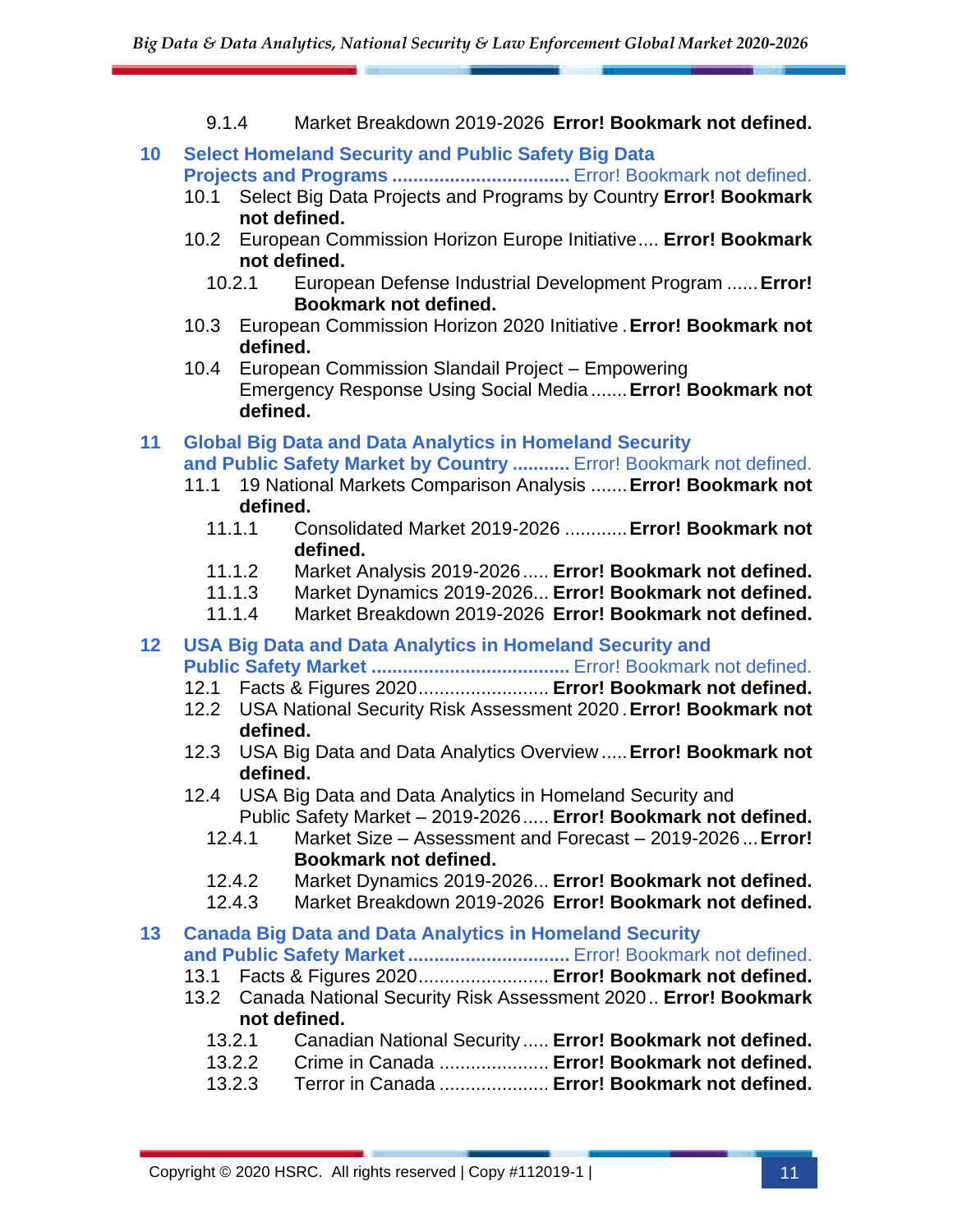- 9.1.4 Market Breakdown 2019-2026 **Error! Bookmark not defined.**

**10 Select Homeland Security and Public Safety Big Data Projects and Programs** ................................. Error! Bookmark not defined.

- 10.1 Select Big Data Projects and Programs by Country **Error! Bookmark not defined.**
- 10.2 European Commission Horizon Europe Initiative.... **Error! Bookmark not defined.**
  - 10.2.1 European Defense Industrial Development Program ...... **Error! Bookmark not defined.**
- 10.3 European Commission Horizon 2020 Initiative . **Error! Bookmark not defined.**
- 10.4 European Commission Slandail Project – Empowering Emergency Response Using Social Media ....... **Error! Bookmark not defined.**

**11 Global Big Data and Data Analytics in Homeland Security and Public Safety Market by Country** ........... Error! Bookmark not defined.

- 11.1 19 National Markets Comparison Analysis ....... **Error! Bookmark not defined.**
  - 11.1.1 Consolidated Market 2019-2026 ........... **Error! Bookmark not defined.**
  - 11.1.2 Market Analysis 2019-2026 ..... **Error! Bookmark not defined.**
  - 11.1.3 Market Dynamics 2019-2026... **Error! Bookmark not defined.**
  - 11.1.4 Market Breakdown 2019-2026 **Error! Bookmark not defined.**

**12 USA Big Data and Data Analytics in Homeland Security and Public Safety Market** ...................................... Error! Bookmark not defined.

- 12.1 Facts & Figures 2020......................... **Error! Bookmark not defined.**
- 12.2 USA National Security Risk Assessment 2020 . **Error! Bookmark not defined.**
- 12.3 USA Big Data and Data Analytics Overview ..... **Error! Bookmark not defined.**
- 12.4 USA Big Data and Data Analytics in Homeland Security and Public Safety Market – 2019-2026 ..... **Error! Bookmark not defined.**
  - 12.4.1 Market Size – Assessment and Forecast – 2019-2026 ... **Error! Bookmark not defined.**
  - 12.4.2 Market Dynamics 2019-2026... **Error! Bookmark not defined.**
  - 12.4.3 Market Breakdown 2019-2026 **Error! Bookmark not defined.**

**13 Canada Big Data and Data Analytics in Homeland Security and Public Safety Market** ............................... Error! Bookmark not defined.

- 13.1 Facts & Figures 2020......................... **Error! Bookmark not defined.**
- 13.2 Canada National Security Risk Assessment 2020.. **Error! Bookmark not defined.**
  - 13.2.1 Canadian National Security ..... **Error! Bookmark not defined.**
  - 13.2.2 Crime in Canada ..................... **Error! Bookmark not defined.**
  - 13.2.3 Terror in Canada ..................... **Error! Bookmark not defined.**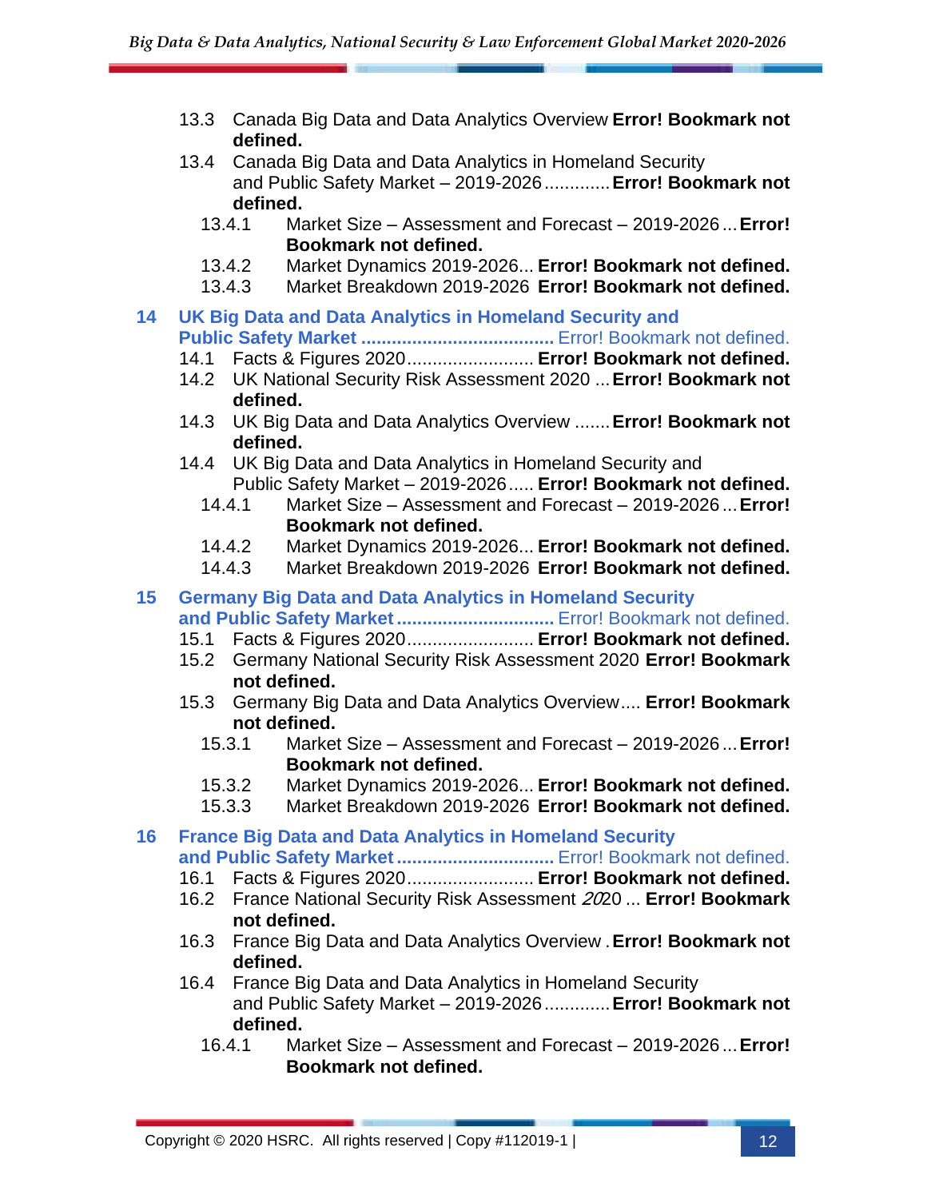- 13.3 Canada Big Data and Data Analytics Overview **Error! Bookmark not defined.**
- 13.4 Canada Big Data and Data Analytics in Homeland Security and Public Safety Market – 2019-2026 ............ **Error! Bookmark not defined.**
  - 13.4.1 Market Size – Assessment and Forecast – 2019-2026 ... **Error! Bookmark not defined.**
  - 13.4.2 Market Dynamics 2019-2026... **Error! Bookmark not defined.**
  - 13.4.3 Market Breakdown 2019-2026 **Error! Bookmark not defined.**

**14 UK Big Data and Data Analytics in Homeland Security and Public Safety Market ......................................** Error! Bookmark not defined.

- 14.1 Facts & Figures 2020......................... **Error! Bookmark not defined.**
- 14.2 UK National Security Risk Assessment 2020 ... **Error! Bookmark not defined.**
- 14.3 UK Big Data and Data Analytics Overview ....... **Error! Bookmark not defined.**
- 14.4 UK Big Data and Data Analytics in Homeland Security and Public Safety Market – 2019-2026..... **Error! Bookmark not defined.**
  - 14.4.1 Market Size – Assessment and Forecast – 2019-2026 ... **Error! Bookmark not defined.**
  - 14.4.2 Market Dynamics 2019-2026... **Error! Bookmark not defined.**
  - 14.4.3 Market Breakdown 2019-2026 **Error! Bookmark not defined.**

**15 Germany Big Data and Data Analytics in Homeland Security and Public Safety Market ...............................** Error! Bookmark not defined.

- 15.1 Facts & Figures 2020......................... **Error! Bookmark not defined.**
- 15.2 Germany National Security Risk Assessment 2020 **Error! Bookmark not defined.**
- 15.3 Germany Big Data and Data Analytics Overview.... **Error! Bookmark not defined.**
  - 15.3.1 Market Size – Assessment and Forecast – 2019-2026 ... **Error! Bookmark not defined.**
  - 15.3.2 Market Dynamics 2019-2026... **Error! Bookmark not defined.**
  - 15.3.3 Market Breakdown 2019-2026 **Error! Bookmark not defined.**

**16 France Big Data and Data Analytics in Homeland Security and Public Safety Market ...............................** Error! Bookmark not defined.

- 16.1 Facts & Figures 2020......................... **Error! Bookmark not defined.**
- 16.2 France National Security Risk Assessment *20*20 ... **Error! Bookmark not defined.**
- 16.3 France Big Data and Data Analytics Overview . **Error! Bookmark not defined.**
- 16.4 France Big Data and Data Analytics in Homeland Security and Public Safety Market – 2019-2026 ............ **Error! Bookmark not defined.**
  - 16.4.1 Market Size – Assessment and Forecast – 2019-2026 ... **Error! Bookmark not defined.**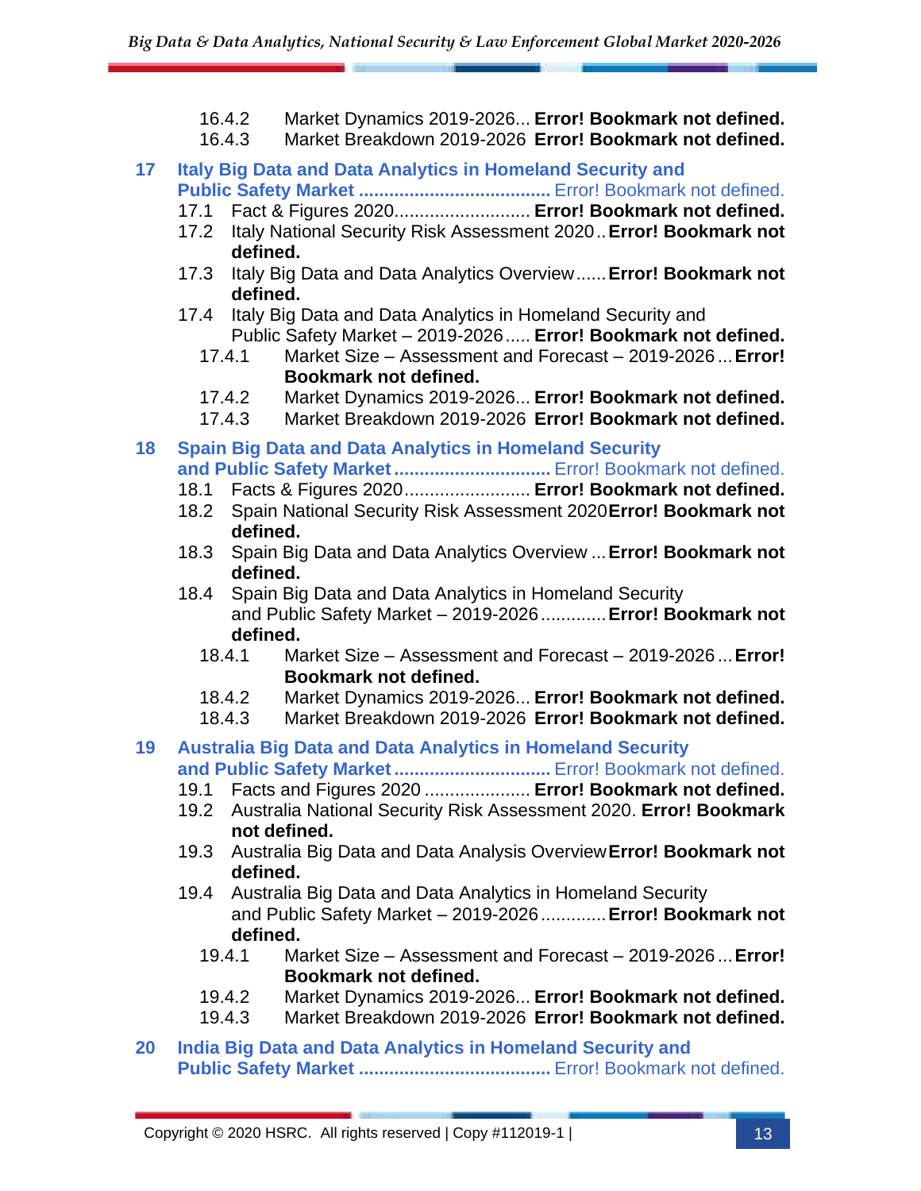16.4.2 Market Dynamics 2019-2026... **Error! Bookmark not defined.**
16.4.3 Market Breakdown 2019-2026 **Error! Bookmark not defined.**

**17 Italy Big Data and Data Analytics in Homeland Security and Public Safety Market** ...................................... Error! Bookmark not defined.

17.1 Fact & Figures 2020........................... **Error! Bookmark not defined.**
17.2 Italy National Security Risk Assessment 2020.. **Error! Bookmark not defined.**
17.3 Italy Big Data and Data Analytics Overview...... **Error! Bookmark not defined.**
17.4 Italy Big Data and Data Analytics in Homeland Security and Public Safety Market – 2019-2026..... **Error! Bookmark not defined.**
17.4.1 Market Size – Assessment and Forecast – 2019-2026 ... **Error! Bookmark not defined.**
17.4.2 Market Dynamics 2019-2026... **Error! Bookmark not defined.**
17.4.3 Market Breakdown 2019-2026 **Error! Bookmark not defined.**

**18 Spain Big Data and Data Analytics in Homeland Security and Public Safety Market** ............................... Error! Bookmark not defined.

18.1 Facts & Figures 2020......................... **Error! Bookmark not defined.**
18.2 Spain National Security Risk Assessment 2020 **Error! Bookmark not defined.**
18.3 Spain Big Data and Data Analytics Overview ... **Error! Bookmark not defined.**
18.4 Spain Big Data and Data Analytics in Homeland Security and Public Safety Market – 2019-2026............. **Error! Bookmark not defined.**
18.4.1 Market Size – Assessment and Forecast – 2019-2026 ... **Error! Bookmark not defined.**
18.4.2 Market Dynamics 2019-2026... **Error! Bookmark not defined.**
18.4.3 Market Breakdown 2019-2026 **Error! Bookmark not defined.**

**19 Australia Big Data and Data Analytics in Homeland Security and Public Safety Market** ............................... Error! Bookmark not defined.

19.1 Facts and Figures 2020 ..................... **Error! Bookmark not defined.**
19.2 Australia National Security Risk Assessment 2020. **Error! Bookmark not defined.**
19.3 Australia Big Data and Data Analysis Overview **Error! Bookmark not defined.**
19.4 Australia Big Data and Data Analytics in Homeland Security and Public Safety Market – 2019-2026............. **Error! Bookmark not defined.**
19.4.1 Market Size – Assessment and Forecast – 2019-2026 ... **Error! Bookmark not defined.**
19.4.2 Market Dynamics 2019-2026... **Error! Bookmark not defined.**
19.4.3 Market Breakdown 2019-2026 **Error! Bookmark not defined.**

**20 India Big Data and Data Analytics in Homeland Security and Public Safety Market** ...................................... Error! Bookmark not defined.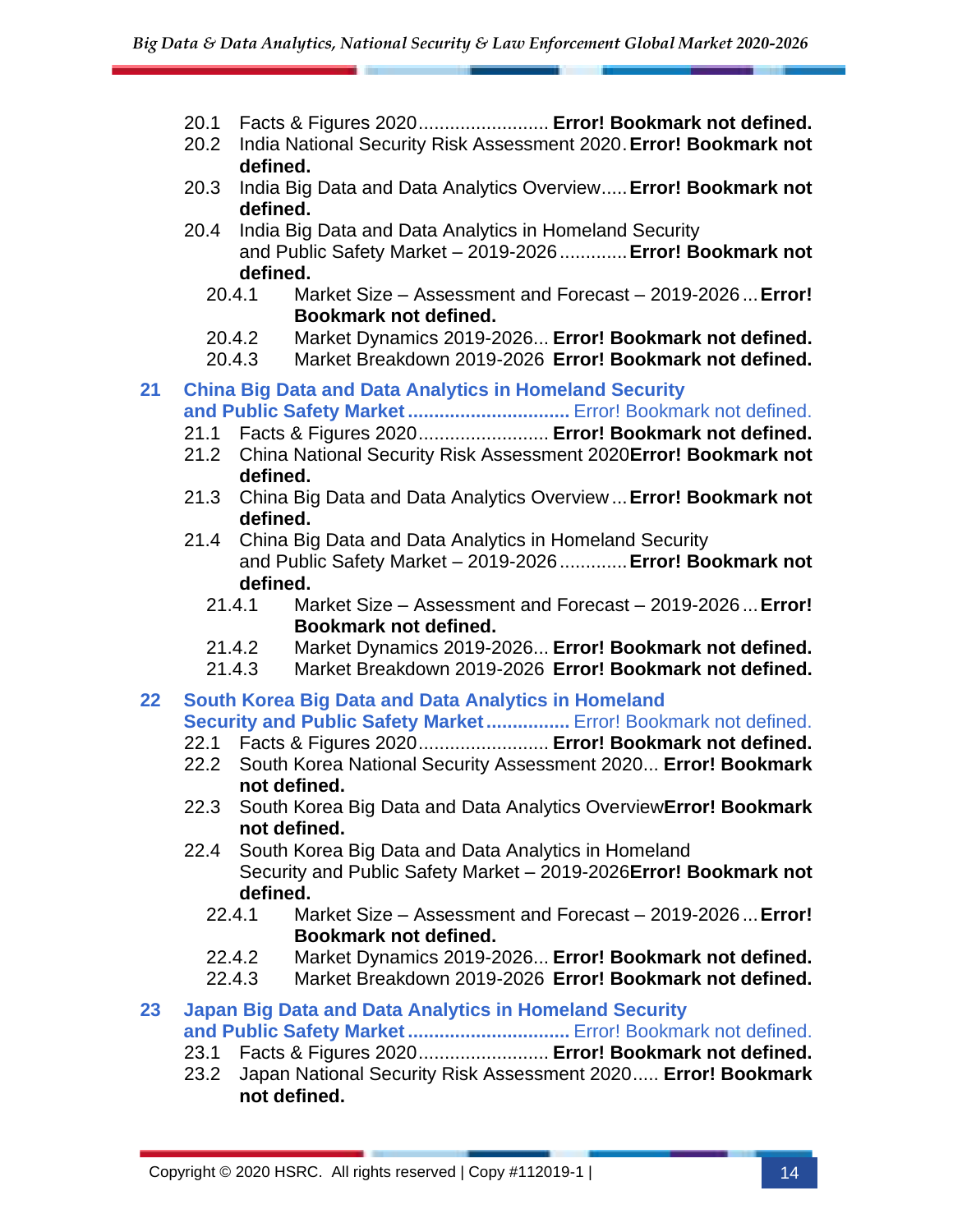- 20.1 Facts & Figures 2020......................... **Error! Bookmark not defined.**
- 20.2 India National Security Risk Assessment 2020. **Error! Bookmark not defined.**
- 20.3 India Big Data and Data Analytics Overview..... **Error! Bookmark not defined.**
- 20.4 India Big Data and Data Analytics in Homeland Security and Public Safety Market – 2019-2026............. **Error! Bookmark not defined.**
  - 20.4.1 Market Size – Assessment and Forecast – 2019-2026 ... **Error! Bookmark not defined.**
  - 20.4.2 Market Dynamics 2019-2026... **Error! Bookmark not defined.**
  - 20.4.3 Market Breakdown 2019-2026 **Error! Bookmark not defined.**

**21 China Big Data and Data Analytics in Homeland Security and Public Safety Market..............................** Error! Bookmark not defined.

- 21.1 Facts & Figures 2020......................... **Error! Bookmark not defined.**
- 21.2 China National Security Risk Assessment 2020**Error! Bookmark not defined.**
- 21.3 China Big Data and Data Analytics Overview ... **Error! Bookmark not defined.**
- 21.4 China Big Data and Data Analytics in Homeland Security and Public Safety Market – 2019-2026............. **Error! Bookmark not defined.**
  - 21.4.1 Market Size – Assessment and Forecast – 2019-2026 ... **Error! Bookmark not defined.**
  - 21.4.2 Market Dynamics 2019-2026... **Error! Bookmark not defined.**
  - 21.4.3 Market Breakdown 2019-2026 **Error! Bookmark not defined.**

**22 South Korea Big Data and Data Analytics in Homeland Security and Public Safety Market................** Error! Bookmark not defined.

- 22.1 Facts & Figures 2020......................... **Error! Bookmark not defined.**
- 22.2 South Korea National Security Assessment 2020... **Error! Bookmark not defined.**
- 22.3 South Korea Big Data and Data Analytics Overview**Error! Bookmark not defined.**
- 22.4 South Korea Big Data and Data Analytics in Homeland Security and Public Safety Market – 2019-2026**Error! Bookmark not defined.**
  - 22.4.1 Market Size – Assessment and Forecast – 2019-2026 ... **Error! Bookmark not defined.**
  - 22.4.2 Market Dynamics 2019-2026... **Error! Bookmark not defined.**
  - 22.4.3 Market Breakdown 2019-2026 **Error! Bookmark not defined.**

**23 Japan Big Data and Data Analytics in Homeland Security and Public Safety Market..............................** Error! Bookmark not defined.

- 23.1 Facts & Figures 2020......................... **Error! Bookmark not defined.**
- 23.2 Japan National Security Risk Assessment 2020..... **Error! Bookmark not defined.**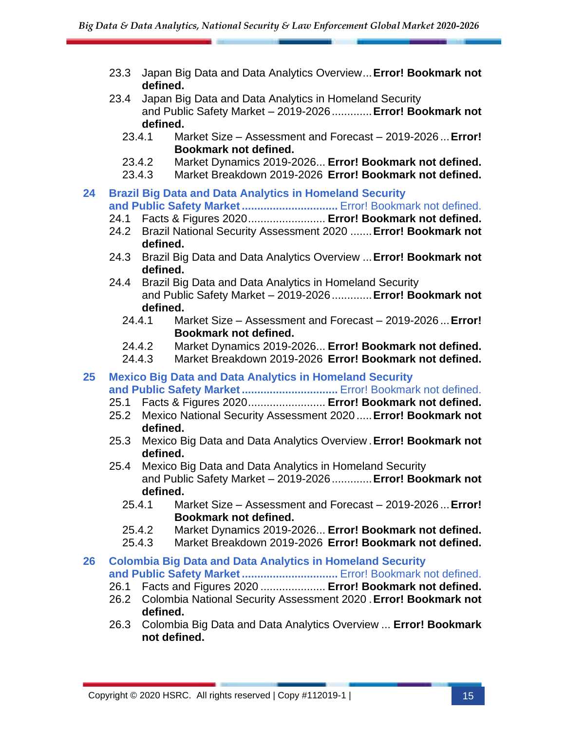- 23.3 Japan Big Data and Data Analytics Overview... **Error! Bookmark not defined.**
- 23.4 Japan Big Data and Data Analytics in Homeland Security and Public Safety Market – 2019-2026............ **Error! Bookmark not defined.**
  - 23.4.1 Market Size – Assessment and Forecast – 2019-2026... **Error! Bookmark not defined.**
  - 23.4.2 Market Dynamics 2019-2026... **Error! Bookmark not defined.**
  - 23.4.3 Market Breakdown 2019-2026 **Error! Bookmark not defined.**

**24 Brazil Big Data and Data Analytics in Homeland Security and Public Safety Market** ............................... Error! Bookmark not defined.

- 24.1 Facts & Figures 2020......................... **Error! Bookmark not defined.**
- 24.2 Brazil National Security Assessment 2020 ....... **Error! Bookmark not defined.**
- 24.3 Brazil Big Data and Data Analytics Overview ... **Error! Bookmark not defined.**
- 24.4 Brazil Big Data and Data Analytics in Homeland Security and Public Safety Market – 2019-2026............ **Error! Bookmark not defined.**
  - 24.4.1 Market Size – Assessment and Forecast – 2019-2026... **Error! Bookmark not defined.**
  - 24.4.2 Market Dynamics 2019-2026... **Error! Bookmark not defined.**
  - 24.4.3 Market Breakdown 2019-2026 **Error! Bookmark not defined.**

**25 Mexico Big Data and Data Analytics in Homeland Security and Public Safety Market** ............................... Error! Bookmark not defined.

- 25.1 Facts & Figures 2020......................... **Error! Bookmark not defined.**
- 25.2 Mexico National Security Assessment 2020..... **Error! Bookmark not defined.**
- 25.3 Mexico Big Data and Data Analytics Overview . **Error! Bookmark not defined.**
- 25.4 Mexico Big Data and Data Analytics in Homeland Security and Public Safety Market – 2019-2026............ **Error! Bookmark not defined.**
  - 25.4.1 Market Size – Assessment and Forecast – 2019-2026... **Error! Bookmark not defined.**
  - 25.4.2 Market Dynamics 2019-2026... **Error! Bookmark not defined.**
  - 25.4.3 Market Breakdown 2019-2026 **Error! Bookmark not defined.**

**26 Colombia Big Data and Data Analytics in Homeland Security and Public Safety Market** ............................... Error! Bookmark not defined.

- 26.1 Facts and Figures 2020 ..................... **Error! Bookmark not defined.**
- 26.2 Colombia National Security Assessment 2020 . **Error! Bookmark not defined.**
- 26.3 Colombia Big Data and Data Analytics Overview ... **Error! Bookmark not defined.**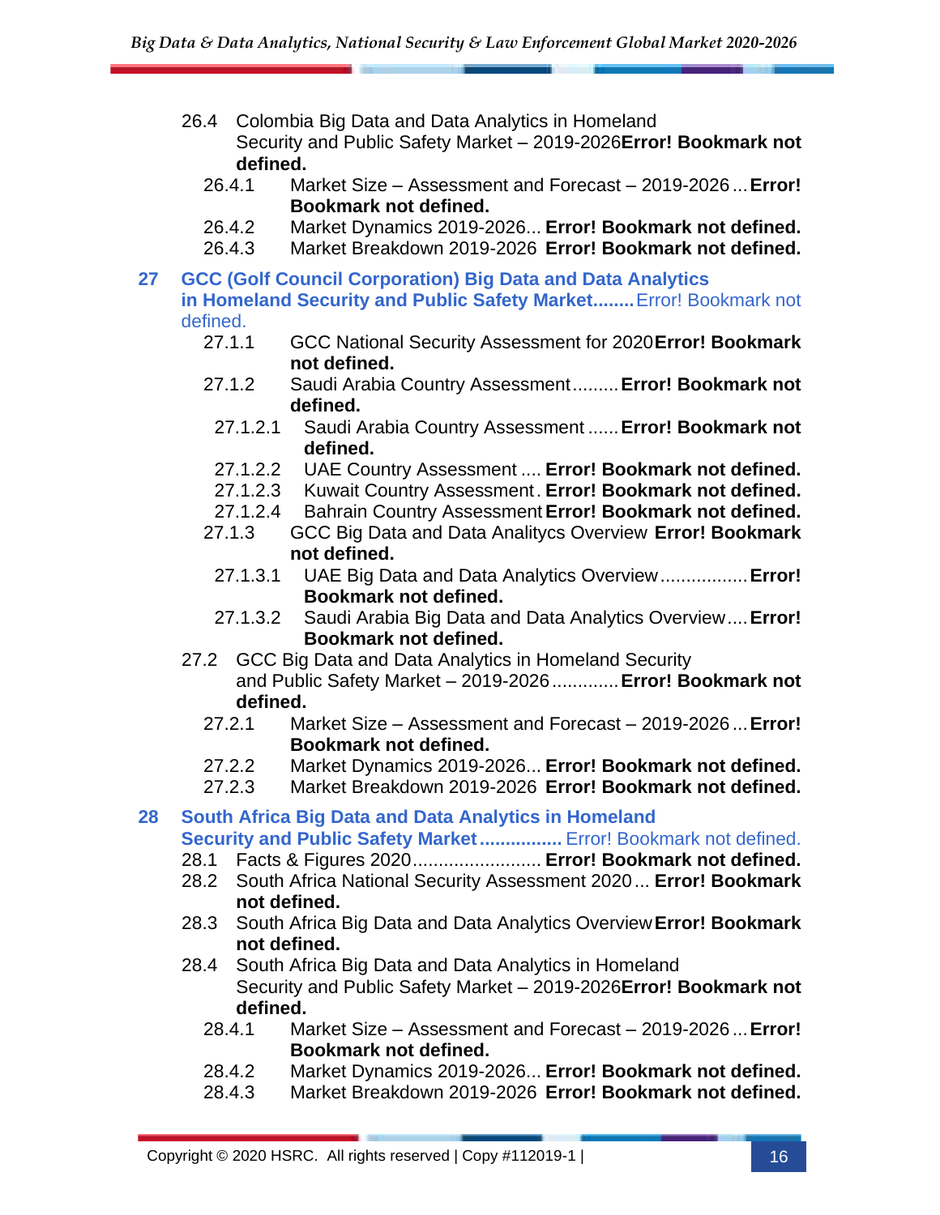- 26.4 Colombia Big Data and Data Analytics in Homeland Security and Public Safety Market – 2019-2026 **Error! Bookmark not defined.**
  - 26.4.1 Market Size – Assessment and Forecast – 2019-2026 ... **Error! Bookmark not defined.**
  - 26.4.2 Market Dynamics 2019-2026... **Error! Bookmark not defined.**
  - 26.4.3 Market Breakdown 2019-2026 **Error! Bookmark not defined.**

**27 GCC (Golf Council Corporation) Big Data and Data Analytics in Homeland Security and Public Safety Market........** Error! Bookmark not defined.

- 27.1.1 GCC National Security Assessment for 2020 **Error! Bookmark not defined.**
- 27.1.2 Saudi Arabia Country Assessment......... **Error! Bookmark not defined.**
  - 27.1.2.1 Saudi Arabia Country Assessment ...... **Error! Bookmark not defined.**
  - 27.1.2.2 UAE Country Assessment .... **Error! Bookmark not defined.**
  - 27.1.2.3 Kuwait Country Assessment. **Error! Bookmark not defined.**
  - 27.1.2.4 Bahrain Country Assessment **Error! Bookmark not defined.**
- 27.1.3 GCC Big Data and Data Analitycs Overview **Error! Bookmark not defined.**
  - 27.1.3.1 UAE Big Data and Data Analytics Overview................. **Error! Bookmark not defined.**
  - 27.1.3.2 Saudi Arabia Big Data and Data Analytics Overview.... **Error! Bookmark not defined.**
- 27.2 GCC Big Data and Data Analytics in Homeland Security and Public Safety Market – 2019-2026............. **Error! Bookmark not defined.**
  - 27.2.1 Market Size – Assessment and Forecast – 2019-2026 ... **Error! Bookmark not defined.**
  - 27.2.2 Market Dynamics 2019-2026... **Error! Bookmark not defined.**
  - 27.2.3 Market Breakdown 2019-2026 **Error! Bookmark not defined.**

**28 South Africa Big Data and Data Analytics in Homeland Security and Public Safety Market................** Error! Bookmark not defined.

- 28.1 Facts & Figures 2020......................... **Error! Bookmark not defined.**
- 28.2 South Africa National Security Assessment 2020 ... **Error! Bookmark not defined.**
- 28.3 South Africa Big Data and Data Analytics Overview **Error! Bookmark not defined.**
- 28.4 South Africa Big Data and Data Analytics in Homeland Security and Public Safety Market – 2019-2026 **Error! Bookmark not defined.**
  - 28.4.1 Market Size – Assessment and Forecast – 2019-2026 ... **Error! Bookmark not defined.**
  - 28.4.2 Market Dynamics 2019-2026... **Error! Bookmark not defined.**
  - 28.4.3 Market Breakdown 2019-2026 **Error! Bookmark not defined.**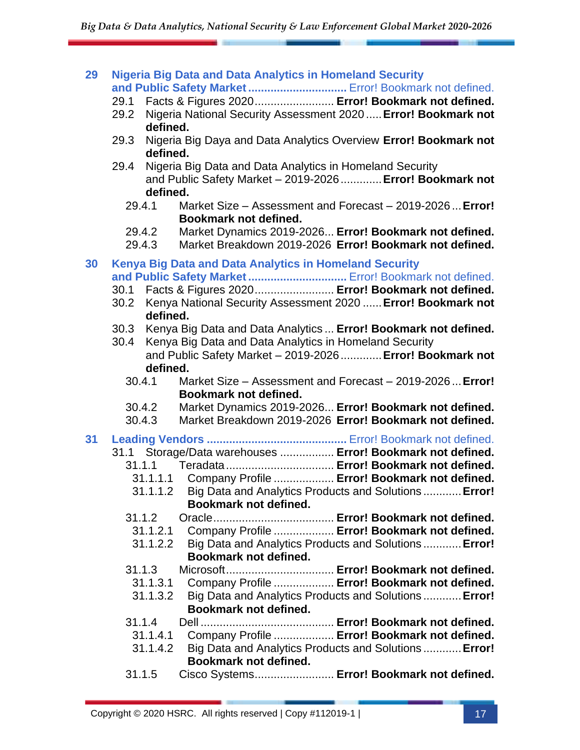29 Nigeria Big Data and Data Analytics in Homeland Security and Public Safety Market .............................. Error! Bookmark not defined.

29.1 Facts & Figures 2020......................... **Error! Bookmark not defined.**

29.2 Nigeria National Security Assessment 2020 ..... **Error! Bookmark not defined.**

29.3 Nigeria Big Daya and Data Analytics Overview **Error! Bookmark not defined.**

29.4 Nigeria Big Data and Data Analytics in Homeland Security and Public Safety Market – 2019-2026 ............ **Error! Bookmark not defined.**

29.4.1 Market Size – Assessment and Forecast – 2019-2026 ... **Error! Bookmark not defined.**

29.4.2 Market Dynamics 2019-2026... **Error! Bookmark not defined.**

29.4.3 Market Breakdown 2019-2026 **Error! Bookmark not defined.**

30 Kenya Big Data and Data Analytics in Homeland Security and Public Safety Market .............................. Error! Bookmark not defined.

30.1 Facts & Figures 2020......................... **Error! Bookmark not defined.**

30.2 Kenya National Security Assessment 2020 ...... **Error! Bookmark not defined.**

30.3 Kenya Big Data and Data Analytics ... **Error! Bookmark not defined.**

30.4 Kenya Big Data and Data Analytics in Homeland Security and Public Safety Market – 2019-2026 ............ **Error! Bookmark not defined.**

30.4.1 Market Size – Assessment and Forecast – 2019-2026 ... **Error! Bookmark not defined.**

30.4.2 Market Dynamics 2019-2026... **Error! Bookmark not defined.**

30.4.3 Market Breakdown 2019-2026 **Error! Bookmark not defined.**

31 Leading Vendors ........................................... Error! Bookmark not defined.

31.1 Storage/Data warehouses ................. **Error! Bookmark not defined.**

31.1.1 Teradata ................................. **Error! Bookmark not defined.**

31.1.1.1 Company Profile .................. **Error! Bookmark not defined.**

31.1.1.2 Big Data and Analytics Products and Solutions ........... **Error! Bookmark not defined.**

31.1.2 Oracle..................................... **Error! Bookmark not defined.**

31.1.2.1 Company Profile .................. **Error! Bookmark not defined.**

31.1.2.2 Big Data and Analytics Products and Solutions ........... **Error! Bookmark not defined.**

31.1.3 Microsoft................................. **Error! Bookmark not defined.**

31.1.3.1 Company Profile .................. **Error! Bookmark not defined.**

31.1.3.2 Big Data and Analytics Products and Solutions ........... **Error! Bookmark not defined.**

31.1.4 Dell .......................................... **Error! Bookmark not defined.**

31.1.4.1 Company Profile .................. **Error! Bookmark not defined.**

31.1.4.2 Big Data and Analytics Products and Solutions ........... **Error! Bookmark not defined.**

31.1.5 Cisco Systems......................... **Error! Bookmark not defined.**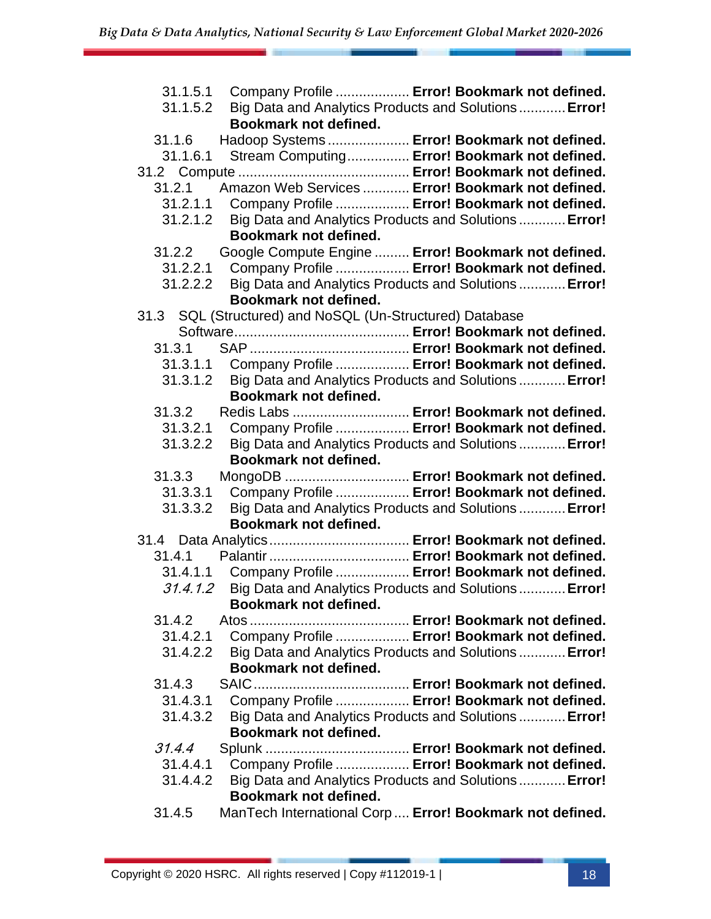31.1.5.1 Company Profile .................. **Error! Bookmark not defined.**
31.1.5.2 Big Data and Analytics Products and Solutions ........... **Error! Bookmark not defined.**
31.1.6 Hadoop Systems .................... **Error! Bookmark not defined.**
31.1.6.1 Stream Computing ................ **Error! Bookmark not defined.**
31.2 Compute ........................................... **Error! Bookmark not defined.**
31.2.1 Amazon Web Services ........... **Error! Bookmark not defined.**
31.2.1.1 Company Profile .................. **Error! Bookmark not defined.**
31.2.1.2 Big Data and Analytics Products and Solutions ........... **Error! Bookmark not defined.**
31.2.2 Google Compute Engine ......... **Error! Bookmark not defined.**
31.2.2.1 Company Profile .................. **Error! Bookmark not defined.**
31.2.2.2 Big Data and Analytics Products and Solutions ........... **Error! Bookmark not defined.**
31.3 SQL (Structured) and NoSQL (Un-Structured) Database Software............................................ **Error! Bookmark not defined.**
31.3.1 SAP ........................................ **Error! Bookmark not defined.**
31.3.1.1 Company Profile .................. **Error! Bookmark not defined.**
31.3.1.2 Big Data and Analytics Products and Solutions ........... **Error! Bookmark not defined.**
31.3.2 Redis Labs ............................. **Error! Bookmark not defined.**
31.3.2.1 Company Profile .................. **Error! Bookmark not defined.**
31.3.2.2 Big Data and Analytics Products and Solutions ........... **Error! Bookmark not defined.**
31.3.3 MongoDB ............................... **Error! Bookmark not defined.**
31.3.3.1 Company Profile .................. **Error! Bookmark not defined.**
31.3.3.2 Big Data and Analytics Products and Solutions ........... **Error! Bookmark not defined.**
31.4 Data Analytics.................................... **Error! Bookmark not defined.**
31.4.1 Palantir .................................... **Error! Bookmark not defined.**
31.4.1.1 Company Profile .................. **Error! Bookmark not defined.**
*31.4.1.2* Big Data and Analytics Products and Solutions ........... **Error! Bookmark not defined.**
31.4.2 Atos ........................................ **Error! Bookmark not defined.**
31.4.2.1 Company Profile .................. **Error! Bookmark not defined.**
31.4.2.2 Big Data and Analytics Products and Solutions ........... **Error! Bookmark not defined.**
31.4.3 SAIC ....................................... **Error! Bookmark not defined.**
31.4.3.1 Company Profile .................. **Error! Bookmark not defined.**
31.4.3.2 Big Data and Analytics Products and Solutions ........... **Error! Bookmark not defined.**
*31.4.4* Splunk .................................... **Error! Bookmark not defined.**
31.4.4.1 Company Profile .................. **Error! Bookmark not defined.**
31.4.4.2 Big Data and Analytics Products and Solutions ........... **Error! Bookmark not defined.**
31.4.5 ManTech International Corp .... **Error! Bookmark not defined.**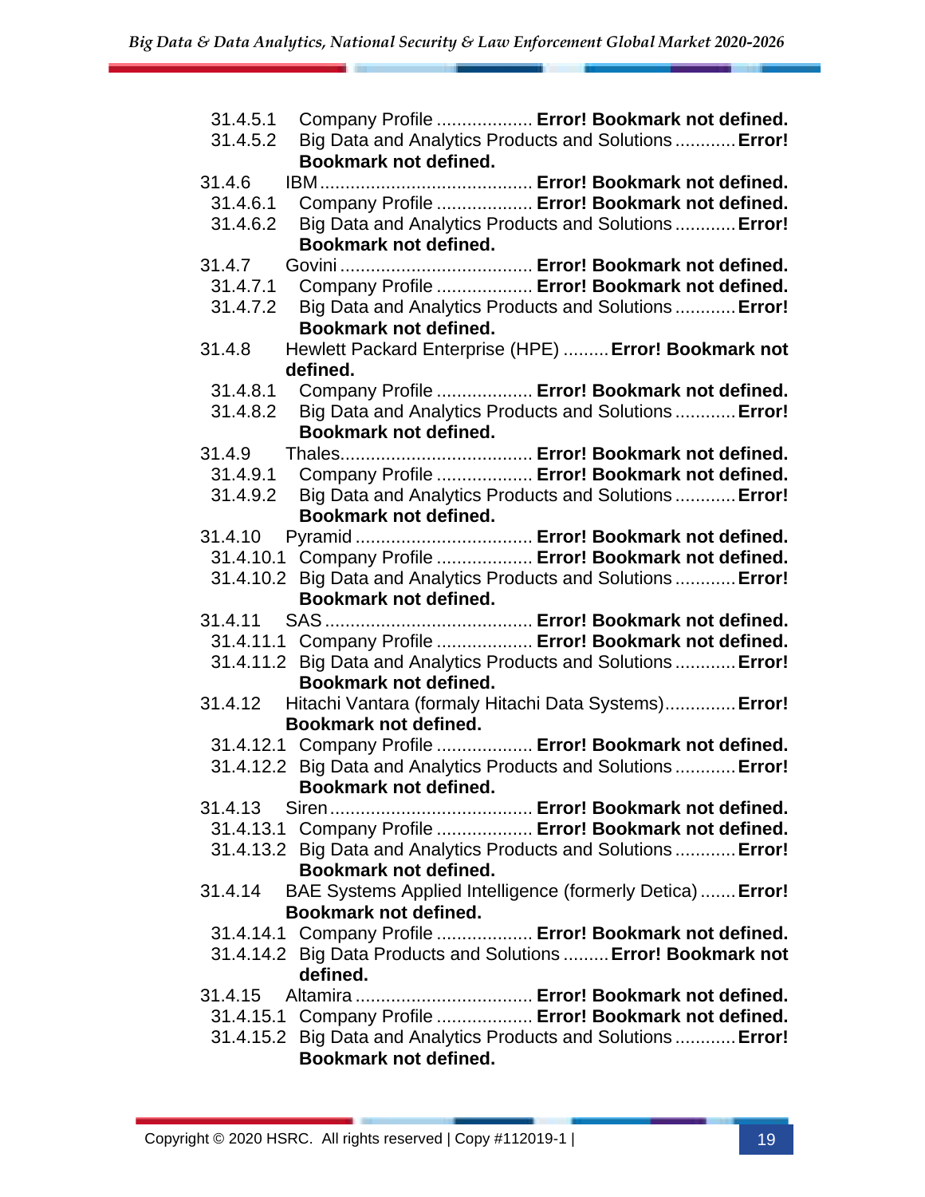31.4.5.1 Company Profile .................. **Error! Bookmark not defined.**
31.4.5.2 Big Data and Analytics Products and Solutions ........... **Error! Bookmark not defined.**
31.4.6 IBM ......................................... **Error! Bookmark not defined.**
31.4.6.1 Company Profile .................. **Error! Bookmark not defined.**
31.4.6.2 Big Data and Analytics Products and Solutions ........... **Error! Bookmark not defined.**
31.4.7 Govini ..................................... **Error! Bookmark not defined.**
31.4.7.1 Company Profile .................. **Error! Bookmark not defined.**
31.4.7.2 Big Data and Analytics Products and Solutions ........... **Error! Bookmark not defined.**
31.4.8 Hewlett Packard Enterprise (HPE) ......... **Error! Bookmark not defined.**
31.4.8.1 Company Profile .................. **Error! Bookmark not defined.**
31.4.8.2 Big Data and Analytics Products and Solutions ........... **Error! Bookmark not defined.**
31.4.9 Thales..................................... **Error! Bookmark not defined.**
31.4.9.1 Company Profile .................. **Error! Bookmark not defined.**
31.4.9.2 Big Data and Analytics Products and Solutions ........... **Error! Bookmark not defined.**
31.4.10 Pyramid .................................. **Error! Bookmark not defined.**
31.4.10.1 Company Profile .................. **Error! Bookmark not defined.**
31.4.10.2 Big Data and Analytics Products and Solutions ........... **Error! Bookmark not defined.**
31.4.11 SAS ........................................ **Error! Bookmark not defined.**
31.4.11.1 Company Profile .................. **Error! Bookmark not defined.**
31.4.11.2 Big Data and Analytics Products and Solutions ........... **Error! Bookmark not defined.**
31.4.12 Hitachi Vantara (formaly Hitachi Data Systems)............. **Error! Bookmark not defined.**
31.4.12.1 Company Profile .................. **Error! Bookmark not defined.**
31.4.12.2 Big Data and Analytics Products and Solutions ........... **Error! Bookmark not defined.**
31.4.13 Siren ....................................... **Error! Bookmark not defined.**
31.4.13.1 Company Profile .................. **Error! Bookmark not defined.**
31.4.13.2 Big Data and Analytics Products and Solutions ........... **Error! Bookmark not defined.**
31.4.14 BAE Systems Applied Intelligence (formerly Detica) ....... **Error! Bookmark not defined.**
31.4.14.1 Company Profile .................. **Error! Bookmark not defined.**
31.4.14.2 Big Data Products and Solutions ......... **Error! Bookmark not defined.**
31.4.15 Altamira .................................. **Error! Bookmark not defined.**
31.4.15.1 Company Profile .................. **Error! Bookmark not defined.**
31.4.15.2 Big Data and Analytics Products and Solutions ........... **Error! Bookmark not defined.**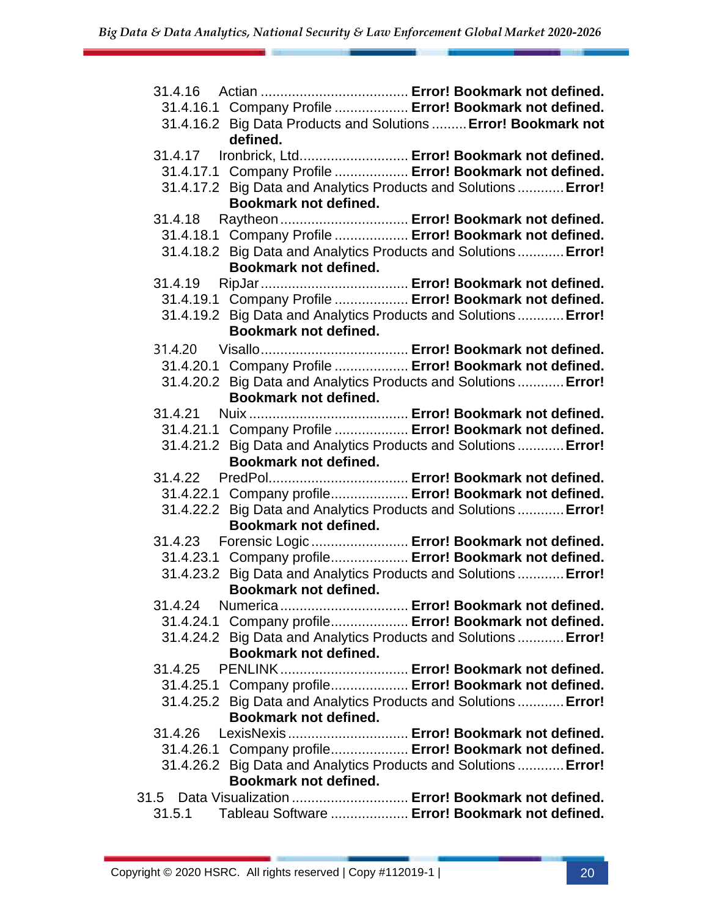31.4.16 Actian ..................................... **Error! Bookmark not defined.**
- 31.4.16.1 Company Profile .................. **Error! Bookmark not defined.**
- 31.4.16.2 Big Data Products and Solutions ......... **Error! Bookmark not defined.**

31.4.17 Ironbrick, Ltd........................... **Error! Bookmark not defined.**
- 31.4.17.1 Company Profile .................. **Error! Bookmark not defined.**
- 31.4.17.2 Big Data and Analytics Products and Solutions ........... **Error! Bookmark not defined.**

31.4.18 Raytheon ................................ **Error! Bookmark not defined.**
- 31.4.18.1 Company Profile .................. **Error! Bookmark not defined.**
- 31.4.18.2 Big Data and Analytics Products and Solutions ........... **Error! Bookmark not defined.**

31.4.19 RipJar ..................................... **Error! Bookmark not defined.**
- 31.4.19.1 Company Profile .................. **Error! Bookmark not defined.**
- 31.4.19.2 Big Data and Analytics Products and Solutions ........... **Error! Bookmark not defined.**

31.4.20 Visallo..................................... **Error! Bookmark not defined.**
- 31.4.20.1 Company Profile .................. **Error! Bookmark not defined.**
- 31.4.20.2 Big Data and Analytics Products and Solutions ........... **Error! Bookmark not defined.**

31.4.21 Nuix ........................................ **Error! Bookmark not defined.**
- 31.4.21.1 Company Profile .................. **Error! Bookmark not defined.**
- 31.4.21.2 Big Data and Analytics Products and Solutions ........... **Error! Bookmark not defined.**

31.4.22 PredPol................................... **Error! Bookmark not defined.**
- 31.4.22.1 Company profile................... **Error! Bookmark not defined.**
- 31.4.22.2 Big Data and Analytics Products and Solutions ........... **Error! Bookmark not defined.**

31.4.23 Forensic Logic ......................... **Error! Bookmark not defined.**
- 31.4.23.1 Company profile................... **Error! Bookmark not defined.**
- 31.4.23.2 Big Data and Analytics Products and Solutions ........... **Error! Bookmark not defined.**

31.4.24 Numerica ................................ **Error! Bookmark not defined.**
- 31.4.24.1 Company profile................... **Error! Bookmark not defined.**
- 31.4.24.2 Big Data and Analytics Products and Solutions ........... **Error! Bookmark not defined.**

31.4.25 PENLINK ................................ **Error! Bookmark not defined.**
- 31.4.25.1 Company profile................... **Error! Bookmark not defined.**
- 31.4.25.2 Big Data and Analytics Products and Solutions ........... **Error! Bookmark not defined.**

31.4.26 LexisNexis .............................. **Error! Bookmark not defined.**
- 31.4.26.1 Company profile................... **Error! Bookmark not defined.**
- 31.4.26.2 Big Data and Analytics Products and Solutions ........... **Error! Bookmark not defined.**

31.5 Data Visualization .............................. **Error! Bookmark not defined.**

31.5.1 Tableau Software .................... **Error! Bookmark not defined.**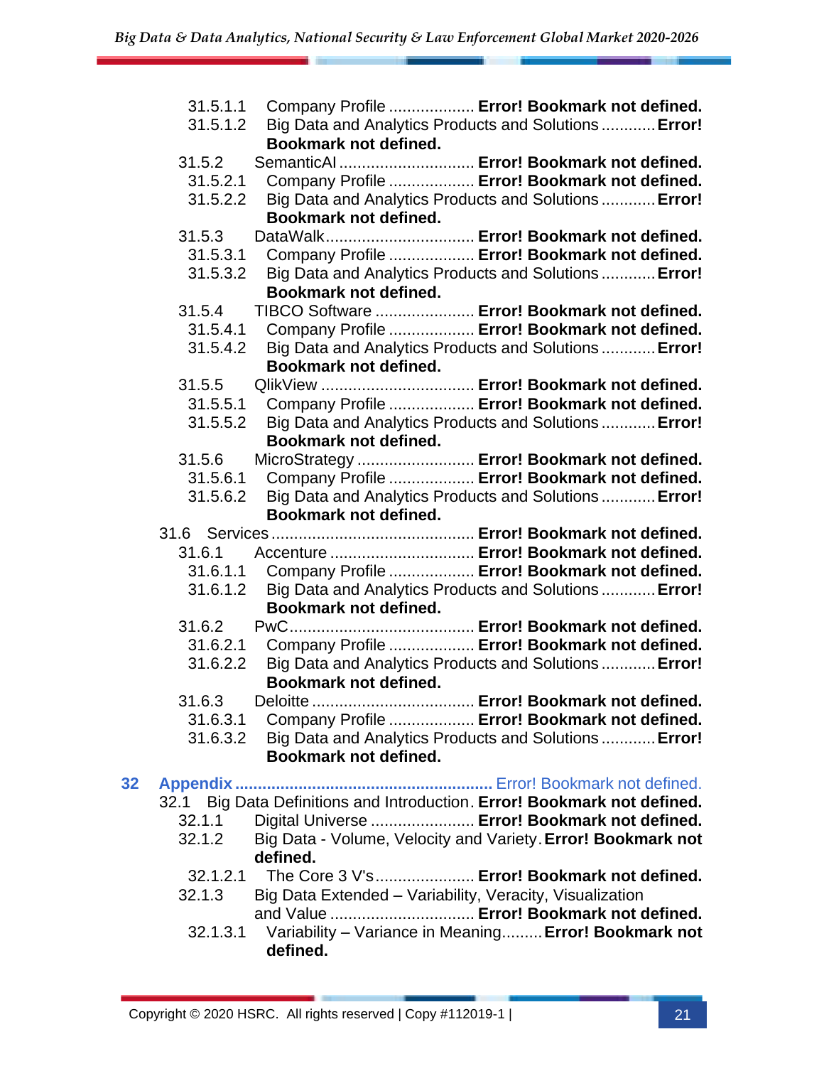31.5.1.1 Company Profile .................. **Error! Bookmark not defined.**
31.5.1.2 Big Data and Analytics Products and Solutions ........... **Error! Bookmark not defined.**
31.5.2 SemanticAI ............................. **Error! Bookmark not defined.**
31.5.2.1 Company Profile .................. **Error! Bookmark not defined.**
31.5.2.2 Big Data and Analytics Products and Solutions ........... **Error! Bookmark not defined.**
31.5.3 DataWalk................................ **Error! Bookmark not defined.**
31.5.3.1 Company Profile .................. **Error! Bookmark not defined.**
31.5.3.2 Big Data and Analytics Products and Solutions ........... **Error! Bookmark not defined.**
31.5.4 TIBCO Software ..................... **Error! Bookmark not defined.**
31.5.4.1 Company Profile .................. **Error! Bookmark not defined.**
31.5.4.2 Big Data and Analytics Products and Solutions ........... **Error! Bookmark not defined.**
31.5.5 QlikView ................................. **Error! Bookmark not defined.**
31.5.5.1 Company Profile .................. **Error! Bookmark not defined.**
31.5.5.2 Big Data and Analytics Products and Solutions ........... **Error! Bookmark not defined.**
31.5.6 MicroStrategy ......................... **Error! Bookmark not defined.**
31.5.6.1 Company Profile .................. **Error! Bookmark not defined.**
31.5.6.2 Big Data and Analytics Products and Solutions ........... **Error! Bookmark not defined.**
31.6 Services ............................................ **Error! Bookmark not defined.**
31.6.1 Accenture ............................... **Error! Bookmark not defined.**
31.6.1.1 Company Profile .................. **Error! Bookmark not defined.**
31.6.1.2 Big Data and Analytics Products and Solutions ........... **Error! Bookmark not defined.**
31.6.2 PwC........................................ **Error! Bookmark not defined.**
31.6.2.1 Company Profile .................. **Error! Bookmark not defined.**
31.6.2.2 Big Data and Analytics Products and Solutions ........... **Error! Bookmark not defined.**
31.6.3 Deloitte ................................... **Error! Bookmark not defined.**
31.6.3.1 Company Profile .................. **Error! Bookmark not defined.**
31.6.3.2 Big Data and Analytics Products and Solutions ........... **Error! Bookmark not defined.**

**32 Appendix** ....................................................... Error! Bookmark not defined.
32.1 Big Data Definitions and Introduction. **Error! Bookmark not defined.**
32.1.1 Digital Universe ...................... **Error! Bookmark not defined.**
32.1.2 Big Data - Volume, Velocity and Variety. **Error! Bookmark not defined.**
32.1.2.1 The Core 3 V's...................... **Error! Bookmark not defined.**
32.1.3 Big Data Extended – Variability, Veracity, Visualization and Value ............................... **Error! Bookmark not defined.**
32.1.3.1 Variability – Variance in Meaning......... **Error! Bookmark not defined.**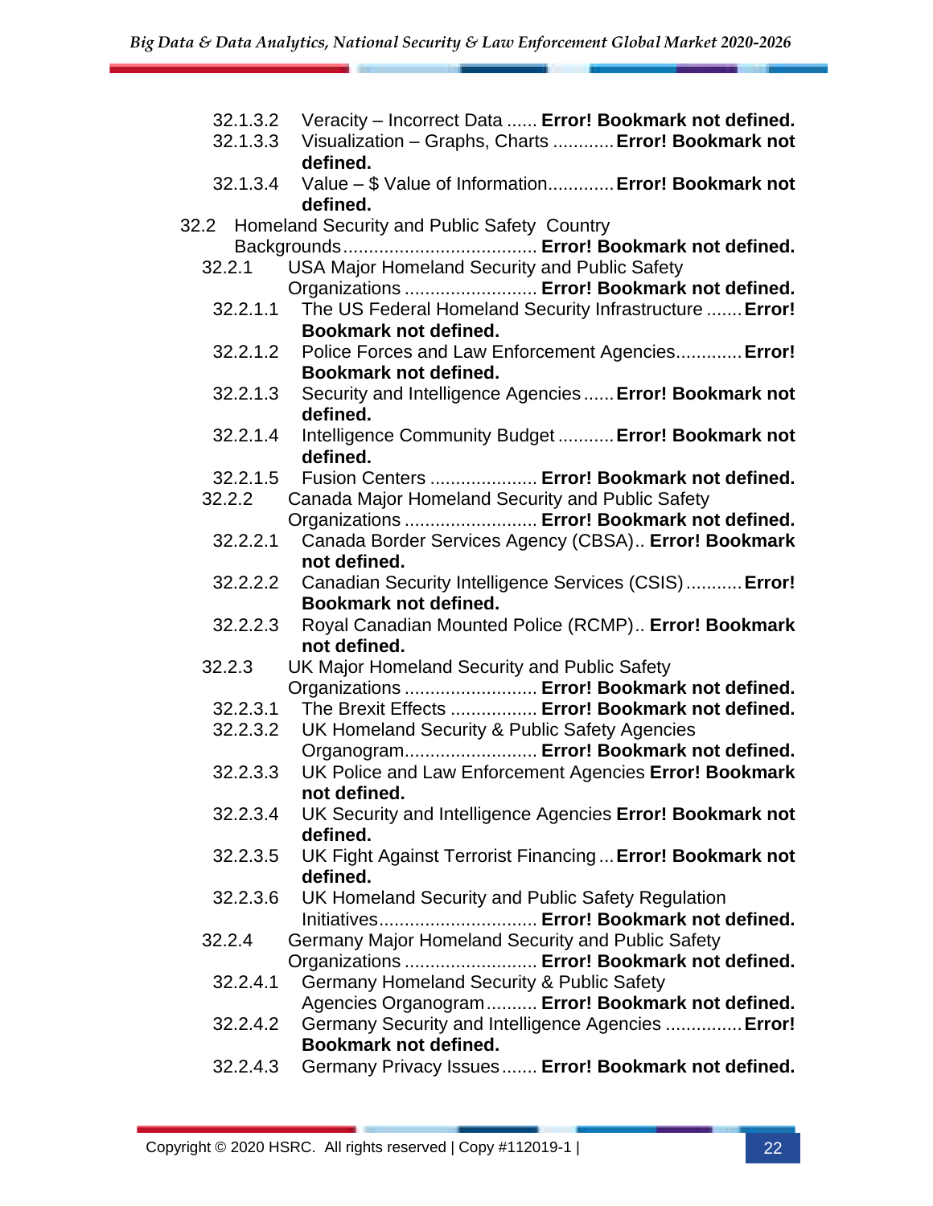32.1.3.2 Veracity – Incorrect Data ...... **Error! Bookmark not defined.**
32.1.3.3 Visualization – Graphs, Charts ............ **Error! Bookmark not defined.**
32.1.3.4 Value – $ Value of Information............ **Error! Bookmark not defined.**

32.2 Homeland Security and Public Safety Country Backgrounds...................................... **Error! Bookmark not defined.**

32.2.1 USA Major Homeland Security and Public Safety Organizations .......................... **Error! Bookmark not defined.**

32.2.1.1 The US Federal Homeland Security Infrastructure ....... **Error! Bookmark not defined.**
32.2.1.2 Police Forces and Law Enforcement Agencies............. **Error! Bookmark not defined.**
32.2.1.3 Security and Intelligence Agencies ...... **Error! Bookmark not defined.**
32.2.1.4 Intelligence Community Budget ........... **Error! Bookmark not defined.**
32.2.1.5 Fusion Centers .................... **Error! Bookmark not defined.**

32.2.2 Canada Major Homeland Security and Public Safety Organizations .......................... **Error! Bookmark not defined.**

32.2.2.1 Canada Border Services Agency (CBSA).. **Error! Bookmark not defined.**
32.2.2.2 Canadian Security Intelligence Services (CSIS)........... **Error! Bookmark not defined.**
32.2.2.3 Royal Canadian Mounted Police (RCMP).. **Error! Bookmark not defined.**

32.2.3 UK Major Homeland Security and Public Safety Organizations .......................... **Error! Bookmark not defined.**

32.2.3.1 The Brexit Effects ................. **Error! Bookmark not defined.**
32.2.3.2 UK Homeland Security & Public Safety Agencies Organogram.......................... **Error! Bookmark not defined.**
32.2.3.3 UK Police and Law Enforcement Agencies **Error! Bookmark not defined.**
32.2.3.4 UK Security and Intelligence Agencies **Error! Bookmark not defined.**
32.2.3.5 UK Fight Against Terrorist Financing ... **Error! Bookmark not defined.**
32.2.3.6 UK Homeland Security and Public Safety Regulation Initiatives.............................. **Error! Bookmark not defined.**

32.2.4 Germany Major Homeland Security and Public Safety Organizations .......................... **Error! Bookmark not defined.**

32.2.4.1 Germany Homeland Security & Public Safety Agencies Organogram.......... **Error! Bookmark not defined.**
32.2.4.2 Germany Security and Intelligence Agencies .............. **Error! Bookmark not defined.**
32.2.4.3 Germany Privacy Issues....... **Error! Bookmark not defined.**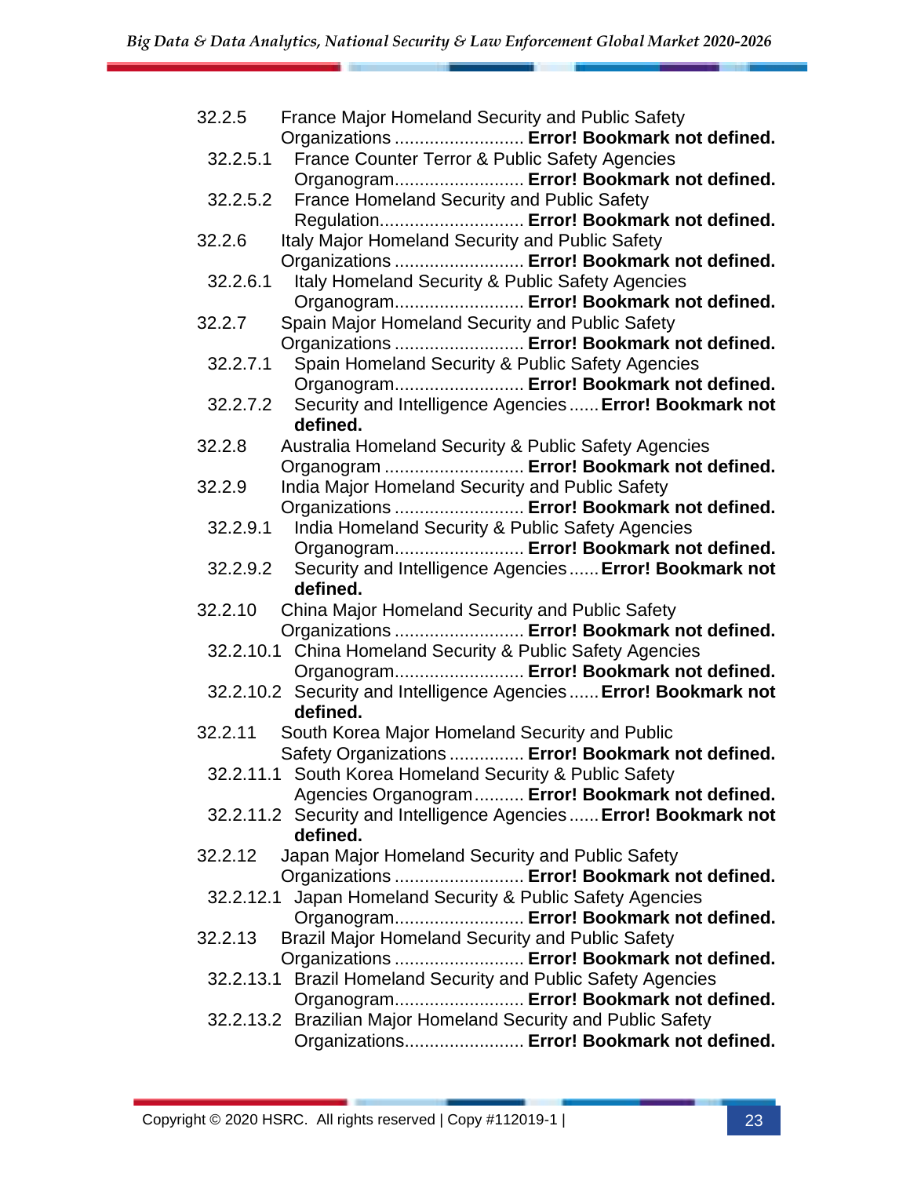32.2.5 France Major Homeland Security and Public Safety Organizations .......................... **Error! Bookmark not defined.**

32.2.5.1 France Counter Terror & Public Safety Agencies Organogram.......................... **Error! Bookmark not defined.**

32.2.5.2 France Homeland Security and Public Safety Regulation............................ **Error! Bookmark not defined.**

32.2.6 Italy Major Homeland Security and Public Safety Organizations .......................... **Error! Bookmark not defined.**

32.2.6.1 Italy Homeland Security & Public Safety Agencies Organogram.......................... **Error! Bookmark not defined.**

32.2.7 Spain Major Homeland Security and Public Safety Organizations .......................... **Error! Bookmark not defined.**

32.2.7.1 Spain Homeland Security & Public Safety Agencies Organogram.......................... **Error! Bookmark not defined.**

32.2.7.2 Security and Intelligence Agencies ...... **Error! Bookmark not defined.**

32.2.8 Australia Homeland Security & Public Safety Agencies Organogram ........................... **Error! Bookmark not defined.**

32.2.9 India Major Homeland Security and Public Safety Organizations .......................... **Error! Bookmark not defined.**

32.2.9.1 India Homeland Security & Public Safety Agencies Organogram.......................... **Error! Bookmark not defined.**

32.2.9.2 Security and Intelligence Agencies ...... **Error! Bookmark not defined.**

32.2.10 China Major Homeland Security and Public Safety Organizations .......................... **Error! Bookmark not defined.**

32.2.10.1 China Homeland Security & Public Safety Agencies Organogram.......................... **Error! Bookmark not defined.**

32.2.10.2 Security and Intelligence Agencies ...... **Error! Bookmark not defined.**

32.2.11 South Korea Major Homeland Security and Public Safety Organizations ............... **Error! Bookmark not defined.**

32.2.11.1 South Korea Homeland Security & Public Safety Agencies Organogram.......... **Error! Bookmark not defined.**

32.2.11.2 Security and Intelligence Agencies ...... **Error! Bookmark not defined.**

32.2.12 Japan Major Homeland Security and Public Safety Organizations .......................... **Error! Bookmark not defined.**

32.2.12.1 Japan Homeland Security & Public Safety Agencies Organogram.......................... **Error! Bookmark not defined.**

32.2.13 Brazil Major Homeland Security and Public Safety Organizations .......................... **Error! Bookmark not defined.**

32.2.13.1 Brazil Homeland Security and Public Safety Agencies Organogram.......................... **Error! Bookmark not defined.**

32.2.13.2 Brazilian Major Homeland Security and Public Safety Organizations........................ **Error! Bookmark not defined.**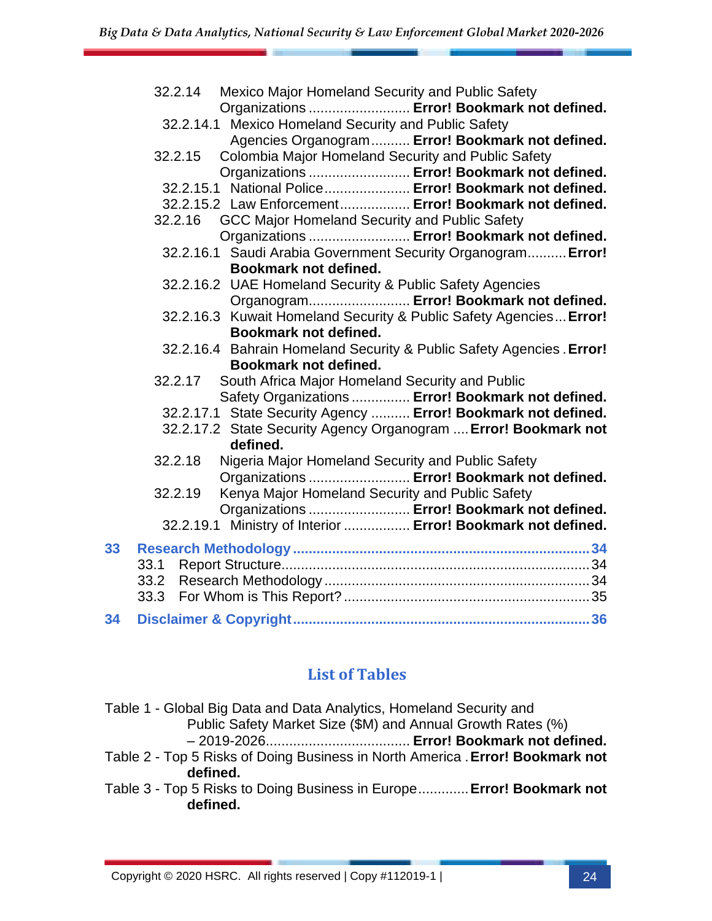32.2.14 Mexico Major Homeland Security and Public Safety Organizations .......................... **Error! Bookmark not defined.**

32.2.14.1 Mexico Homeland Security and Public Safety Agencies Organogram .......... **Error! Bookmark not defined.**

32.2.15 Colombia Major Homeland Security and Public Safety Organizations .......................... **Error! Bookmark not defined.**

32.2.15.1 National Police ...................... **Error! Bookmark not defined.**

32.2.15.2 Law Enforcement ................. **Error! Bookmark not defined.**

32.2.16 GCC Major Homeland Security and Public Safety Organizations .......................... **Error! Bookmark not defined.**

32.2.16.1 Saudi Arabia Government Security Organogram .......... **Error! Bookmark not defined.**

32.2.16.2 UAE Homeland Security & Public Safety Agencies Organogram......................... **Error! Bookmark not defined.**

32.2.16.3 Kuwait Homeland Security & Public Safety Agencies ... **Error! Bookmark not defined.**

32.2.16.4 Bahrain Homeland Security & Public Safety Agencies . **Error! Bookmark not defined.**

32.2.17 South Africa Major Homeland Security and Public Safety Organizations ............... **Error! Bookmark not defined.**

32.2.17.1 State Security Agency .......... **Error! Bookmark not defined.**

32.2.17.2 State Security Agency Organogram .... **Error! Bookmark not defined.**

32.2.18 Nigeria Major Homeland Security and Public Safety Organizations .......................... **Error! Bookmark not defined.**

32.2.19 Kenya Major Homeland Security and Public Safety Organizations .......................... **Error! Bookmark not defined.**

32.2.19.1 Ministry of Interior ................. **Error! Bookmark not defined.**

**33 Research Methodology ......................................................................... 34**

33.1 Report Structure ............................................................................. 34

33.2 Research Methodology .................................................................. 34

33.3 For Whom is This Report? ............................................................. 35

**34 Disclaimer & Copyright ......................................................................... 36**

## List of Tables

Table 1 - Global Big Data and Data Analytics, Homeland Security and Public Safety Market Size ($M) and Annual Growth Rates (%) – 2019-2026.................................... **Error! Bookmark not defined.**

Table 2 - Top 5 Risks of Doing Business in North America . **Error! Bookmark not defined.**

Table 3 - Top 5 Risks to Doing Business in Europe ............. **Error! Bookmark not defined.**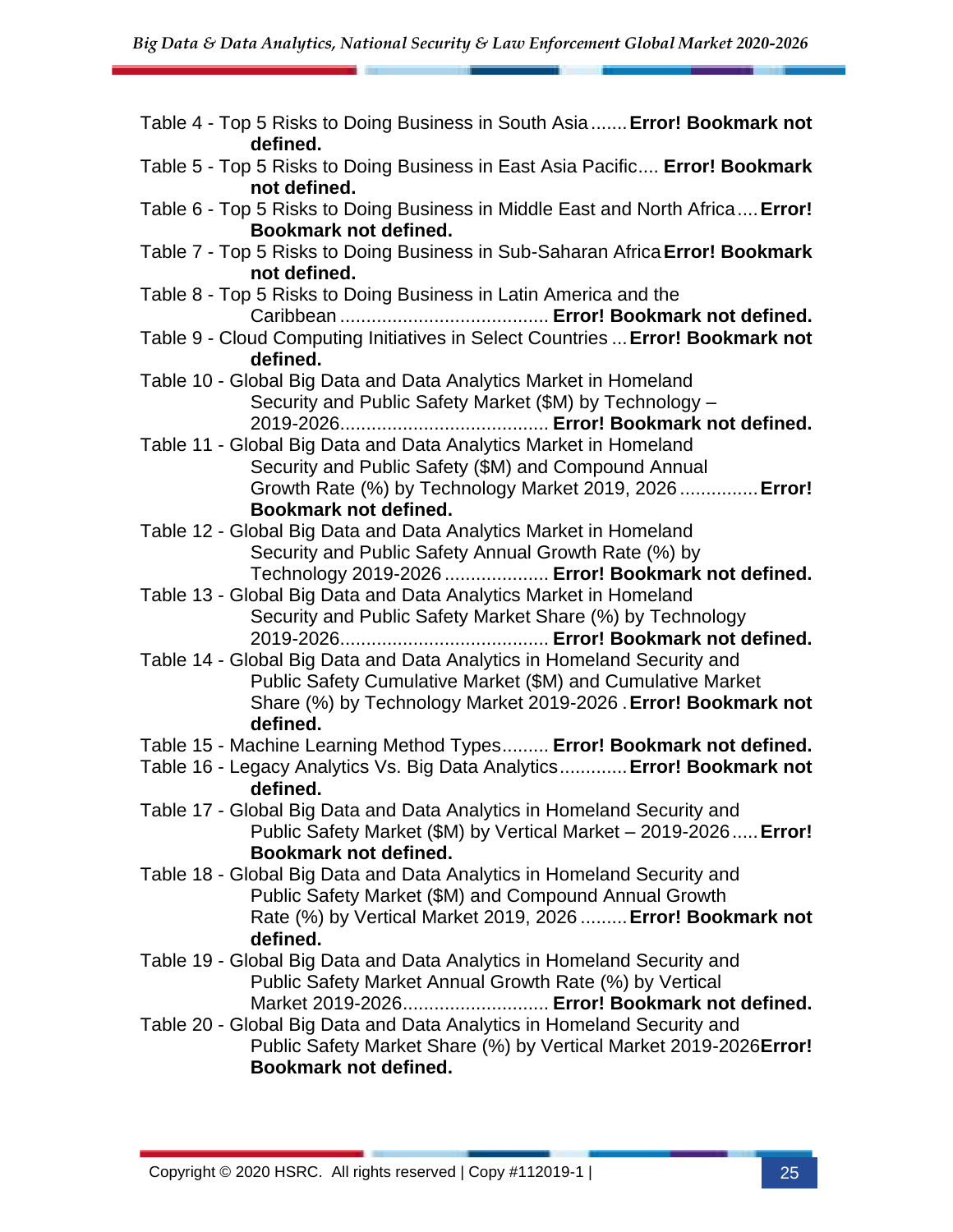Table 4 - Top 5 Risks to Doing Business in South Asia....... **Error! Bookmark not defined.**

Table 5 - Top 5 Risks to Doing Business in East Asia Pacific.... **Error! Bookmark not defined.**

Table 6 - Top 5 Risks to Doing Business in Middle East and North Africa.... **Error! Bookmark not defined.**

Table 7 - Top 5 Risks to Doing Business in Sub-Saharan Africa **Error! Bookmark not defined.**

Table 8 - Top 5 Risks to Doing Business in Latin America and the Caribbean ........................................ **Error! Bookmark not defined.**

Table 9 - Cloud Computing Initiatives in Select Countries ... **Error! Bookmark not defined.**

Table 10 - Global Big Data and Data Analytics Market in Homeland Security and Public Safety Market ($M) by Technology – 2019-2026........................................ **Error! Bookmark not defined.**

Table 11 - Global Big Data and Data Analytics Market in Homeland Security and Public Safety ($M) and Compound Annual Growth Rate (%) by Technology Market 2019, 2026 .............. **Error! Bookmark not defined.**

Table 12 - Global Big Data and Data Analytics Market in Homeland Security and Public Safety Annual Growth Rate (%) by Technology 2019-2026 .................... **Error! Bookmark not defined.**

Table 13 - Global Big Data and Data Analytics Market in Homeland Security and Public Safety Market Share (%) by Technology 2019-2026........................................ **Error! Bookmark not defined.**

Table 14 - Global Big Data and Data Analytics in Homeland Security and Public Safety Cumulative Market ($M) and Cumulative Market Share (%) by Technology Market 2019-2026 . **Error! Bookmark not defined.**

Table 15 - Machine Learning Method Types......... **Error! Bookmark not defined.**

Table 16 - Legacy Analytics Vs. Big Data Analytics............. **Error! Bookmark not defined.**

Table 17 - Global Big Data and Data Analytics in Homeland Security and Public Safety Market ($M) by Vertical Market – 2019-2026..... **Error! Bookmark not defined.**

Table 18 - Global Big Data and Data Analytics in Homeland Security and Public Safety Market ($M) and Compound Annual Growth Rate (%) by Vertical Market 2019, 2026 ......... **Error! Bookmark not defined.**

Table 19 - Global Big Data and Data Analytics in Homeland Security and Public Safety Market Annual Growth Rate (%) by Vertical Market 2019-2026............................ **Error! Bookmark not defined.**

Table 20 - Global Big Data and Data Analytics in Homeland Security and Public Safety Market Share (%) by Vertical Market 2019-2026 **Error! Bookmark not defined.**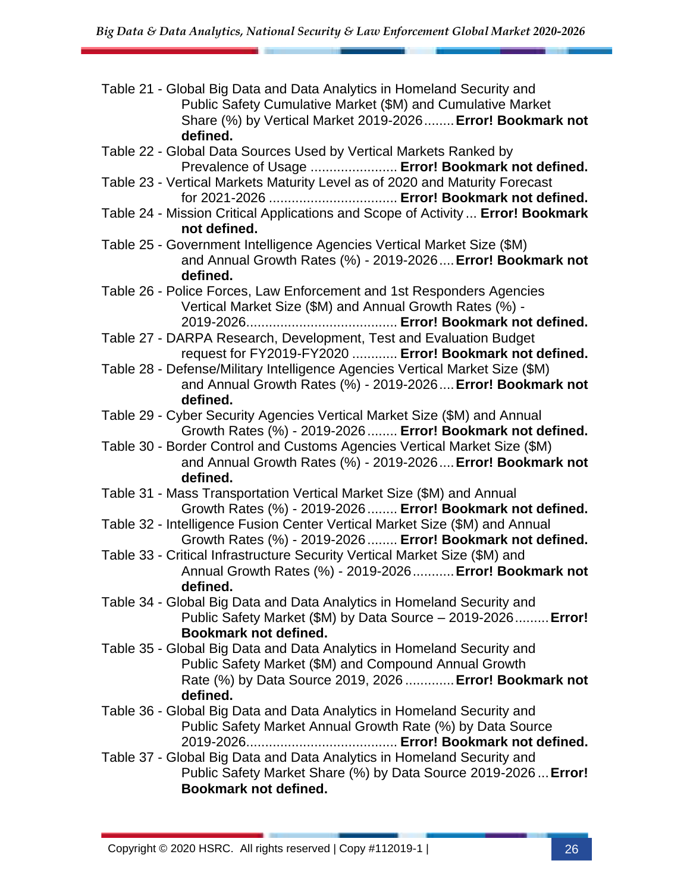Table 21 - Global Big Data and Data Analytics in Homeland Security and Public Safety Cumulative Market ($M) and Cumulative Market Share (%) by Vertical Market 2019-2026 ........ **Error! Bookmark not defined.**

Table 22 - Global Data Sources Used by Vertical Markets Ranked by Prevalence of Usage ....................... **Error! Bookmark not defined.**

Table 23 - Vertical Markets Maturity Level as of 2020 and Maturity Forecast for 2021-2026 .................................. **Error! Bookmark not defined.**

Table 24 - Mission Critical Applications and Scope of Activity ... **Error! Bookmark not defined.**

Table 25 - Government Intelligence Agencies Vertical Market Size ($M) and Annual Growth Rates (%) - 2019-2026 .... **Error! Bookmark not defined.**

Table 26 - Police Forces, Law Enforcement and 1st Responders Agencies Vertical Market Size ($M) and Annual Growth Rates (%) - 2019-2026........................................ **Error! Bookmark not defined.**

Table 27 - DARPA Research, Development, Test and Evaluation Budget request for FY2019-FY2020 ............ **Error! Bookmark not defined.**

Table 28 - Defense/Military Intelligence Agencies Vertical Market Size ($M) and Annual Growth Rates (%) - 2019-2026 .... **Error! Bookmark not defined.**

Table 29 - Cyber Security Agencies Vertical Market Size ($M) and Annual Growth Rates (%) - 2019-2026 ........ **Error! Bookmark not defined.**

Table 30 - Border Control and Customs Agencies Vertical Market Size ($M) and Annual Growth Rates (%) - 2019-2026 .... **Error! Bookmark not defined.**

Table 31 - Mass Transportation Vertical Market Size ($M) and Annual Growth Rates (%) - 2019-2026 ........ **Error! Bookmark not defined.**

Table 32 - Intelligence Fusion Center Vertical Market Size ($M) and Annual Growth Rates (%) - 2019-2026 ........ **Error! Bookmark not defined.**

Table 33 - Critical Infrastructure Security Vertical Market Size ($M) and Annual Growth Rates (%) - 2019-2026 ........... **Error! Bookmark not defined.**

Table 34 - Global Big Data and Data Analytics in Homeland Security and Public Safety Market ($M) by Data Source – 2019-2026 ......... **Error! Bookmark not defined.**

Table 35 - Global Big Data and Data Analytics in Homeland Security and Public Safety Market ($M) and Compound Annual Growth Rate (%) by Data Source 2019, 2026 ............. **Error! Bookmark not defined.**

Table 36 - Global Big Data and Data Analytics in Homeland Security and Public Safety Market Annual Growth Rate (%) by Data Source 2019-2026........................................ **Error! Bookmark not defined.**

Table 37 - Global Big Data and Data Analytics in Homeland Security and Public Safety Market Share (%) by Data Source 2019-2026 ... **Error! Bookmark not defined.**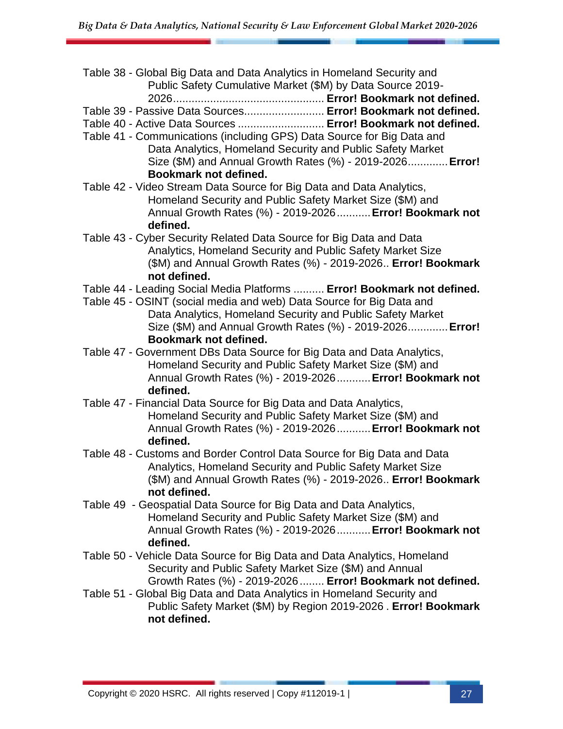Table 38 - Global Big Data and Data Analytics in Homeland Security and Public Safety Cumulative Market ($M) by Data Source 2019-2026................................................ **Error! Bookmark not defined.**

Table 39 - Passive Data Sources.......................... **Error! Bookmark not defined.**

Table 40 - Active Data Sources ............................ **Error! Bookmark not defined.**

Table 41 - Communications (including GPS) Data Source for Big Data and Data Analytics, Homeland Security and Public Safety Market Size ($M) and Annual Growth Rates (%) - 2019-2026............. **Error! Bookmark not defined.**

Table 42 - Video Stream Data Source for Big Data and Data Analytics, Homeland Security and Public Safety Market Size ($M) and Annual Growth Rates (%) - 2019-2026........... **Error! Bookmark not defined.**

Table 43 - Cyber Security Related Data Source for Big Data and Data Analytics, Homeland Security and Public Safety Market Size ($M) and Annual Growth Rates (%) - 2019-2026.. **Error! Bookmark not defined.**

Table 44 - Leading Social Media Platforms .......... **Error! Bookmark not defined.**

Table 45 - OSINT (social media and web) Data Source for Big Data and Data Analytics, Homeland Security and Public Safety Market Size ($M) and Annual Growth Rates (%) - 2019-2026............. **Error! Bookmark not defined.**

Table 47 - Government DBs Data Source for Big Data and Data Analytics, Homeland Security and Public Safety Market Size ($M) and Annual Growth Rates (%) - 2019-2026........... **Error! Bookmark not defined.**

Table 47 - Financial Data Source for Big Data and Data Analytics, Homeland Security and Public Safety Market Size ($M) and Annual Growth Rates (%) - 2019-2026........... **Error! Bookmark not defined.**

Table 48 - Customs and Border Control Data Source for Big Data and Data Analytics, Homeland Security and Public Safety Market Size ($M) and Annual Growth Rates (%) - 2019-2026.. **Error! Bookmark not defined.**

Table 49 - Geospatial Data Source for Big Data and Data Analytics, Homeland Security and Public Safety Market Size ($M) and Annual Growth Rates (%) - 2019-2026........... **Error! Bookmark not defined.**

Table 50 - Vehicle Data Source for Big Data and Data Analytics, Homeland Security and Public Safety Market Size ($M) and Annual Growth Rates (%) - 2019-2026........ **Error! Bookmark not defined.**

Table 51 - Global Big Data and Data Analytics in Homeland Security and Public Safety Market ($M) by Region 2019-2026 . **Error! Bookmark not defined.**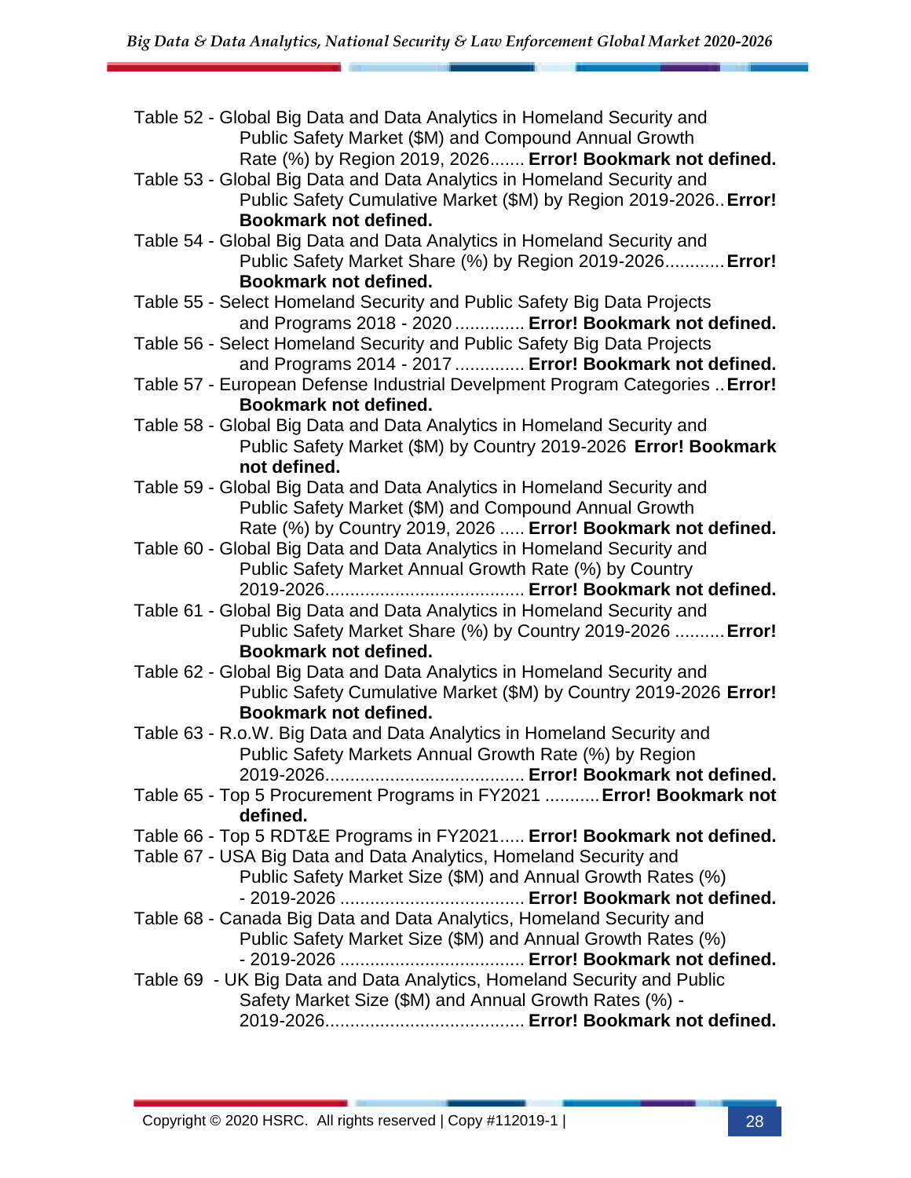Table 52 - Global Big Data and Data Analytics in Homeland Security and Public Safety Market ($M) and Compound Annual Growth Rate (%) by Region 2019, 2026....... **Error! Bookmark not defined.**

Table 53 - Global Big Data and Data Analytics in Homeland Security and Public Safety Cumulative Market ($M) by Region 2019-2026.. **Error! Bookmark not defined.**

Table 54 - Global Big Data and Data Analytics in Homeland Security and Public Safety Market Share (%) by Region 2019-2026............ **Error! Bookmark not defined.**

Table 55 - Select Homeland Security and Public Safety Big Data Projects and Programs 2018 - 2020 .............. **Error! Bookmark not defined.**

Table 56 - Select Homeland Security and Public Safety Big Data Projects and Programs 2014 - 2017 .............. **Error! Bookmark not defined.**

Table 57 - European Defense Industrial Develpment Program Categories .. **Error! Bookmark not defined.**

Table 58 - Global Big Data and Data Analytics in Homeland Security and Public Safety Market ($M) by Country 2019-2026 **Error! Bookmark not defined.**

Table 59 - Global Big Data and Data Analytics in Homeland Security and Public Safety Market ($M) and Compound Annual Growth Rate (%) by Country 2019, 2026 ..... **Error! Bookmark not defined.**

Table 60 - Global Big Data and Data Analytics in Homeland Security and Public Safety Market Annual Growth Rate (%) by Country 2019-2026........................................ **Error! Bookmark not defined.**

Table 61 - Global Big Data and Data Analytics in Homeland Security and Public Safety Market Share (%) by Country 2019-2026 .......... **Error! Bookmark not defined.**

Table 62 - Global Big Data and Data Analytics in Homeland Security and Public Safety Cumulative Market ($M) by Country 2019-2026 **Error! Bookmark not defined.**

Table 63 - R.o.W. Big Data and Data Analytics in Homeland Security and Public Safety Markets Annual Growth Rate (%) by Region 2019-2026........................................ **Error! Bookmark not defined.**

Table 65 - Top 5 Procurement Programs in FY2021 ........... **Error! Bookmark not defined.**

Table 66 - Top 5 RDT&E Programs in FY2021..... **Error! Bookmark not defined.**

Table 67 - USA Big Data and Data Analytics, Homeland Security and Public Safety Market Size ($M) and Annual Growth Rates (%) - 2019-2026 .................................... **Error! Bookmark not defined.**

Table 68 - Canada Big Data and Data Analytics, Homeland Security and Public Safety Market Size ($M) and Annual Growth Rates (%) - 2019-2026 .................................... **Error! Bookmark not defined.**

Table 69 - UK Big Data and Data Analytics, Homeland Security and Public Safety Market Size ($M) and Annual Growth Rates (%) - 2019-2026........................................ **Error! Bookmark not defined.**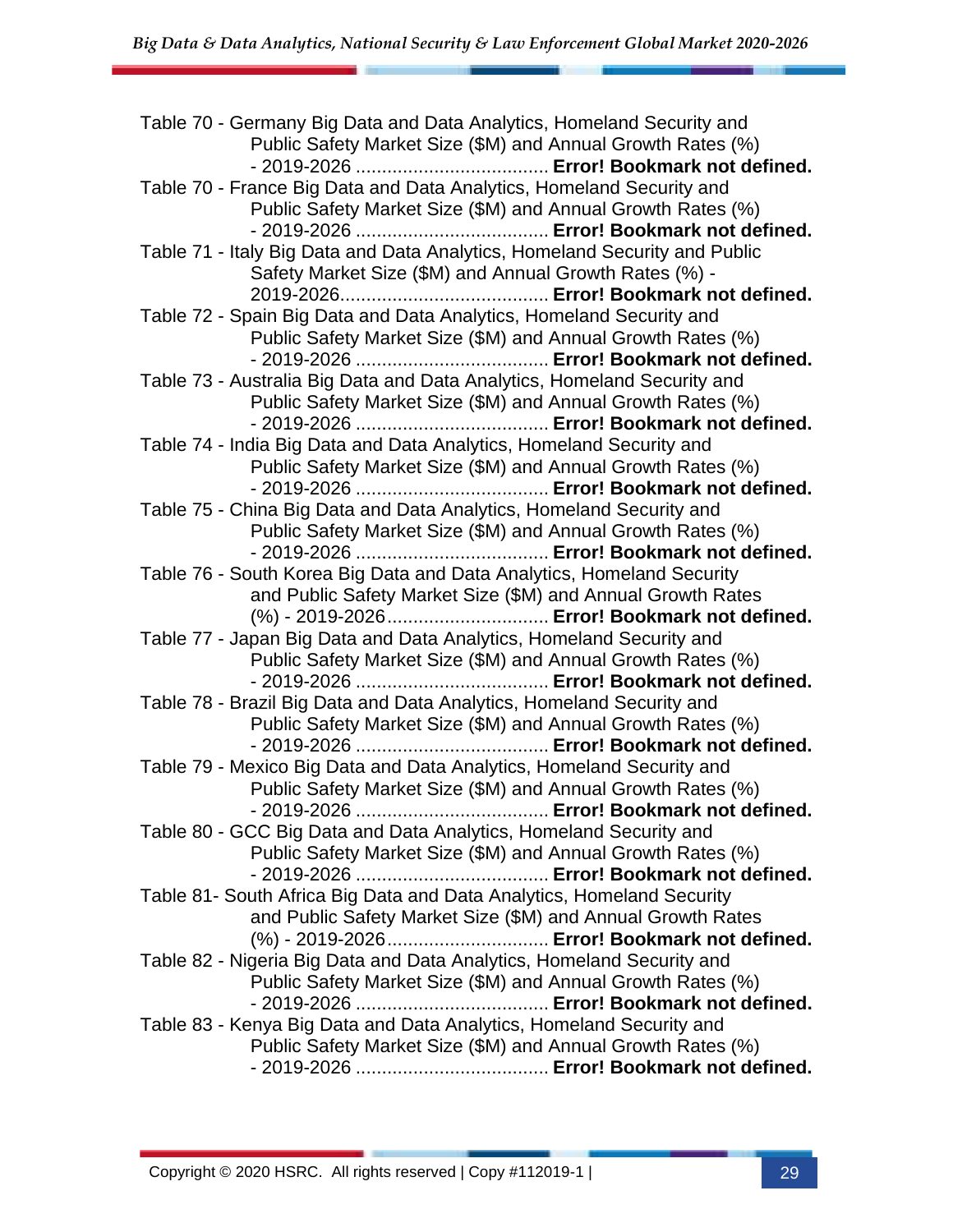Table 70 - Germany Big Data and Data Analytics, Homeland Security and Public Safety Market Size ($M) and Annual Growth Rates (%) - 2019-2026 ..................................... **Error! Bookmark not defined.**

Table 70 - France Big Data and Data Analytics, Homeland Security and Public Safety Market Size ($M) and Annual Growth Rates (%) - 2019-2026 ..................................... **Error! Bookmark not defined.**

Table 71 - Italy Big Data and Data Analytics, Homeland Security and Public Safety Market Size ($M) and Annual Growth Rates (%) - 2019-2026........................................ **Error! Bookmark not defined.**

Table 72 - Spain Big Data and Data Analytics, Homeland Security and Public Safety Market Size ($M) and Annual Growth Rates (%) - 2019-2026 ..................................... **Error! Bookmark not defined.**

Table 73 - Australia Big Data and Data Analytics, Homeland Security and Public Safety Market Size ($M) and Annual Growth Rates (%) - 2019-2026 ..................................... **Error! Bookmark not defined.**

Table 74 - India Big Data and Data Analytics, Homeland Security and Public Safety Market Size ($M) and Annual Growth Rates (%) - 2019-2026 ..................................... **Error! Bookmark not defined.**

Table 75 - China Big Data and Data Analytics, Homeland Security and Public Safety Market Size ($M) and Annual Growth Rates (%) - 2019-2026 ..................................... **Error! Bookmark not defined.**

Table 76 - South Korea Big Data and Data Analytics, Homeland Security and Public Safety Market Size ($M) and Annual Growth Rates (%) - 2019-2026............................... **Error! Bookmark not defined.**

Table 77 - Japan Big Data and Data Analytics, Homeland Security and Public Safety Market Size ($M) and Annual Growth Rates (%) - 2019-2026 ..................................... **Error! Bookmark not defined.**

Table 78 - Brazil Big Data and Data Analytics, Homeland Security and Public Safety Market Size ($M) and Annual Growth Rates (%) - 2019-2026 ..................................... **Error! Bookmark not defined.**

Table 79 - Mexico Big Data and Data Analytics, Homeland Security and Public Safety Market Size ($M) and Annual Growth Rates (%) - 2019-2026 ..................................... **Error! Bookmark not defined.**

Table 80 - GCC Big Data and Data Analytics, Homeland Security and Public Safety Market Size ($M) and Annual Growth Rates (%) - 2019-2026 ..................................... **Error! Bookmark not defined.**

Table 81- South Africa Big Data and Data Analytics, Homeland Security and Public Safety Market Size ($M) and Annual Growth Rates (%) - 2019-2026............................... **Error! Bookmark not defined.**

Table 82 - Nigeria Big Data and Data Analytics, Homeland Security and Public Safety Market Size ($M) and Annual Growth Rates (%) - 2019-2026 ..................................... **Error! Bookmark not defined.**

Table 83 - Kenya Big Data and Data Analytics, Homeland Security and Public Safety Market Size ($M) and Annual Growth Rates (%) - 2019-2026 ..................................... **Error! Bookmark not defined.**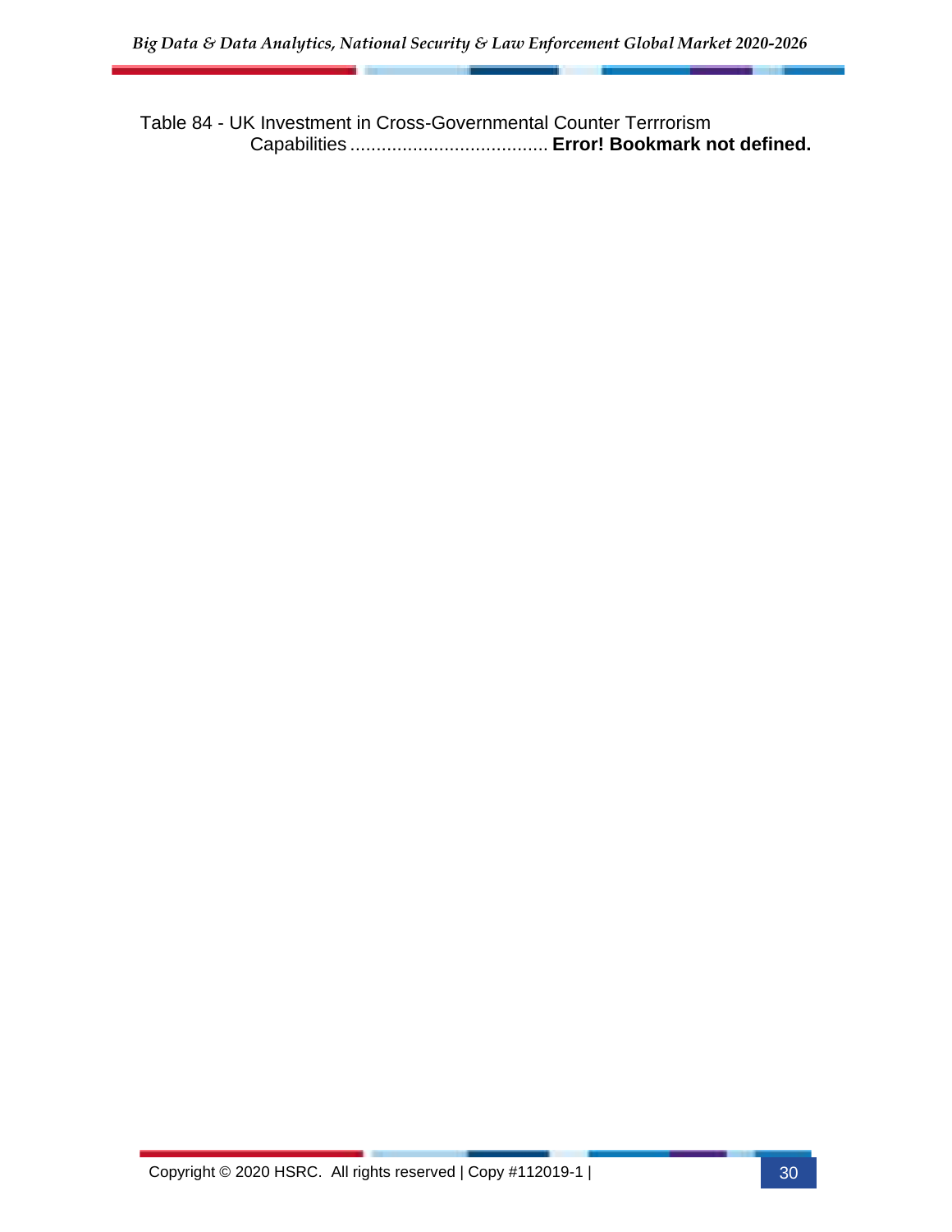Table 84 - UK Investment in Cross-Governmental Counter Terrrorism Capabilities ...................................... **Error! Bookmark not defined.**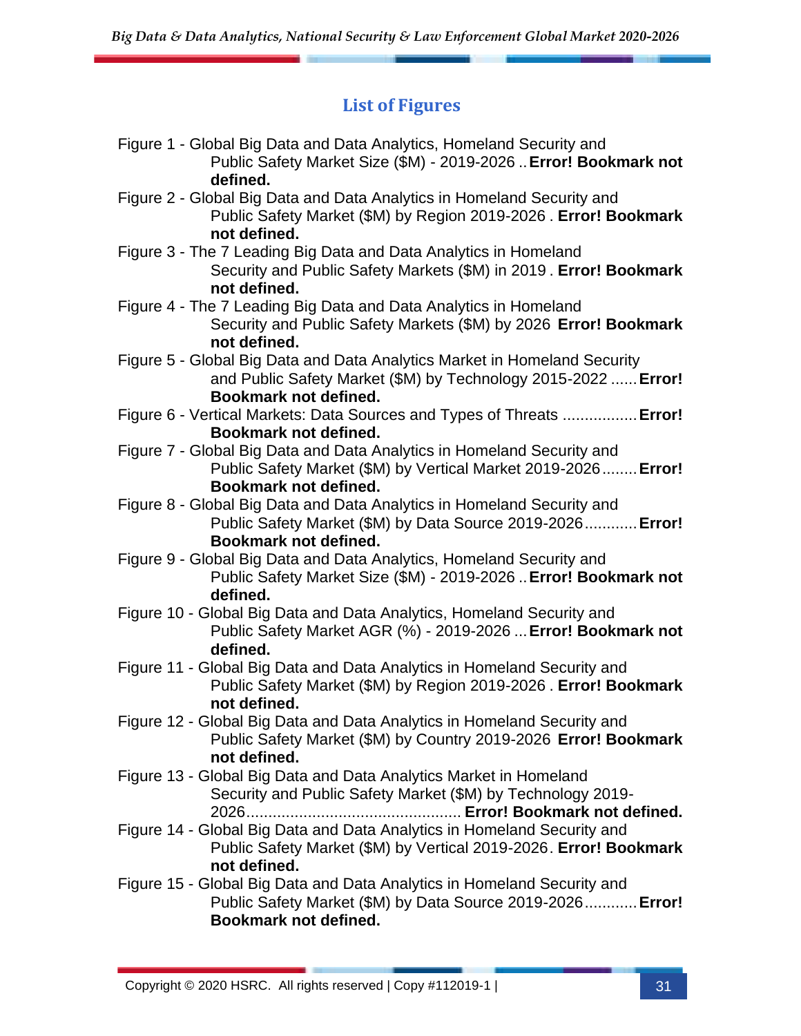## List of Figures

Figure 1 - Global Big Data and Data Analytics, Homeland Security and Public Safety Market Size ($M) - 2019-2026 .. **Error! Bookmark not defined.**

Figure 2 - Global Big Data and Data Analytics in Homeland Security and Public Safety Market ($M) by Region 2019-2026 . **Error! Bookmark not defined.**

Figure 3 - The 7 Leading Big Data and Data Analytics in Homeland Security and Public Safety Markets ($M) in 2019 . **Error! Bookmark not defined.**

Figure 4 - The 7 Leading Big Data and Data Analytics in Homeland Security and Public Safety Markets ($M) by 2026 **Error! Bookmark not defined.**

Figure 5 - Global Big Data and Data Analytics Market in Homeland Security and Public Safety Market ($M) by Technology 2015-2022 ...... **Error! Bookmark not defined.**

Figure 6 - Vertical Markets: Data Sources and Types of Threats ................. **Error! Bookmark not defined.**

Figure 7 - Global Big Data and Data Analytics in Homeland Security and Public Safety Market ($M) by Vertical Market 2019-2026 ........ **Error! Bookmark not defined.**

Figure 8 - Global Big Data and Data Analytics in Homeland Security and Public Safety Market ($M) by Data Source 2019-2026 ............ **Error! Bookmark not defined.**

Figure 9 - Global Big Data and Data Analytics, Homeland Security and Public Safety Market Size ($M) - 2019-2026 .. **Error! Bookmark not defined.**

Figure 10 - Global Big Data and Data Analytics, Homeland Security and Public Safety Market AGR (%) - 2019-2026 ... **Error! Bookmark not defined.**

Figure 11 - Global Big Data and Data Analytics in Homeland Security and Public Safety Market ($M) by Region 2019-2026 . **Error! Bookmark not defined.**

Figure 12 - Global Big Data and Data Analytics in Homeland Security and Public Safety Market ($M) by Country 2019-2026 **Error! Bookmark not defined.**

Figure 13 - Global Big Data and Data Analytics Market in Homeland Security and Public Safety Market ($M) by Technology 2019-2026................................................ **Error! Bookmark not defined.**

Figure 14 - Global Big Data and Data Analytics in Homeland Security and Public Safety Market ($M) by Vertical 2019-2026. **Error! Bookmark not defined.**

Figure 15 - Global Big Data and Data Analytics in Homeland Security and Public Safety Market ($M) by Data Source 2019-2026 ............ **Error! Bookmark not defined.**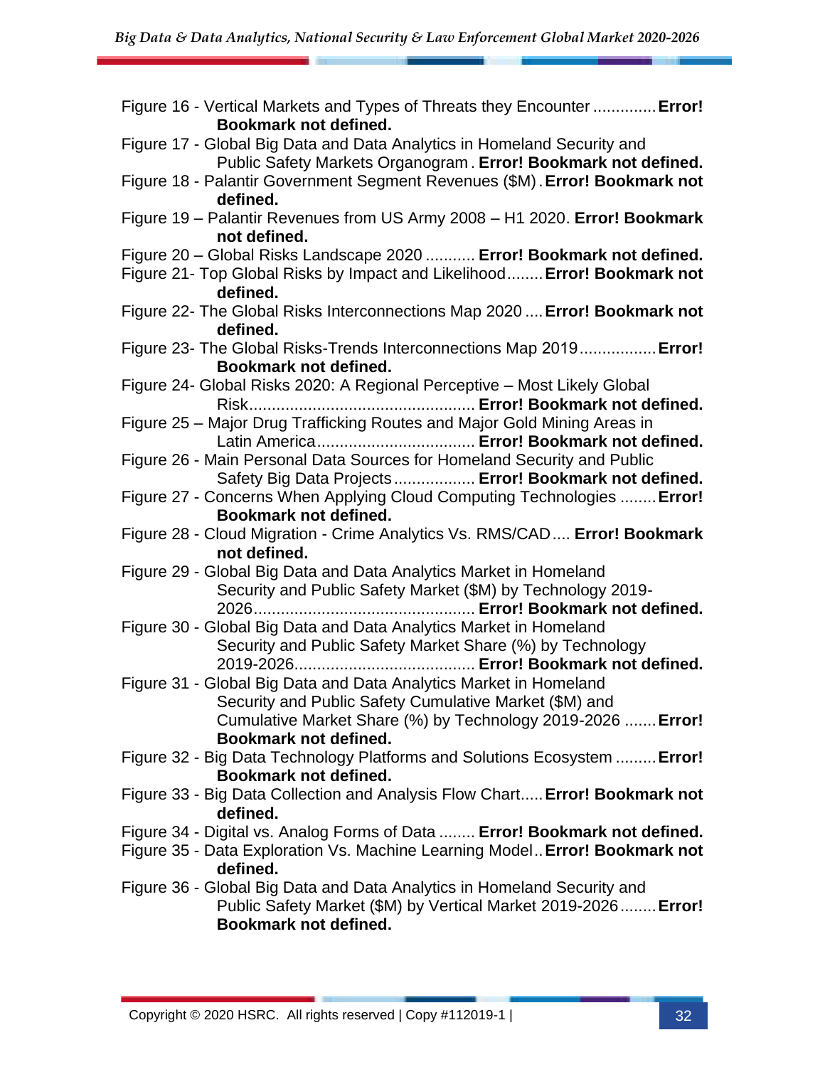Figure 16 - Vertical Markets and Types of Threats they Encounter ............. **Error! Bookmark not defined.**

Figure 17 - Global Big Data and Data Analytics in Homeland Security and Public Safety Markets Organogram . **Error! Bookmark not defined.**

Figure 18 - Palantir Government Segment Revenues ($M) . **Error! Bookmark not defined.**

Figure 19 – Palantir Revenues from US Army 2008 – H1 2020. **Error! Bookmark not defined.**

Figure 20 – Global Risks Landscape 2020 ........... **Error! Bookmark not defined.**

Figure 21- Top Global Risks by Impact and Likelihood........ **Error! Bookmark not defined.**

Figure 22- The Global Risks Interconnections Map 2020 .... **Error! Bookmark not defined.**

Figure 23- The Global Risks-Trends Interconnections Map 2019................. **Error! Bookmark not defined.**

Figure 24- Global Risks 2020: A Regional Perceptive – Most Likely Global Risk.................................................. **Error! Bookmark not defined.**

Figure 25 – Major Drug Trafficking Routes and Major Gold Mining Areas in Latin America.................................. **Error! Bookmark not defined.**

Figure 26 - Main Personal Data Sources for Homeland Security and Public Safety Big Data Projects .................. **Error! Bookmark not defined.**

Figure 27 - Concerns When Applying Cloud Computing Technologies ........ **Error! Bookmark not defined.**

Figure 28 - Cloud Migration - Crime Analytics Vs. RMS/CAD.... **Error! Bookmark not defined.**

Figure 29 - Global Big Data and Data Analytics Market in Homeland Security and Public Safety Market ($M) by Technology 2019-2026................................................. **Error! Bookmark not defined.**

Figure 30 - Global Big Data and Data Analytics Market in Homeland Security and Public Safety Market Share (%) by Technology 2019-2026....................................... **Error! Bookmark not defined.**

Figure 31 - Global Big Data and Data Analytics Market in Homeland Security and Public Safety Cumulative Market ($M) and Cumulative Market Share (%) by Technology 2019-2026 ....... **Error! Bookmark not defined.**

Figure 32 - Big Data Technology Platforms and Solutions Ecosystem ......... **Error! Bookmark not defined.**

Figure 33 - Big Data Collection and Analysis Flow Chart..... **Error! Bookmark not defined.**

Figure 34 - Digital vs. Analog Forms of Data ........ **Error! Bookmark not defined.**

Figure 35 - Data Exploration Vs. Machine Learning Model.. **Error! Bookmark not defined.**

Figure 36 - Global Big Data and Data Analytics in Homeland Security and Public Safety Market ($M) by Vertical Market 2019-2026........ **Error! Bookmark not defined.**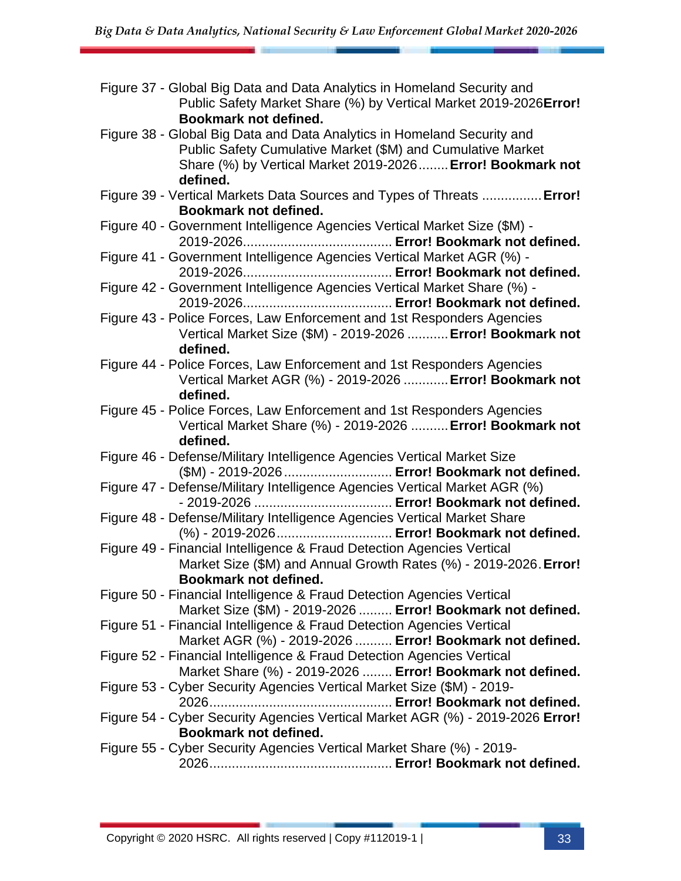Figure 37 - Global Big Data and Data Analytics in Homeland Security and Public Safety Market Share (%) by Vertical Market 2019-2026 **Error! Bookmark not defined.**

Figure 38 - Global Big Data and Data Analytics in Homeland Security and Public Safety Cumulative Market ($M) and Cumulative Market Share (%) by Vertical Market 2019-2026 ........ **Error! Bookmark not defined.**

Figure 39 - Vertical Markets Data Sources and Types of Threats ................ **Error! Bookmark not defined.**

Figure 40 - Government Intelligence Agencies Vertical Market Size ($M) - 2019-2026........................................ **Error! Bookmark not defined.**

Figure 41 - Government Intelligence Agencies Vertical Market AGR (%) - 2019-2026........................................ **Error! Bookmark not defined.**

Figure 42 - Government Intelligence Agencies Vertical Market Share (%) - 2019-2026........................................ **Error! Bookmark not defined.**

Figure 43 - Police Forces, Law Enforcement and 1st Responders Agencies Vertical Market Size ($M) - 2019-2026 ........... **Error! Bookmark not defined.**

Figure 44 - Police Forces, Law Enforcement and 1st Responders Agencies Vertical Market AGR (%) - 2019-2026 ............ **Error! Bookmark not defined.**

Figure 45 - Police Forces, Law Enforcement and 1st Responders Agencies Vertical Market Share (%) - 2019-2026 .......... **Error! Bookmark not defined.**

Figure 46 - Defense/Military Intelligence Agencies Vertical Market Size ($M) - 2019-2026............................. **Error! Bookmark not defined.**

Figure 47 - Defense/Military Intelligence Agencies Vertical Market AGR (%) - 2019-2026 ..................................... **Error! Bookmark not defined.**

Figure 48 - Defense/Military Intelligence Agencies Vertical Market Share (%) - 2019-2026............................... **Error! Bookmark not defined.**

Figure 49 - Financial Intelligence & Fraud Detection Agencies Vertical Market Size ($M) and Annual Growth Rates (%) - 2019-2026. **Error! Bookmark not defined.**

Figure 50 - Financial Intelligence & Fraud Detection Agencies Vertical Market Size ($M) - 2019-2026 ......... **Error! Bookmark not defined.**

Figure 51 - Financial Intelligence & Fraud Detection Agencies Vertical Market AGR (%) - 2019-2026 .......... **Error! Bookmark not defined.**

Figure 52 - Financial Intelligence & Fraud Detection Agencies Vertical Market Share (%) - 2019-2026 ........ **Error! Bookmark not defined.**

Figure 53 - Cyber Security Agencies Vertical Market Size ($M) - 2019-2026................................................. **Error! Bookmark not defined.**

Figure 54 - Cyber Security Agencies Vertical Market AGR (%) - 2019-2026 **Error! Bookmark not defined.**

Figure 55 - Cyber Security Agencies Vertical Market Share (%) - 2019-2026................................................. **Error! Bookmark not defined.**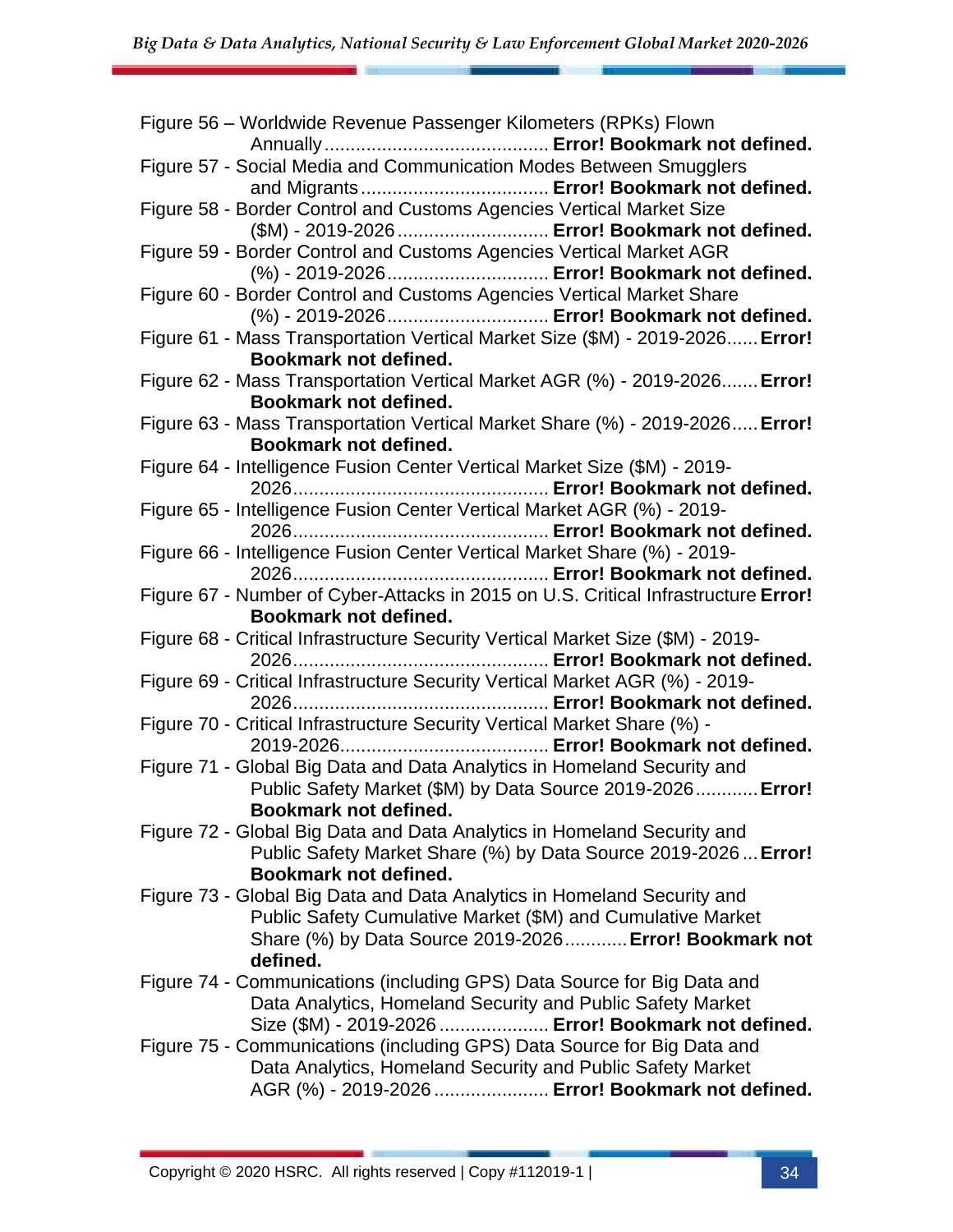Figure 56 – Worldwide Revenue Passenger Kilometers (RPKs) Flown Annually ........................................... **Error! Bookmark not defined.**

Figure 57 - Social Media and Communication Modes Between Smugglers and Migrants .................................... **Error! Bookmark not defined.**

Figure 58 - Border Control and Customs Agencies Vertical Market Size ($M) - 2019-2026 ............................. **Error! Bookmark not defined.**

Figure 59 - Border Control and Customs Agencies Vertical Market AGR (%) - 2019-2026 ............................... **Error! Bookmark not defined.**

Figure 60 - Border Control and Customs Agencies Vertical Market Share (%) - 2019-2026 ............................... **Error! Bookmark not defined.**

Figure 61 - Mass Transportation Vertical Market Size ($M) - 2019-2026...... **Error! Bookmark not defined.**

Figure 62 - Mass Transportation Vertical Market AGR (%) - 2019-2026....... **Error! Bookmark not defined.**

Figure 63 - Mass Transportation Vertical Market Share (%) - 2019-2026..... **Error! Bookmark not defined.**

Figure 64 - Intelligence Fusion Center Vertical Market Size ($M) - 2019-2026................................................. **Error! Bookmark not defined.**

Figure 65 - Intelligence Fusion Center Vertical Market AGR (%) - 2019-2026................................................. **Error! Bookmark not defined.**

Figure 66 - Intelligence Fusion Center Vertical Market Share (%) - 2019-2026................................................. **Error! Bookmark not defined.**

Figure 67 - Number of Cyber-Attacks in 2015 on U.S. Critical Infrastructure **Error! Bookmark not defined.**

Figure 68 - Critical Infrastructure Security Vertical Market Size ($M) - 2019-2026................................................. **Error! Bookmark not defined.**

Figure 69 - Critical Infrastructure Security Vertical Market AGR (%) - 2019-2026................................................. **Error! Bookmark not defined.**

Figure 70 - Critical Infrastructure Security Vertical Market Share (%) - 2019-2026........................................ **Error! Bookmark not defined.**

Figure 71 - Global Big Data and Data Analytics in Homeland Security and Public Safety Market ($M) by Data Source 2019-2026............ **Error! Bookmark not defined.**

Figure 72 - Global Big Data and Data Analytics in Homeland Security and Public Safety Market Share (%) by Data Source 2019-2026 ... **Error! Bookmark not defined.**

Figure 73 - Global Big Data and Data Analytics in Homeland Security and Public Safety Cumulative Market ($M) and Cumulative Market Share (%) by Data Source 2019-2026............ **Error! Bookmark not defined.**

Figure 74 - Communications (including GPS) Data Source for Big Data and Data Analytics, Homeland Security and Public Safety Market Size ($M) - 2019-2026 ..................... **Error! Bookmark not defined.**

Figure 75 - Communications (including GPS) Data Source for Big Data and Data Analytics, Homeland Security and Public Safety Market AGR (%) - 2019-2026 ...................... **Error! Bookmark not defined.**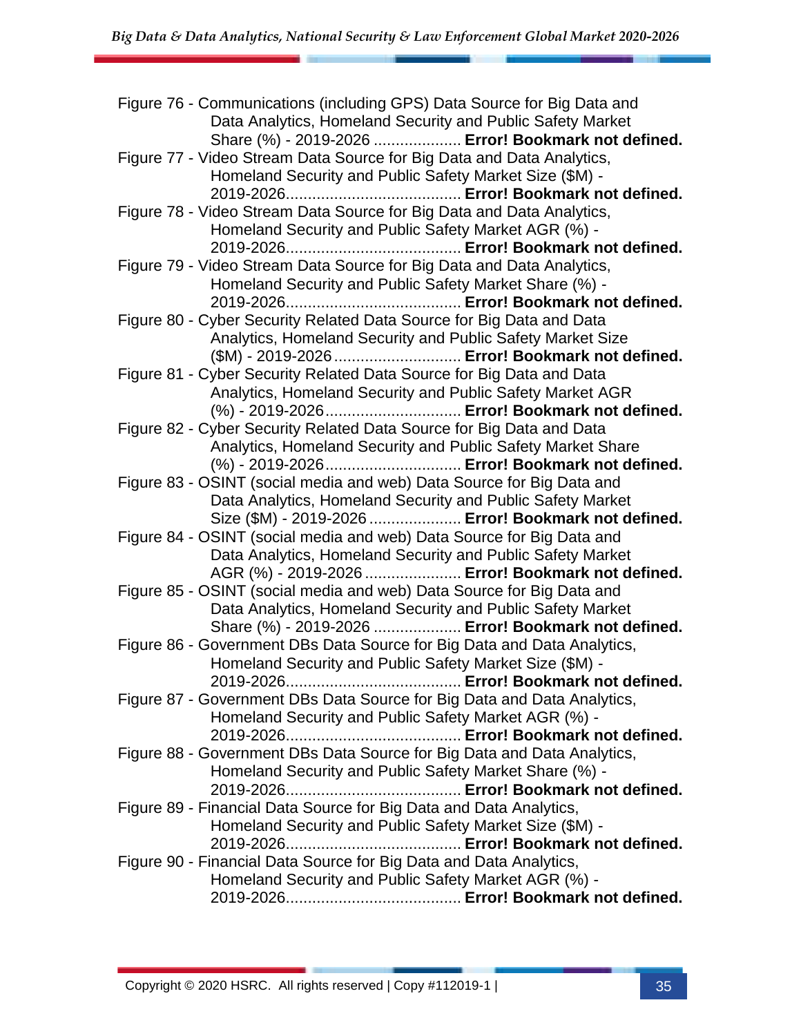Figure 76 - Communications (including GPS) Data Source for Big Data and Data Analytics, Homeland Security and Public Safety Market Share (%) - 2019-2026 .................... **Error! Bookmark not defined.**

Figure 77 - Video Stream Data Source for Big Data and Data Analytics, Homeland Security and Public Safety Market Size ($M) - 2019-2026........................................ **Error! Bookmark not defined.**

Figure 78 - Video Stream Data Source for Big Data and Data Analytics, Homeland Security and Public Safety Market AGR (%) - 2019-2026........................................ **Error! Bookmark not defined.**

Figure 79 - Video Stream Data Source for Big Data and Data Analytics, Homeland Security and Public Safety Market Share (%) - 2019-2026........................................ **Error! Bookmark not defined.**

Figure 80 - Cyber Security Related Data Source for Big Data and Data Analytics, Homeland Security and Public Safety Market Size ($M) - 2019-2026 ............................ **Error! Bookmark not defined.**

Figure 81 - Cyber Security Related Data Source for Big Data and Data Analytics, Homeland Security and Public Safety Market AGR (%) - 2019-2026............................... **Error! Bookmark not defined.**

Figure 82 - Cyber Security Related Data Source for Big Data and Data Analytics, Homeland Security and Public Safety Market Share (%) - 2019-2026............................... **Error! Bookmark not defined.**

Figure 83 - OSINT (social media and web) Data Source for Big Data and Data Analytics, Homeland Security and Public Safety Market Size ($M) - 2019-2026 ..................... **Error! Bookmark not defined.**

Figure 84 - OSINT (social media and web) Data Source for Big Data and Data Analytics, Homeland Security and Public Safety Market AGR (%) - 2019-2026 ...................... **Error! Bookmark not defined.**

Figure 85 - OSINT (social media and web) Data Source for Big Data and Data Analytics, Homeland Security and Public Safety Market Share (%) - 2019-2026 .................... **Error! Bookmark not defined.**

Figure 86 - Government DBs Data Source for Big Data and Data Analytics, Homeland Security and Public Safety Market Size ($M) - 2019-2026........................................ **Error! Bookmark not defined.**

Figure 87 - Government DBs Data Source for Big Data and Data Analytics, Homeland Security and Public Safety Market AGR (%) - 2019-2026........................................ **Error! Bookmark not defined.**

Figure 88 - Government DBs Data Source for Big Data and Data Analytics, Homeland Security and Public Safety Market Share (%) - 2019-2026........................................ **Error! Bookmark not defined.**

Figure 89 - Financial Data Source for Big Data and Data Analytics, Homeland Security and Public Safety Market Size ($M) - 2019-2026........................................ **Error! Bookmark not defined.**

Figure 90 - Financial Data Source for Big Data and Data Analytics, Homeland Security and Public Safety Market AGR (%) - 2019-2026........................................ **Error! Bookmark not defined.**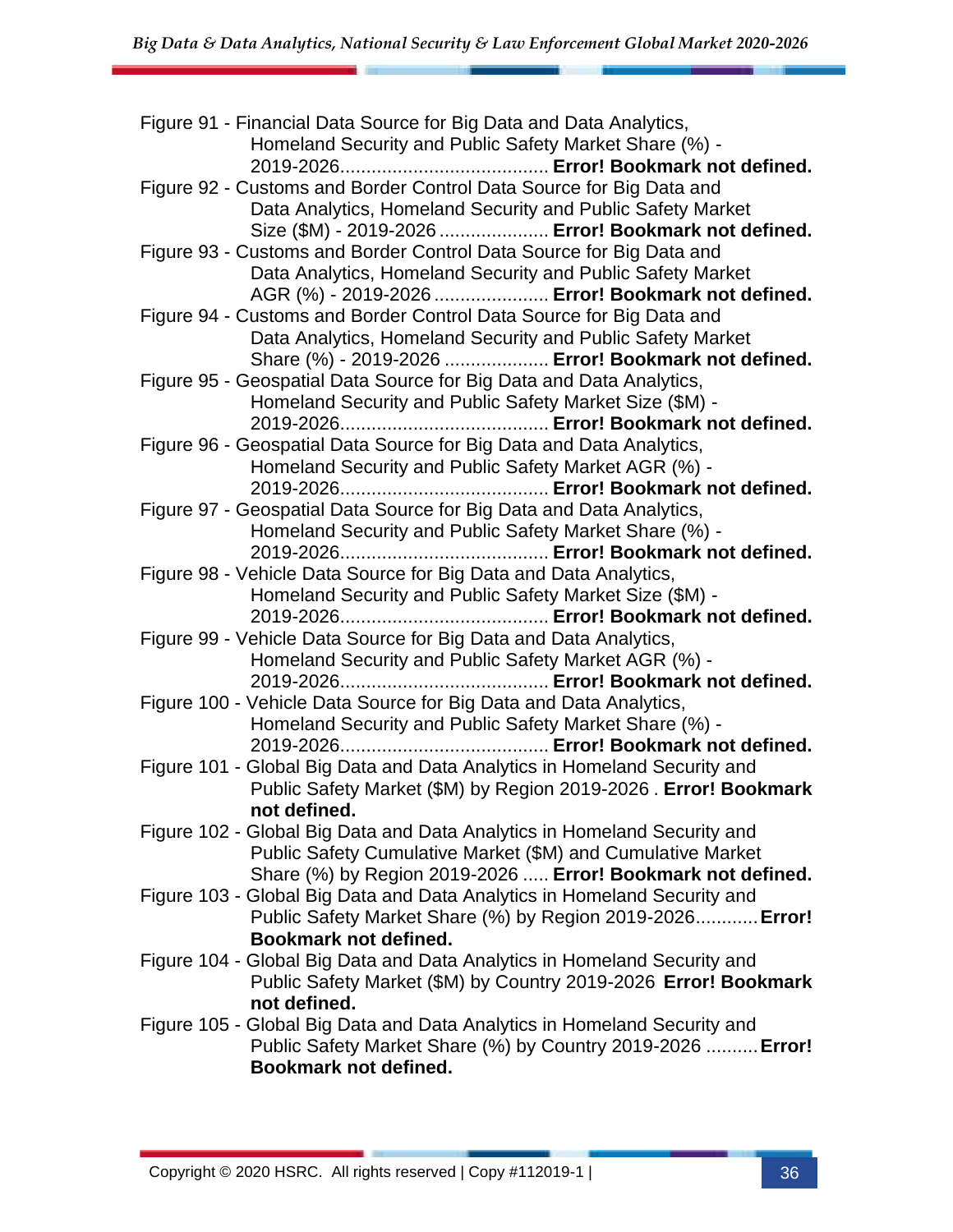Figure 91 - Financial Data Source for Big Data and Data Analytics, Homeland Security and Public Safety Market Share (%) - 2019-2026........................................ **Error! Bookmark not defined.**
Figure 92 - Customs and Border Control Data Source for Big Data and Data Analytics, Homeland Security and Public Safety Market Size ($M) - 2019-2026..................... **Error! Bookmark not defined.**
Figure 93 - Customs and Border Control Data Source for Big Data and Data Analytics, Homeland Security and Public Safety Market AGR (%) - 2019-2026...................... **Error! Bookmark not defined.**
Figure 94 - Customs and Border Control Data Source for Big Data and Data Analytics, Homeland Security and Public Safety Market Share (%) - 2019-2026 .................... **Error! Bookmark not defined.**
Figure 95 - Geospatial Data Source for Big Data and Data Analytics, Homeland Security and Public Safety Market Size ($M) - 2019-2026........................................ **Error! Bookmark not defined.**
Figure 96 - Geospatial Data Source for Big Data and Data Analytics, Homeland Security and Public Safety Market AGR (%) - 2019-2026........................................ **Error! Bookmark not defined.**
Figure 97 - Geospatial Data Source for Big Data and Data Analytics, Homeland Security and Public Safety Market Share (%) - 2019-2026........................................ **Error! Bookmark not defined.**
Figure 98 - Vehicle Data Source for Big Data and Data Analytics, Homeland Security and Public Safety Market Size ($M) - 2019-2026........................................ **Error! Bookmark not defined.**
Figure 99 - Vehicle Data Source for Big Data and Data Analytics, Homeland Security and Public Safety Market AGR (%) - 2019-2026........................................ **Error! Bookmark not defined.**
Figure 100 - Vehicle Data Source for Big Data and Data Analytics, Homeland Security and Public Safety Market Share (%) - 2019-2026........................................ **Error! Bookmark not defined.**
Figure 101 - Global Big Data and Data Analytics in Homeland Security and Public Safety Market ($M) by Region 2019-2026 . **Error! Bookmark not defined.**
Figure 102 - Global Big Data and Data Analytics in Homeland Security and Public Safety Cumulative Market ($M) and Cumulative Market Share (%) by Region 2019-2026 ..... **Error! Bookmark not defined.**
Figure 103 - Global Big Data and Data Analytics in Homeland Security and Public Safety Market Share (%) by Region 2019-2026............ **Error! Bookmark not defined.**
Figure 104 - Global Big Data and Data Analytics in Homeland Security and Public Safety Market ($M) by Country 2019-2026 **Error! Bookmark not defined.**
Figure 105 - Global Big Data and Data Analytics in Homeland Security and Public Safety Market Share (%) by Country 2019-2026 .......... **Error! Bookmark not defined.**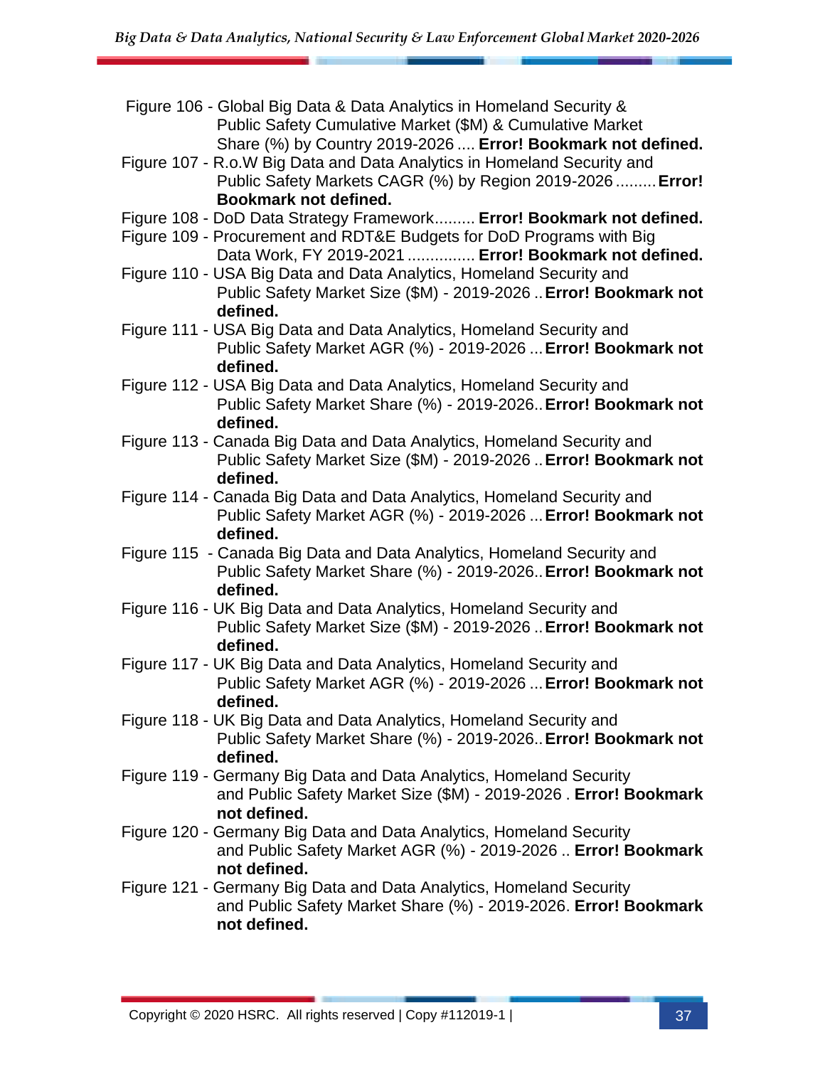Figure 106 - Global Big Data & Data Analytics in Homeland Security & Public Safety Cumulative Market ($M) & Cumulative Market Share (%) by Country 2019-2026 .... **Error! Bookmark not defined.**

Figure 107 - R.o.W Big Data and Data Analytics in Homeland Security and Public Safety Markets CAGR (%) by Region 2019-2026 ......... **Error! Bookmark not defined.**

Figure 108 - DoD Data Strategy Framework......... **Error! Bookmark not defined.**

Figure 109 - Procurement and RDT&E Budgets for DoD Programs with Big Data Work, FY 2019-2021 ............... **Error! Bookmark not defined.**

Figure 110 - USA Big Data and Data Analytics, Homeland Security and Public Safety Market Size ($M) - 2019-2026 .. **Error! Bookmark not defined.**

Figure 111 - USA Big Data and Data Analytics, Homeland Security and Public Safety Market AGR (%) - 2019-2026 ... **Error! Bookmark not defined.**

Figure 112 - USA Big Data and Data Analytics, Homeland Security and Public Safety Market Share (%) - 2019-2026.. **Error! Bookmark not defined.**

Figure 113 - Canada Big Data and Data Analytics, Homeland Security and Public Safety Market Size ($M) - 2019-2026 .. **Error! Bookmark not defined.**

Figure 114 - Canada Big Data and Data Analytics, Homeland Security and Public Safety Market AGR (%) - 2019-2026 ... **Error! Bookmark not defined.**

Figure 115 - Canada Big Data and Data Analytics, Homeland Security and Public Safety Market Share (%) - 2019-2026.. **Error! Bookmark not defined.**

Figure 116 - UK Big Data and Data Analytics, Homeland Security and Public Safety Market Size ($M) - 2019-2026 .. **Error! Bookmark not defined.**

Figure 117 - UK Big Data and Data Analytics, Homeland Security and Public Safety Market AGR (%) - 2019-2026 ... **Error! Bookmark not defined.**

Figure 118 - UK Big Data and Data Analytics, Homeland Security and Public Safety Market Share (%) - 2019-2026.. **Error! Bookmark not defined.**

Figure 119 - Germany Big Data and Data Analytics, Homeland Security and Public Safety Market Size ($M) - 2019-2026 . **Error! Bookmark not defined.**

Figure 120 - Germany Big Data and Data Analytics, Homeland Security and Public Safety Market AGR (%) - 2019-2026 .. **Error! Bookmark not defined.**

Figure 121 - Germany Big Data and Data Analytics, Homeland Security and Public Safety Market Share (%) - 2019-2026. **Error! Bookmark not defined.**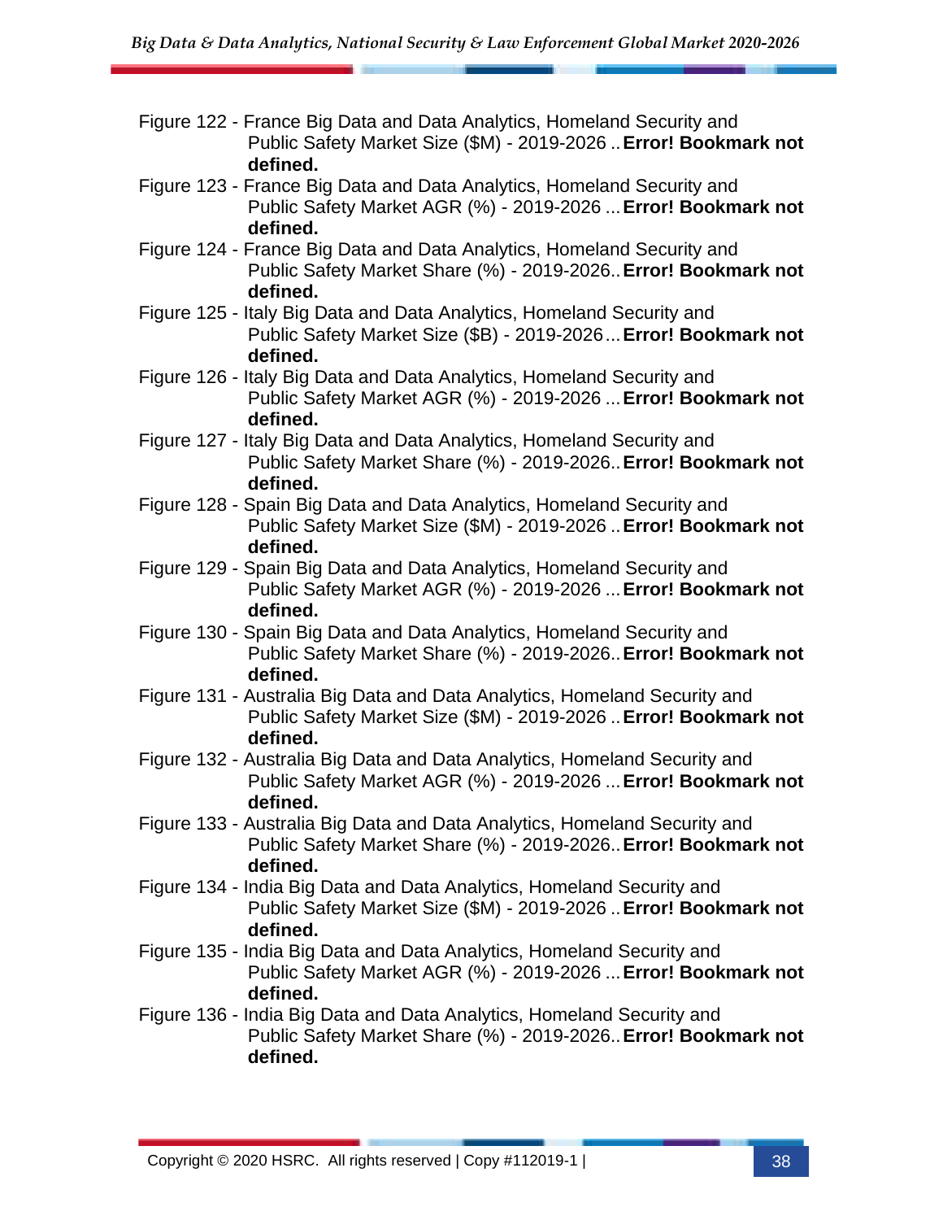Figure 122 - France Big Data and Data Analytics, Homeland Security and Public Safety Market Size ($M) - 2019-2026 .. **Error! Bookmark not defined.**

Figure 123 - France Big Data and Data Analytics, Homeland Security and Public Safety Market AGR (%) - 2019-2026 ... **Error! Bookmark not defined.**

Figure 124 - France Big Data and Data Analytics, Homeland Security and Public Safety Market Share (%) - 2019-2026.. **Error! Bookmark not defined.**

Figure 125 - Italy Big Data and Data Analytics, Homeland Security and Public Safety Market Size ($B) - 2019-2026 ... **Error! Bookmark not defined.**

Figure 126 - Italy Big Data and Data Analytics, Homeland Security and Public Safety Market AGR (%) - 2019-2026 ... **Error! Bookmark not defined.**

Figure 127 - Italy Big Data and Data Analytics, Homeland Security and Public Safety Market Share (%) - 2019-2026.. **Error! Bookmark not defined.**

Figure 128 - Spain Big Data and Data Analytics, Homeland Security and Public Safety Market Size ($M) - 2019-2026 .. **Error! Bookmark not defined.**

Figure 129 - Spain Big Data and Data Analytics, Homeland Security and Public Safety Market AGR (%) - 2019-2026 ... **Error! Bookmark not defined.**

Figure 130 - Spain Big Data and Data Analytics, Homeland Security and Public Safety Market Share (%) - 2019-2026.. **Error! Bookmark not defined.**

Figure 131 - Australia Big Data and Data Analytics, Homeland Security and Public Safety Market Size ($M) - 2019-2026 .. **Error! Bookmark not defined.**

Figure 132 - Australia Big Data and Data Analytics, Homeland Security and Public Safety Market AGR (%) - 2019-2026 ... **Error! Bookmark not defined.**

Figure 133 - Australia Big Data and Data Analytics, Homeland Security and Public Safety Market Share (%) - 2019-2026.. **Error! Bookmark not defined.**

Figure 134 - India Big Data and Data Analytics, Homeland Security and Public Safety Market Size ($M) - 2019-2026 .. **Error! Bookmark not defined.**

Figure 135 - India Big Data and Data Analytics, Homeland Security and Public Safety Market AGR (%) - 2019-2026 ... **Error! Bookmark not defined.**

Figure 136 - India Big Data and Data Analytics, Homeland Security and Public Safety Market Share (%) - 2019-2026.. **Error! Bookmark not defined.**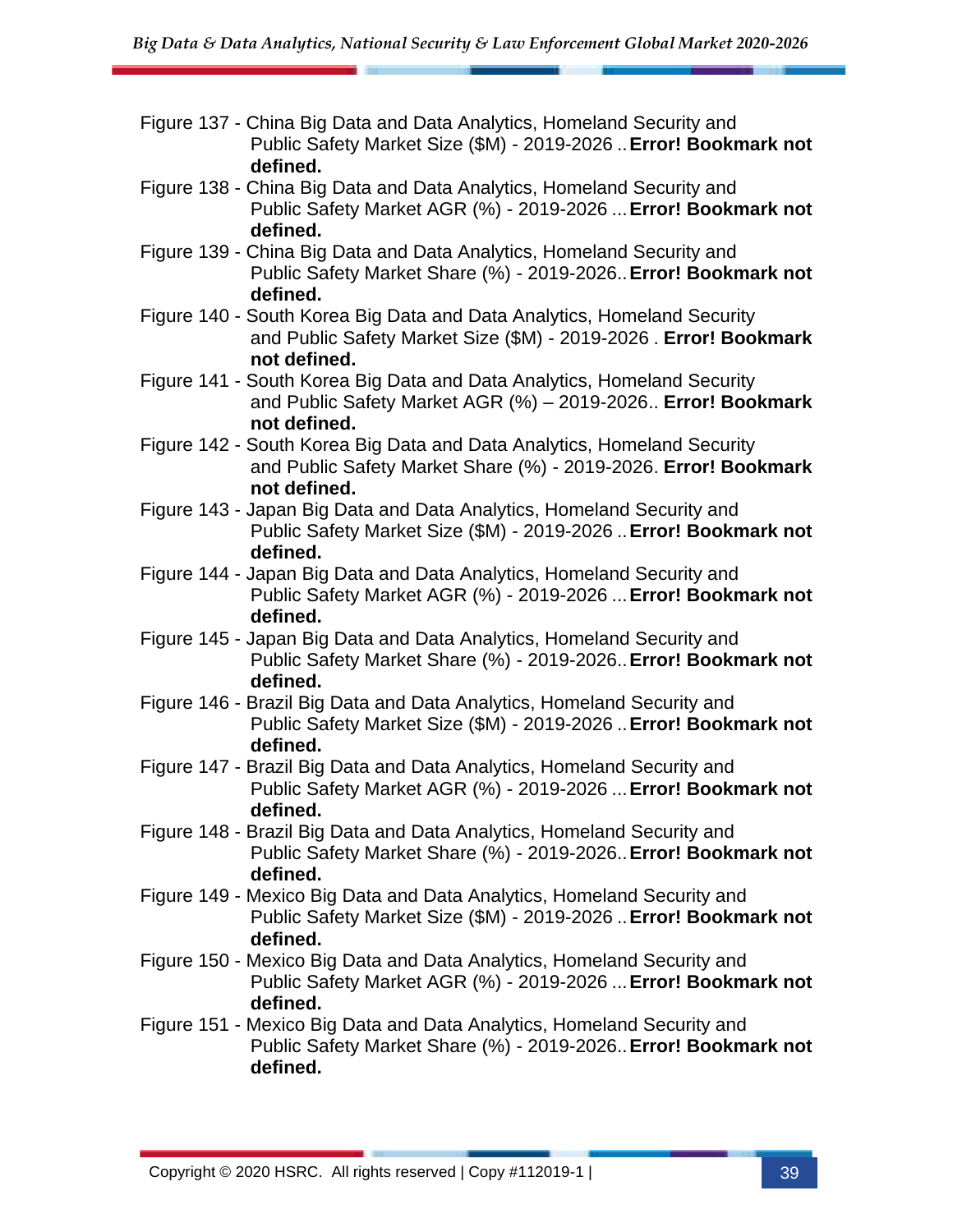Figure 137 - China Big Data and Data Analytics, Homeland Security and Public Safety Market Size ($M) - 2019-2026 .. **Error! Bookmark not defined.**

Figure 138 - China Big Data and Data Analytics, Homeland Security and Public Safety Market AGR (%) - 2019-2026 ... **Error! Bookmark not defined.**

Figure 139 - China Big Data and Data Analytics, Homeland Security and Public Safety Market Share (%) - 2019-2026.. **Error! Bookmark not defined.**

Figure 140 - South Korea Big Data and Data Analytics, Homeland Security and Public Safety Market Size ($M) - 2019-2026 . **Error! Bookmark not defined.**

Figure 141 - South Korea Big Data and Data Analytics, Homeland Security and Public Safety Market AGR (%) – 2019-2026.. **Error! Bookmark not defined.**

Figure 142 - South Korea Big Data and Data Analytics, Homeland Security and Public Safety Market Share (%) - 2019-2026. **Error! Bookmark not defined.**

Figure 143 - Japan Big Data and Data Analytics, Homeland Security and Public Safety Market Size ($M) - 2019-2026 .. **Error! Bookmark not defined.**

Figure 144 - Japan Big Data and Data Analytics, Homeland Security and Public Safety Market AGR (%) - 2019-2026 ... **Error! Bookmark not defined.**

Figure 145 - Japan Big Data and Data Analytics, Homeland Security and Public Safety Market Share (%) - 2019-2026.. **Error! Bookmark not defined.**

Figure 146 - Brazil Big Data and Data Analytics, Homeland Security and Public Safety Market Size ($M) - 2019-2026 .. **Error! Bookmark not defined.**

Figure 147 - Brazil Big Data and Data Analytics, Homeland Security and Public Safety Market AGR (%) - 2019-2026 ... **Error! Bookmark not defined.**

Figure 148 - Brazil Big Data and Data Analytics, Homeland Security and Public Safety Market Share (%) - 2019-2026.. **Error! Bookmark not defined.**

Figure 149 - Mexico Big Data and Data Analytics, Homeland Security and Public Safety Market Size ($M) - 2019-2026 .. **Error! Bookmark not defined.**

Figure 150 - Mexico Big Data and Data Analytics, Homeland Security and Public Safety Market AGR (%) - 2019-2026 ... **Error! Bookmark not defined.**

Figure 151 - Mexico Big Data and Data Analytics, Homeland Security and Public Safety Market Share (%) - 2019-2026.. **Error! Bookmark not defined.**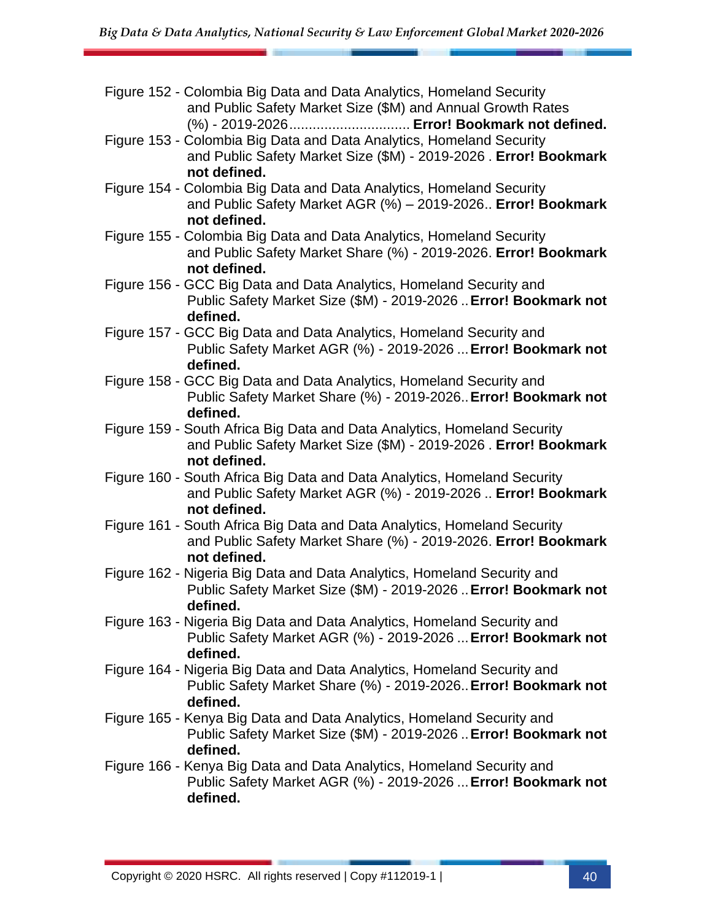Figure 152 - Colombia Big Data and Data Analytics, Homeland Security and Public Safety Market Size ($M) and Annual Growth Rates (%) - 2019-2026............................... **Error! Bookmark not defined.**

Figure 153 - Colombia Big Data and Data Analytics, Homeland Security and Public Safety Market Size ($M) - 2019-2026 . **Error! Bookmark not defined.**

Figure 154 - Colombia Big Data and Data Analytics, Homeland Security and Public Safety Market AGR (%) – 2019-2026.. **Error! Bookmark not defined.**

Figure 155 - Colombia Big Data and Data Analytics, Homeland Security and Public Safety Market Share (%) - 2019-2026. **Error! Bookmark not defined.**

Figure 156 - GCC Big Data and Data Analytics, Homeland Security and Public Safety Market Size ($M) - 2019-2026 .. **Error! Bookmark not defined.**

Figure 157 - GCC Big Data and Data Analytics, Homeland Security and Public Safety Market AGR (%) - 2019-2026 ... **Error! Bookmark not defined.**

Figure 158 - GCC Big Data and Data Analytics, Homeland Security and Public Safety Market Share (%) - 2019-2026.. **Error! Bookmark not defined.**

Figure 159 - South Africa Big Data and Data Analytics, Homeland Security and Public Safety Market Size ($M) - 2019-2026 . **Error! Bookmark not defined.**

Figure 160 - South Africa Big Data and Data Analytics, Homeland Security and Public Safety Market AGR (%) - 2019-2026 .. **Error! Bookmark not defined.**

Figure 161 - South Africa Big Data and Data Analytics, Homeland Security and Public Safety Market Share (%) - 2019-2026. **Error! Bookmark not defined.**

Figure 162 - Nigeria Big Data and Data Analytics, Homeland Security and Public Safety Market Size ($M) - 2019-2026 .. **Error! Bookmark not defined.**

Figure 163 - Nigeria Big Data and Data Analytics, Homeland Security and Public Safety Market AGR (%) - 2019-2026 ... **Error! Bookmark not defined.**

Figure 164 - Nigeria Big Data and Data Analytics, Homeland Security and Public Safety Market Share (%) - 2019-2026.. **Error! Bookmark not defined.**

Figure 165 - Kenya Big Data and Data Analytics, Homeland Security and Public Safety Market Size ($M) - 2019-2026 .. **Error! Bookmark not defined.**

Figure 166 - Kenya Big Data and Data Analytics, Homeland Security and Public Safety Market AGR (%) - 2019-2026 ... **Error! Bookmark not defined.**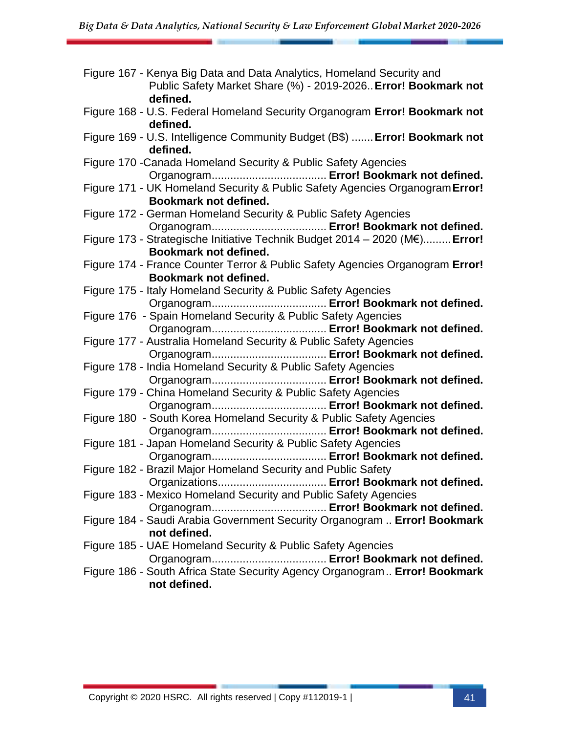Figure 167 - Kenya Big Data and Data Analytics, Homeland Security and Public Safety Market Share (%) - 2019-2026.. **Error! Bookmark not defined.**

Figure 168 - U.S. Federal Homeland Security Organogram **Error! Bookmark not defined.**

Figure 169 - U.S. Intelligence Community Budget (B$) ....... **Error! Bookmark not defined.**

Figure 170 -Canada Homeland Security & Public Safety Agencies Organogram.................................... **Error! Bookmark not defined.**

Figure 171 - UK Homeland Security & Public Safety Agencies Organogram **Error! Bookmark not defined.**

Figure 172 - German Homeland Security & Public Safety Agencies Organogram.................................... **Error! Bookmark not defined.**

Figure 173 - Strategische Initiative Technik Budget 2014 – 2020 (M€)......... **Error! Bookmark not defined.**

Figure 174 - France Counter Terror & Public Safety Agencies Organogram **Error! Bookmark not defined.**

Figure 175 - Italy Homeland Security & Public Safety Agencies Organogram.................................... **Error! Bookmark not defined.**

Figure 176 - Spain Homeland Security & Public Safety Agencies Organogram.................................... **Error! Bookmark not defined.**

Figure 177 - Australia Homeland Security & Public Safety Agencies Organogram.................................... **Error! Bookmark not defined.**

Figure 178 - India Homeland Security & Public Safety Agencies Organogram.................................... **Error! Bookmark not defined.**

Figure 179 - China Homeland Security & Public Safety Agencies Organogram.................................... **Error! Bookmark not defined.**

Figure 180 - South Korea Homeland Security & Public Safety Agencies Organogram.................................... **Error! Bookmark not defined.**

Figure 181 - Japan Homeland Security & Public Safety Agencies Organogram.................................... **Error! Bookmark not defined.**

Figure 182 - Brazil Major Homeland Security and Public Safety Organizations.................................. **Error! Bookmark not defined.**

Figure 183 - Mexico Homeland Security and Public Safety Agencies Organogram.................................... **Error! Bookmark not defined.**

Figure 184 - Saudi Arabia Government Security Organogram .. **Error! Bookmark not defined.**

Figure 185 - UAE Homeland Security & Public Safety Agencies Organogram.................................... **Error! Bookmark not defined.**

Figure 186 - South Africa State Security Agency Organogram .. **Error! Bookmark not defined.**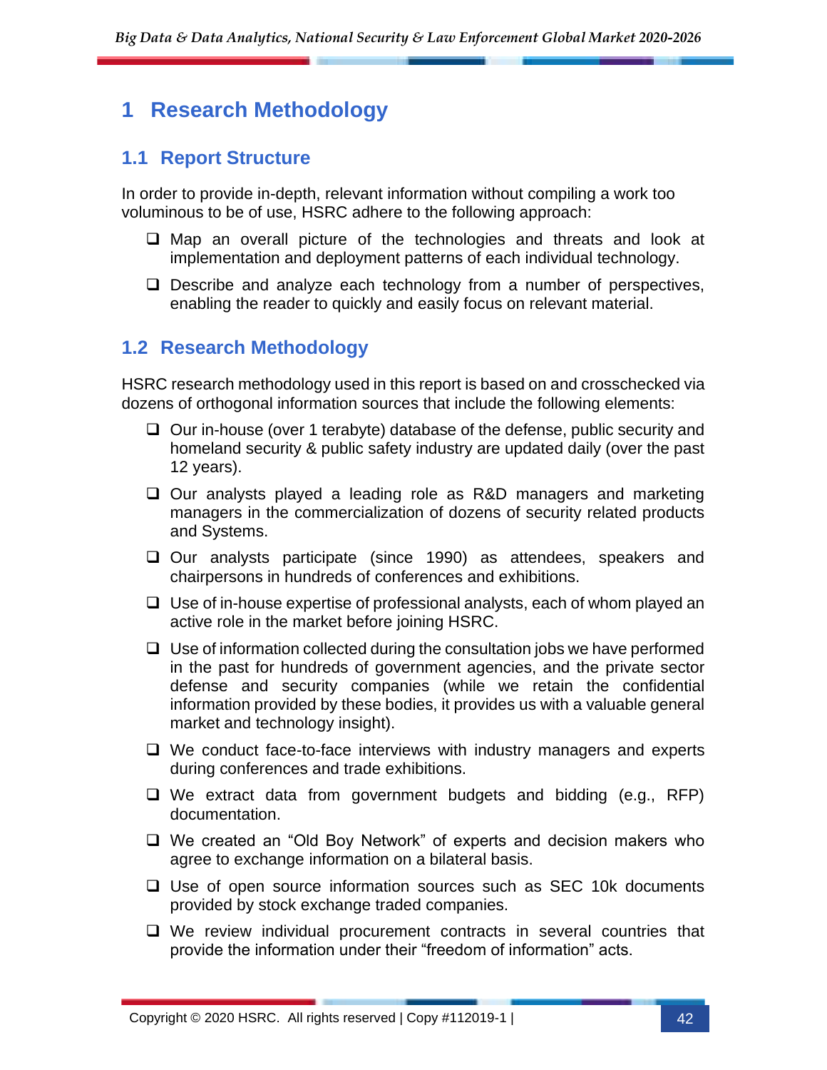# 1 Research Methodology

## 1.1 Report Structure

In order to provide in-depth, relevant information without compiling a work too voluminous to be of use, HSRC adhere to the following approach:

- Map an overall picture of the technologies and threats and look at implementation and deployment patterns of each individual technology.
- Describe and analyze each technology from a number of perspectives, enabling the reader to quickly and easily focus on relevant material.

## 1.2 Research Methodology

HSRC research methodology used in this report is based on and crosschecked via dozens of orthogonal information sources that include the following elements:

- Our in-house (over 1 terabyte) database of the defense, public security and homeland security & public safety industry are updated daily (over the past 12 years).
- Our analysts played a leading role as R&D managers and marketing managers in the commercialization of dozens of security related products and Systems.
- Our analysts participate (since 1990) as attendees, speakers and chairpersons in hundreds of conferences and exhibitions.
- Use of in-house expertise of professional analysts, each of whom played an active role in the market before joining HSRC.
- Use of information collected during the consultation jobs we have performed in the past for hundreds of government agencies, and the private sector defense and security companies (while we retain the confidential information provided by these bodies, it provides us with a valuable general market and technology insight).
- We conduct face-to-face interviews with industry managers and experts during conferences and trade exhibitions.
- We extract data from government budgets and bidding (e.g., RFP) documentation.
- We created an “Old Boy Network” of experts and decision makers who agree to exchange information on a bilateral basis.
- Use of open source information sources such as SEC 10k documents provided by stock exchange traded companies.
- We review individual procurement contracts in several countries that provide the information under their “freedom of information” acts.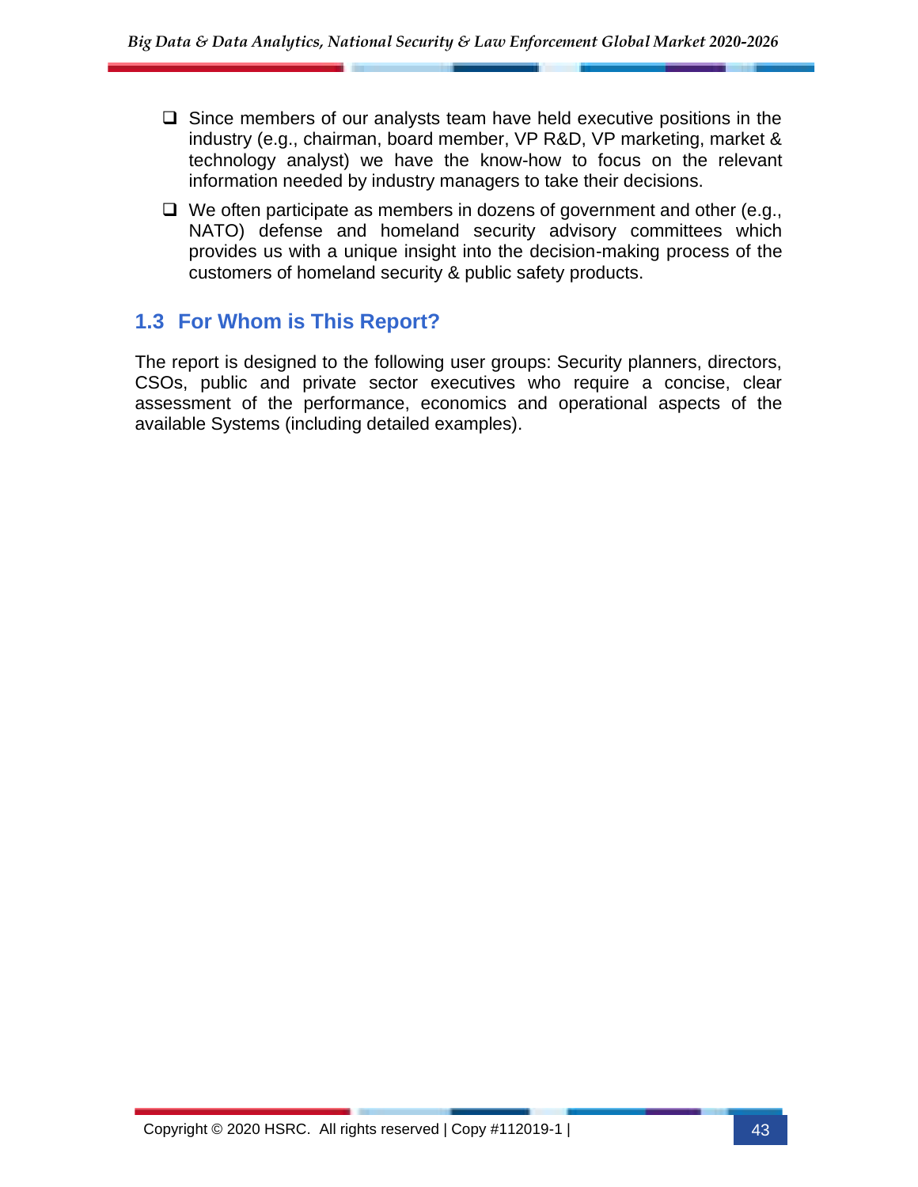- Since members of our analysts team have held executive positions in the industry (e.g., chairman, board member, VP R&D, VP marketing, market & technology analyst) we have the know-how to focus on the relevant information needed by industry managers to take their decisions.
- We often participate as members in dozens of government and other (e.g., NATO) defense and homeland security advisory committees which provides us with a unique insight into the decision-making process of the customers of homeland security & public safety products.

## 1.3 For Whom is This Report?

The report is designed to the following user groups: Security planners, directors, CSOs, public and private sector executives who require a concise, clear assessment of the performance, economics and operational aspects of the available Systems (including detailed examples).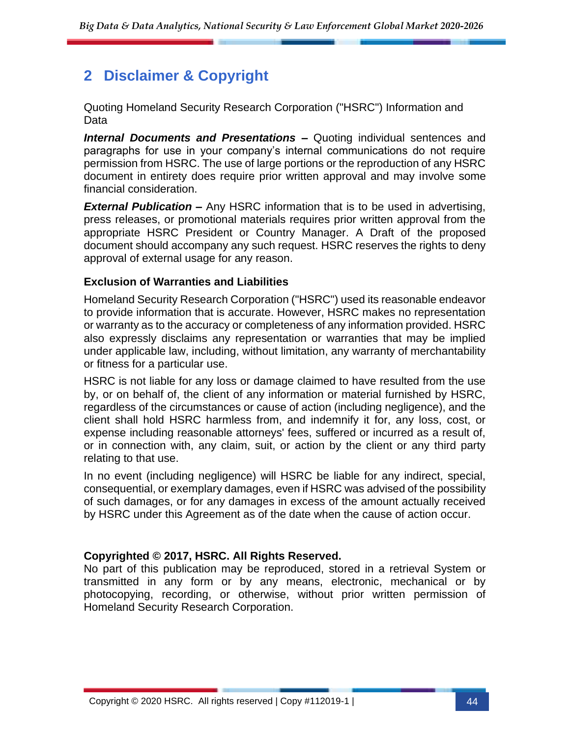# 2 Disclaimer & Copyright

Quoting Homeland Security Research Corporation ("HSRC") Information and Data

***Internal Documents and Presentations –*** Quoting individual sentences and paragraphs for use in your company's internal communications do not require permission from HSRC. The use of large portions or the reproduction of any HSRC document in entirety does require prior written approval and may involve some financial consideration.

***External Publication –*** Any HSRC information that is to be used in advertising, press releases, or promotional materials requires prior written approval from the appropriate HSRC President or Country Manager. A Draft of the proposed document should accompany any such request. HSRC reserves the rights to deny approval of external usage for any reason.

**Exclusion of Warranties and Liabilities**

Homeland Security Research Corporation ("HSRC") used its reasonable endeavor to provide information that is accurate. However, HSRC makes no representation or warranty as to the accuracy or completeness of any information provided. HSRC also expressly disclaims any representation or warranties that may be implied under applicable law, including, without limitation, any warranty of merchantability or fitness for a particular use.

HSRC is not liable for any loss or damage claimed to have resulted from the use by, or on behalf of, the client of any information or material furnished by HSRC, regardless of the circumstances or cause of action (including negligence), and the client shall hold HSRC harmless from, and indemnify it for, any loss, cost, or expense including reasonable attorneys' fees, suffered or incurred as a result of, or in connection with, any claim, suit, or action by the client or any third party relating to that use.

In no event (including negligence) will HSRC be liable for any indirect, special, consequential, or exemplary damages, even if HSRC was advised of the possibility of such damages, or for any damages in excess of the amount actually received by HSRC under this Agreement as of the date when the cause of action occur.

**Copyrighted © 2017, HSRC. All Rights Reserved.**
No part of this publication may be reproduced, stored in a retrieval System or transmitted in any form or by any means, electronic, mechanical or by photocopying, recording, or otherwise, without prior written permission of Homeland Security Research Corporation.